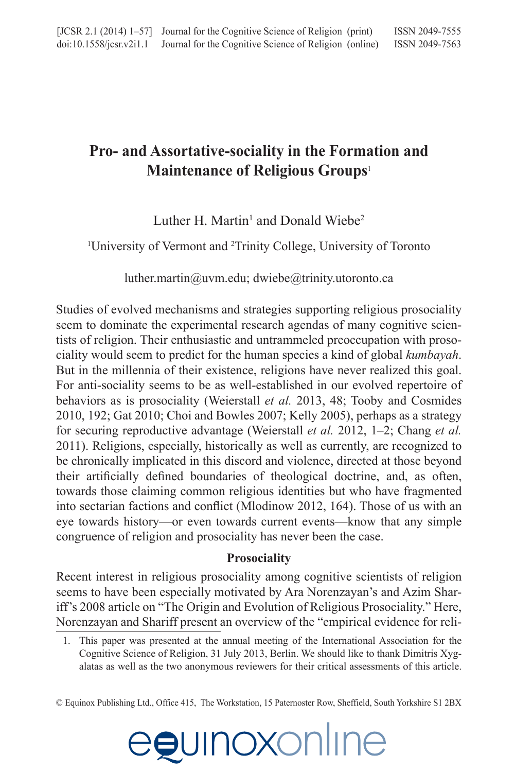# Pro- and Assortative-sociality in the Formation and Maintenance of Religious Groups[1]

Luther H. Martin[1] and Donald Wiebe[2]

[1]University of Vermont and [2]Trinity College, University of Toronto

luther.martin@uvm.edu; dwiebe@trinity.utoronto.ca

Studies of evolved mechanisms and strategies supporting religious prosociality seem to dominate the experimental research agendas of many cognitive scientists of religion. Their enthusiastic and untrammeled preoccupation with prosociality would seem to predict for the human species a kind of global *kumbayah*. But in the millennia of their existence, religions have never realized this goal. For anti-sociality seems to be as well-established in our evolved repertoire of behaviors as is prosociality (Weierstall *et al.* 2013, 48; Tooby and Cosmides 2010, 192; Gat 2010; Choi and Bowles 2007; Kelly 2005), perhaps as a strategy for securing reproductive advantage (Weierstall *et al.* 2012, 1–2; Chang *et al.* 2011). Religions, especially, historically as well as currently, are recognized to be chronically implicated in this discord and violence, directed at those beyond their artificially defined boundaries of theological doctrine, and, as often, towards those claiming common religious identities but who have fragmented into sectarian factions and conflict (Mlodinow 2012, 164). Those of us with an eye towards history—or even towards current events—know that any simple congruence of religion and prosociality has never been the case.

## Prosociality

Recent interest in religious prosociality among cognitive scientists of religion seems to have been especially motivated by Ara Norenzayan's and Azim Shariff's 2008 article on "The Origin and Evolution of Religious Prosociality." Here, Norenzayan and Shariff present an overview of the "empirical evidence for reli-

1. This paper was presented at the annual meeting of the International Association for the Cognitive Science of Religion, 31 July 2013, Berlin. We should like to thank Dimitris Xygalatas as well as the two anonymous reviewers for their critical assessments of this article.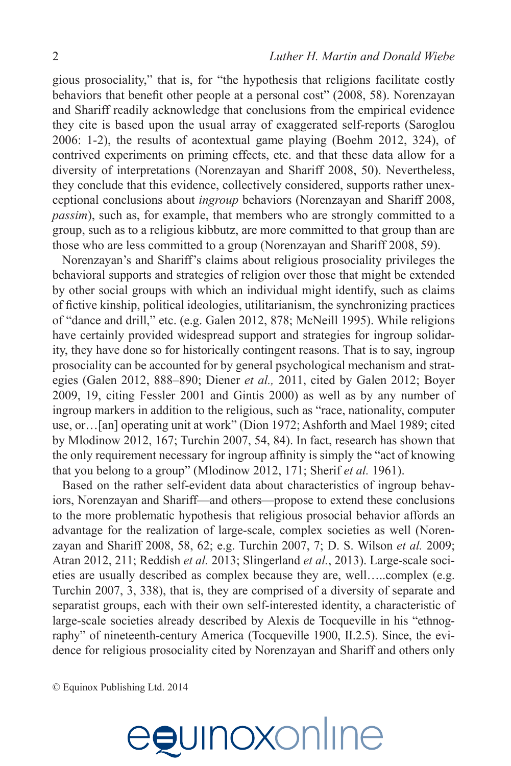gious prosociality," that is, for "the hypothesis that religions facilitate costly behaviors that benefit other people at a personal cost" (2008, 58). Norenzayan and Shariff readily acknowledge that conclusions from the empirical evidence they cite is based upon the usual array of exaggerated self-reports (Saroglou 2006: 1-2), the results of acontextual game playing (Boehm 2012, 324), of contrived experiments on priming effects, etc. and that these data allow for a diversity of interpretations (Norenzayan and Shariff 2008, 50). Nevertheless, they conclude that this evidence, collectively considered, supports rather unexceptional conclusions about *ingroup* behaviors (Norenzayan and Shariff 2008, *passim*), such as, for example, that members who are strongly committed to a group, such as to a religious kibbutz, are more committed to that group than are those who are less committed to a group (Norenzayan and Shariff 2008, 59).

Norenzayan's and Shariff's claims about religious prosociality privileges the behavioral supports and strategies of religion over those that might be extended by other social groups with which an individual might identify, such as claims of fictive kinship, political ideologies, utilitarianism, the synchronizing practices of "dance and drill," etc. (e.g. Galen 2012, 878; McNeill 1995). While religions have certainly provided widespread support and strategies for ingroup solidarity, they have done so for historically contingent reasons. That is to say, ingroup prosociality can be accounted for by general psychological mechanism and strategies (Galen 2012, 888–890; Diener *et al.,* 2011, cited by Galen 2012; Boyer 2009, 19, citing Fessler 2001 and Gintis 2000) as well as by any number of ingroup markers in addition to the religious, such as "race, nationality, computer use, or…[an] operating unit at work" (Dion 1972; Ashforth and Mael 1989; cited by Mlodinow 2012, 167; Turchin 2007, 54, 84). In fact, research has shown that the only requirement necessary for ingroup affinity is simply the "act of knowing that you belong to a group" (Mlodinow 2012, 171; Sherif *et al.* 1961).

Based on the rather self-evident data about characteristics of ingroup behaviors, Norenzayan and Shariff—and others—propose to extend these conclusions to the more problematic hypothesis that religious prosocial behavior affords an advantage for the realization of large-scale, complex societies as well (Norenzayan and Shariff 2008, 58, 62; e.g. Turchin 2007, 7; D. S. Wilson *et al.* 2009; Atran 2012, 211; Reddish *et al.* 2013; Slingerland *et al.*, 2013). Large-scale societies are usually described as complex because they are, well…..complex (e.g. Turchin 2007, 3, 338), that is, they are comprised of a diversity of separate and separatist groups, each with their own self-interested identity, a characteristic of large-scale societies already described by Alexis de Tocqueville in his "ethnography" of nineteenth-century America (Tocqueville 1900, II.2.5). Since, the evidence for religious prosociality cited by Norenzayan and Shariff and others only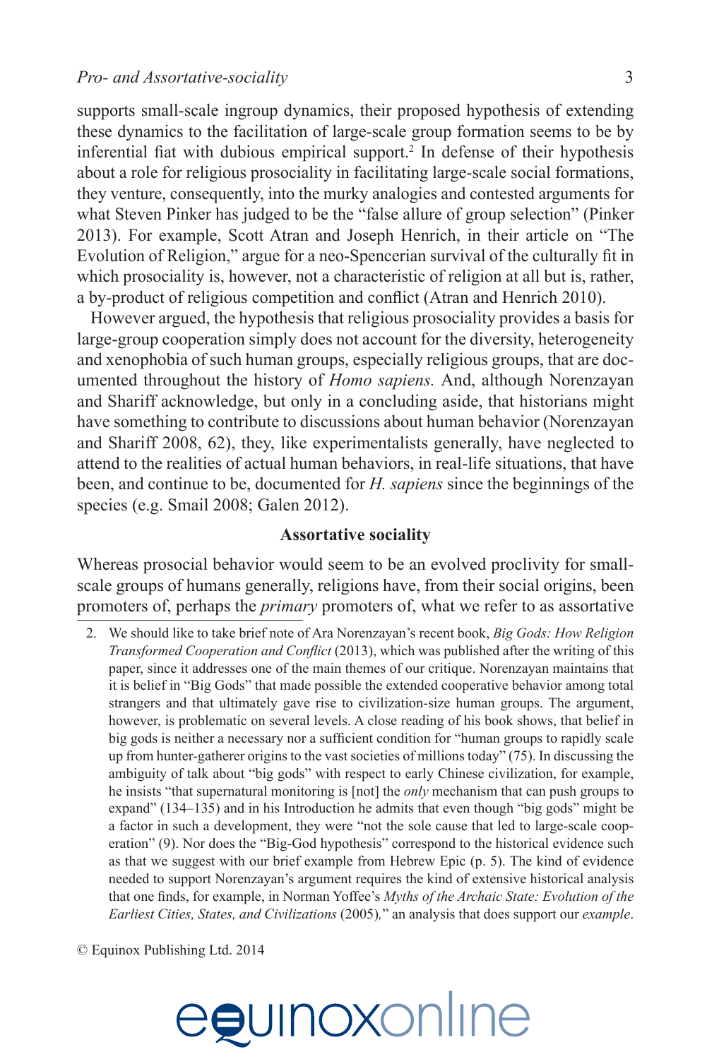supports small-scale ingroup dynamics, their proposed hypothesis of extending these dynamics to the facilitation of large-scale group formation seems to be by inferential fiat with dubious empirical support.[2] In defense of their hypothesis about a role for religious prosociality in facilitating large-scale social formations, they venture, consequently, into the murky analogies and contested arguments for what Steven Pinker has judged to be the "false allure of group selection" (Pinker 2013). For example, Scott Atran and Joseph Henrich, in their article on "The Evolution of Religion," argue for a neo-Spencerian survival of the culturally fit in which prosociality is, however, not a characteristic of religion at all but is, rather, a by-product of religious competition and conflict (Atran and Henrich 2010).

However argued, the hypothesis that religious prosociality provides a basis for large-group cooperation simply does not account for the diversity, heterogeneity and xenophobia of such human groups, especially religious groups, that are documented throughout the history of *Homo sapiens.* And, although Norenzayan and Shariff acknowledge, but only in a concluding aside, that historians might have something to contribute to discussions about human behavior (Norenzayan and Shariff 2008, 62), they, like experimentalists generally, have neglected to attend to the realities of actual human behaviors, in real-life situations, that have been, and continue to be, documented for *H. sapiens* since the beginnings of the species (e.g. Smail 2008; Galen 2012).

**Assortative sociality**

Whereas prosocial behavior would seem to be an evolved proclivity for small-scale groups of humans generally, religions have, from their social origins, been promoters of, perhaps the *primary* promoters of, what we refer to as assortative

2. We should like to take brief note of Ara Norenzayan's recent book, *Big Gods: How Religion Transformed Cooperation and Conflict* (2013), which was published after the writing of this paper, since it addresses one of the main themes of our critique. Norenzayan maintains that it is belief in "Big Gods" that made possible the extended cooperative behavior among total strangers and that ultimately gave rise to civilization-size human groups. The argument, however, is problematic on several levels. A close reading of his book shows, that belief in big gods is neither a necessary nor a sufficient condition for "human groups to rapidly scale up from hunter-gatherer origins to the vast societies of millions today" (75). In discussing the ambiguity of talk about "big gods" with respect to early Chinese civilization, for example, he insists "that supernatural monitoring is [not] the *only* mechanism that can push groups to expand" (134–135) and in his Introduction he admits that even though "big gods" might be a factor in such a development, they were "not the sole cause that led to large-scale cooperation" (9). Nor does the "Big-God hypothesis" correspond to the historical evidence such as that we suggest with our brief example from Hebrew Epic (p. 5). The kind of evidence needed to support Norenzayan's argument requires the kind of extensive historical analysis that one finds, for example, in Norman Yoffee's *Myths of the Archaic State: Evolution of the Earliest Cities, States, and Civilizations* (2005)," an analysis that does support our *example*.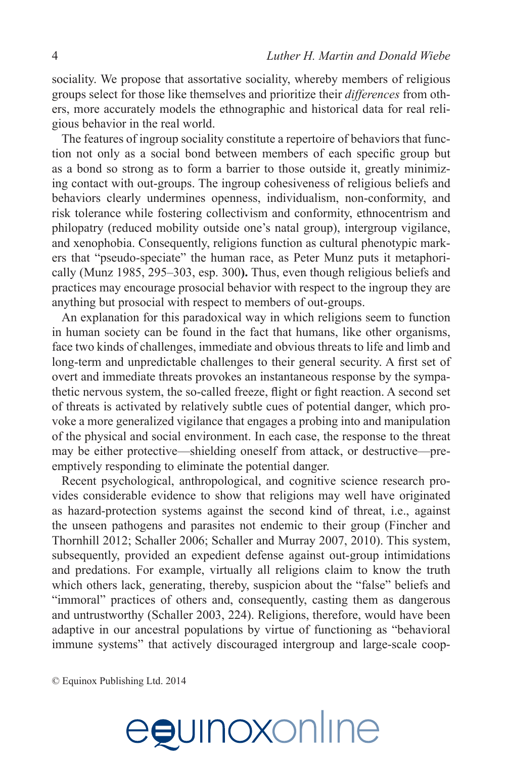sociality. We propose that assortative sociality, whereby members of religious groups select for those like themselves and prioritize their *differences* from others, more accurately models the ethnographic and historical data for real religious behavior in the real world.

The features of ingroup sociality constitute a repertoire of behaviors that function not only as a social bond between members of each specific group but as a bond so strong as to form a barrier to those outside it, greatly minimizing contact with out-groups. The ingroup cohesiveness of religious beliefs and behaviors clearly undermines openness, individualism, non-conformity, and risk tolerance while fostering collectivism and conformity, ethnocentrism and philopatry (reduced mobility outside one's natal group), intergroup vigilance, and xenophobia. Consequently, religions function as cultural phenotypic markers that "pseudo-speciate" the human race, as Peter Munz puts it metaphorically (Munz 1985, 295–303, esp. 300**).** Thus, even though religious beliefs and practices may encourage prosocial behavior with respect to the ingroup they are anything but prosocial with respect to members of out-groups.

An explanation for this paradoxical way in which religions seem to function in human society can be found in the fact that humans, like other organisms, face two kinds of challenges, immediate and obvious threats to life and limb and long-term and unpredictable challenges to their general security. A first set of overt and immediate threats provokes an instantaneous response by the sympathetic nervous system, the so-called freeze, flight or fight reaction. A second set of threats is activated by relatively subtle cues of potential danger, which provoke a more generalized vigilance that engages a probing into and manipulation of the physical and social environment. In each case, the response to the threat may be either protective—shielding oneself from attack, or destructive—preemptively responding to eliminate the potential danger.

Recent psychological, anthropological, and cognitive science research provides considerable evidence to show that religions may well have originated as hazard-protection systems against the second kind of threat, i.e., against the unseen pathogens and parasites not endemic to their group (Fincher and Thornhill 2012; Schaller 2006; Schaller and Murray 2007, 2010). This system, subsequently, provided an expedient defense against out-group intimidations and predations. For example, virtually all religions claim to know the truth which others lack, generating, thereby, suspicion about the "false" beliefs and "immoral" practices of others and, consequently, casting them as dangerous and untrustworthy (Schaller 2003, 224). Religions, therefore, would have been adaptive in our ancestral populations by virtue of functioning as "behavioral immune systems" that actively discouraged intergroup and large-scale coop-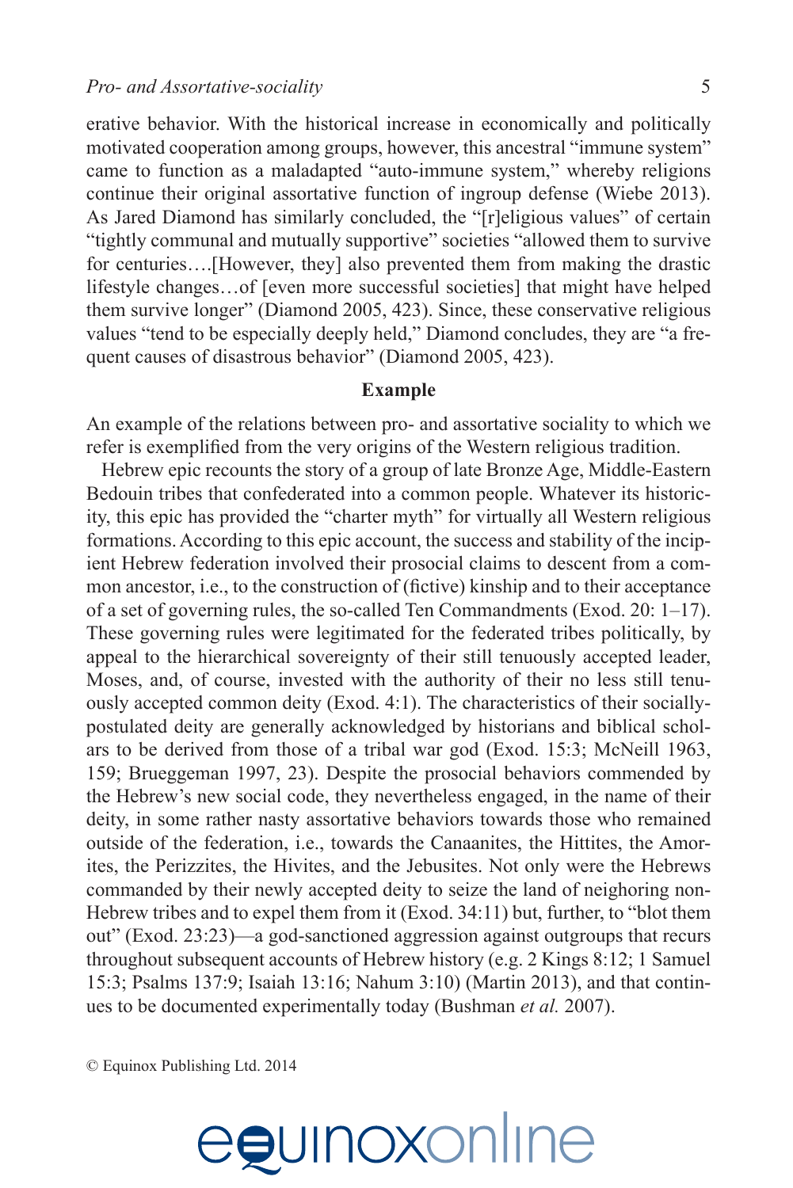erative behavior. With the historical increase in economically and politically motivated cooperation among groups, however, this ancestral "immune system" came to function as a maladapted "auto-immune system," whereby religions continue their original assortative function of ingroup defense (Wiebe 2013). As Jared Diamond has similarly concluded, the "[r]eligious values" of certain "tightly communal and mutually supportive" societies "allowed them to survive for centuries….[However, they] also prevented them from making the drastic lifestyle changes…of [even more successful societies] that might have helped them survive longer" (Diamond 2005, 423). Since, these conservative religious values "tend to be especially deeply held," Diamond concludes, they are "a frequent causes of disastrous behavior" (Diamond 2005, 423).

### Example

An example of the relations between pro- and assortative sociality to which we refer is exemplified from the very origins of the Western religious tradition.

Hebrew epic recounts the story of a group of late Bronze Age, Middle-Eastern Bedouin tribes that confederated into a common people. Whatever its historicity, this epic has provided the "charter myth" for virtually all Western religious formations. According to this epic account, the success and stability of the incipient Hebrew federation involved their prosocial claims to descent from a common ancestor, i.e., to the construction of (fictive) kinship and to their acceptance of a set of governing rules, the so-called Ten Commandments (Exod. 20: 1–17). These governing rules were legitimated for the federated tribes politically, by appeal to the hierarchical sovereignty of their still tenuously accepted leader, Moses, and, of course, invested with the authority of their no less still tenuously accepted common deity (Exod. 4:1). The characteristics of their socially-postulated deity are generally acknowledged by historians and biblical scholars to be derived from those of a tribal war god (Exod. 15:3; McNeill 1963, 159; Brueggeman 1997, 23). Despite the prosocial behaviors commended by the Hebrew's new social code, they nevertheless engaged, in the name of their deity, in some rather nasty assortative behaviors towards those who remained outside of the federation, i.e., towards the Canaanites, the Hittites, the Amorites, the Perizzites, the Hivites, and the Jebusites. Not only were the Hebrews commanded by their newly accepted deity to seize the land of neighoring non-Hebrew tribes and to expel them from it (Exod. 34:11) but, further, to "blot them out" (Exod. 23:23)—a god-sanctioned aggression against outgroups that recurs throughout subsequent accounts of Hebrew history (e.g. 2 Kings 8:12; 1 Samuel 15:3; Psalms 137:9; Isaiah 13:16; Nahum 3:10) (Martin 2013), and that continues to be documented experimentally today (Bushman *et al.* 2007).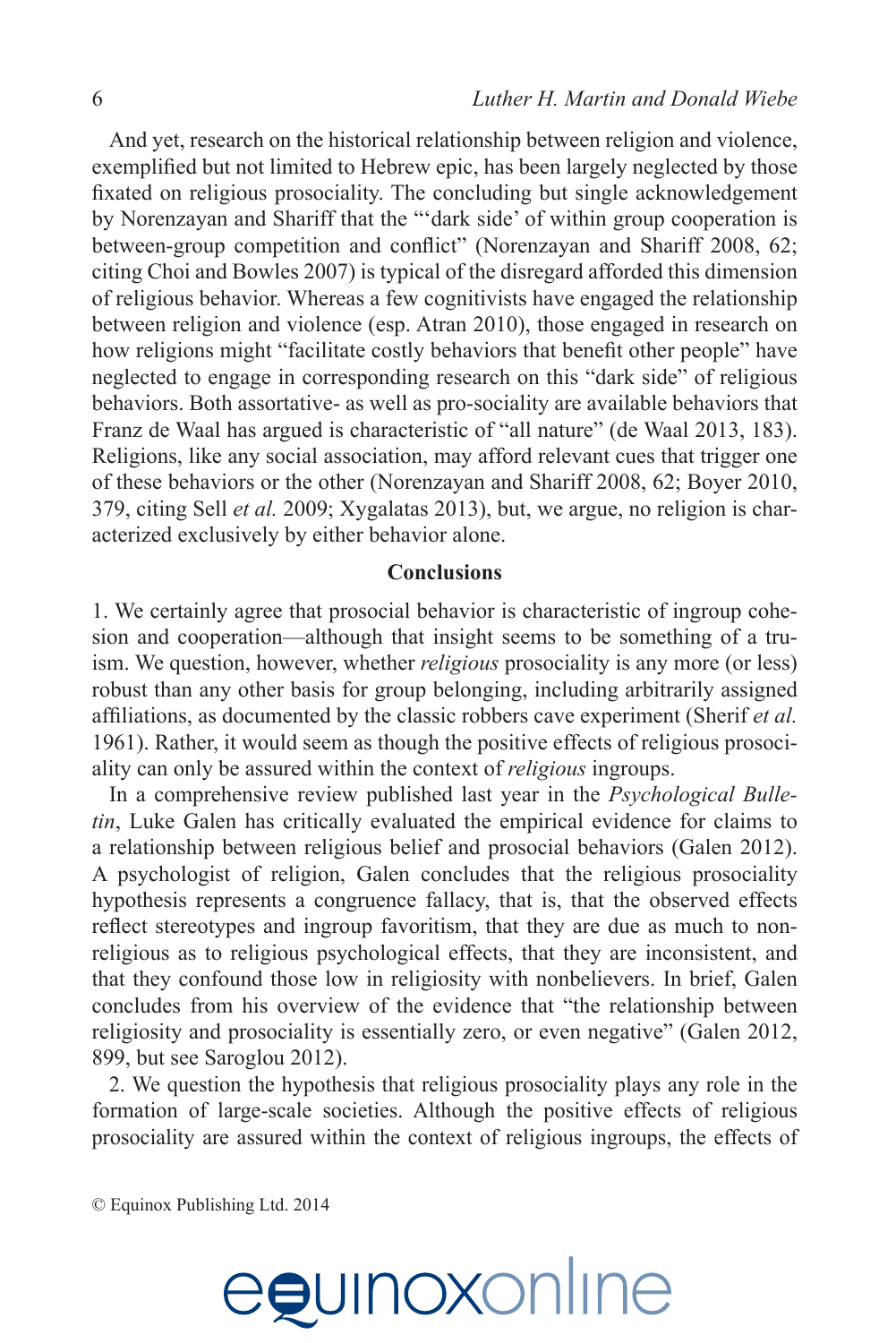And yet, research on the historical relationship between religion and violence, exemplified but not limited to Hebrew epic, has been largely neglected by those fixated on religious prosociality. The concluding but single acknowledgement by Norenzayan and Shariff that the "'dark side' of within group cooperation is between-group competition and conflict" (Norenzayan and Shariff 2008, 62; citing Choi and Bowles 2007) is typical of the disregard afforded this dimension of religious behavior. Whereas a few cognitivists have engaged the relationship between religion and violence (esp. Atran 2010), those engaged in research on how religions might "facilitate costly behaviors that benefit other people" have neglected to engage in corresponding research on this "dark side" of religious behaviors. Both assortative- as well as pro-sociality are available behaviors that Franz de Waal has argued is characteristic of "all nature" (de Waal 2013, 183). Religions, like any social association, may afford relevant cues that trigger one of these behaviors or the other (Norenzayan and Shariff 2008, 62; Boyer 2010, 379, citing Sell *et al.* 2009; Xygalatas 2013), but, we argue, no religion is characterized exclusively by either behavior alone.

## Conclusions

1. We certainly agree that prosocial behavior is characteristic of ingroup cohesion and cooperation—although that insight seems to be something of a truism. We question, however, whether *religious* prosociality is any more (or less) robust than any other basis for group belonging, including arbitrarily assigned affiliations, as documented by the classic robbers cave experiment (Sherif *et al.* 1961). Rather, it would seem as though the positive effects of religious prosociality can only be assured within the context of *religious* ingroups.

In a comprehensive review published last year in the *Psychological Bulletin*, Luke Galen has critically evaluated the empirical evidence for claims to a relationship between religious belief and prosocial behaviors (Galen 2012). A psychologist of religion, Galen concludes that the religious prosociality hypothesis represents a congruence fallacy, that is, that the observed effects reflect stereotypes and ingroup favoritism, that they are due as much to nonreligious as to religious psychological effects, that they are inconsistent, and that they confound those low in religiosity with nonbelievers. In brief, Galen concludes from his overview of the evidence that "the relationship between religiosity and prosociality is essentially zero, or even negative" (Galen 2012, 899, but see Saroglou 2012).

2. We question the hypothesis that religious prosociality plays any role in the formation of large-scale societies. Although the positive effects of religious prosociality are assured within the context of religious ingroups, the effects of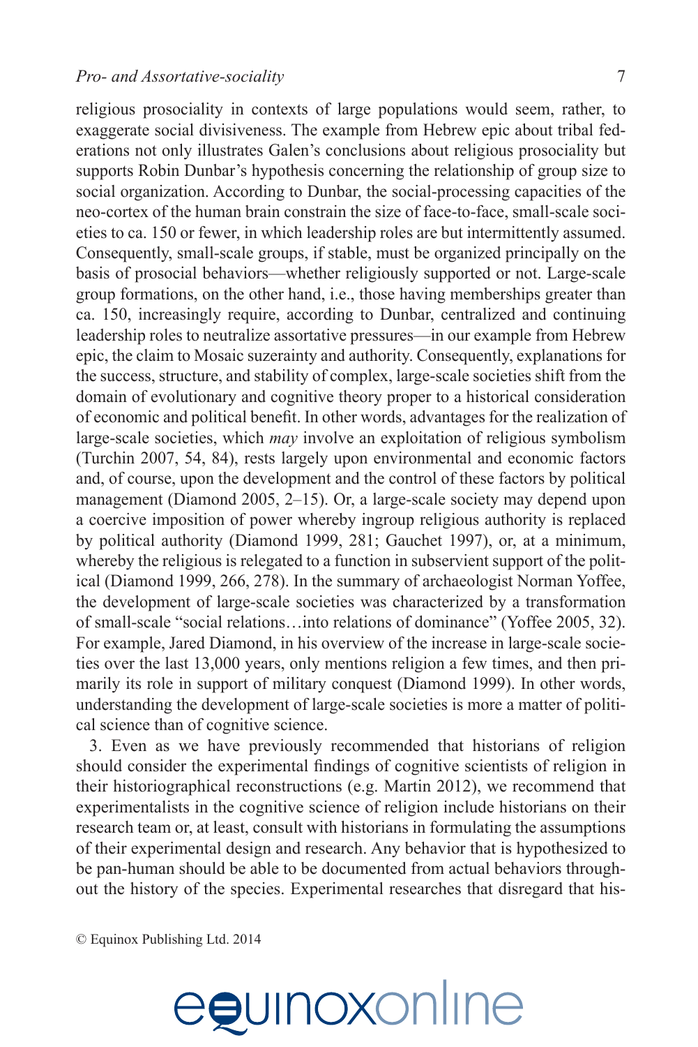religious prosociality in contexts of large populations would seem, rather, to exaggerate social divisiveness. The example from Hebrew epic about tribal federations not only illustrates Galen's conclusions about religious prosociality but supports Robin Dunbar's hypothesis concerning the relationship of group size to social organization. According to Dunbar, the social-processing capacities of the neo-cortex of the human brain constrain the size of face-to-face, small-scale societies to ca. 150 or fewer, in which leadership roles are but intermittently assumed. Consequently, small-scale groups, if stable, must be organized principally on the basis of prosocial behaviors—whether religiously supported or not. Large-scale group formations, on the other hand, i.e., those having memberships greater than ca. 150, increasingly require, according to Dunbar, centralized and continuing leadership roles to neutralize assortative pressures—in our example from Hebrew epic, the claim to Mosaic suzeraintly and authority. Consequently, explanations for the success, structure, and stability of complex, large-scale societies shift from the domain of evolutionary and cognitive theory proper to a historical consideration of economic and political benefit. In other words, advantages for the realization of large-scale societies, which *may* involve an exploitation of religious symbolism (Turchin 2007, 54, 84), rests largely upon environmental and economic factors and, of course, upon the development and the control of these factors by political management (Diamond 2005, 2–15). Or, a large-scale society may depend upon a coercive imposition of power whereby ingroup religious authority is replaced by political authority (Diamond 1999, 281; Gauchet 1997), or, at a minimum, whereby the religious is relegated to a function in subservient support of the political (Diamond 1999, 266, 278). In the summary of archaeologist Norman Yoffee, the development of large-scale societies was characterized by a transformation of small-scale "social relations…into relations of dominance" (Yoffee 2005, 32). For example, Jared Diamond, in his overview of the increase in large-scale societies over the last 13,000 years, only mentions religion a few times, and then primarily its role in support of military conquest (Diamond 1999). In other words, understanding the development of large-scale societies is more a matter of political science than of cognitive science.

3. Even as we have previously recommended that historians of religion should consider the experimental findings of cognitive scientists of religion in their historiographical reconstructions (e.g. Martin 2012), we recommend that experimentalists in the cognitive science of religion include historians on their research team or, at least, consult with historians in formulating the assumptions of their experimental design and research. Any behavior that is hypothesized to be pan-human should be able to be documented from actual behaviors throughout the history of the species. Experimental researches that disregard that his-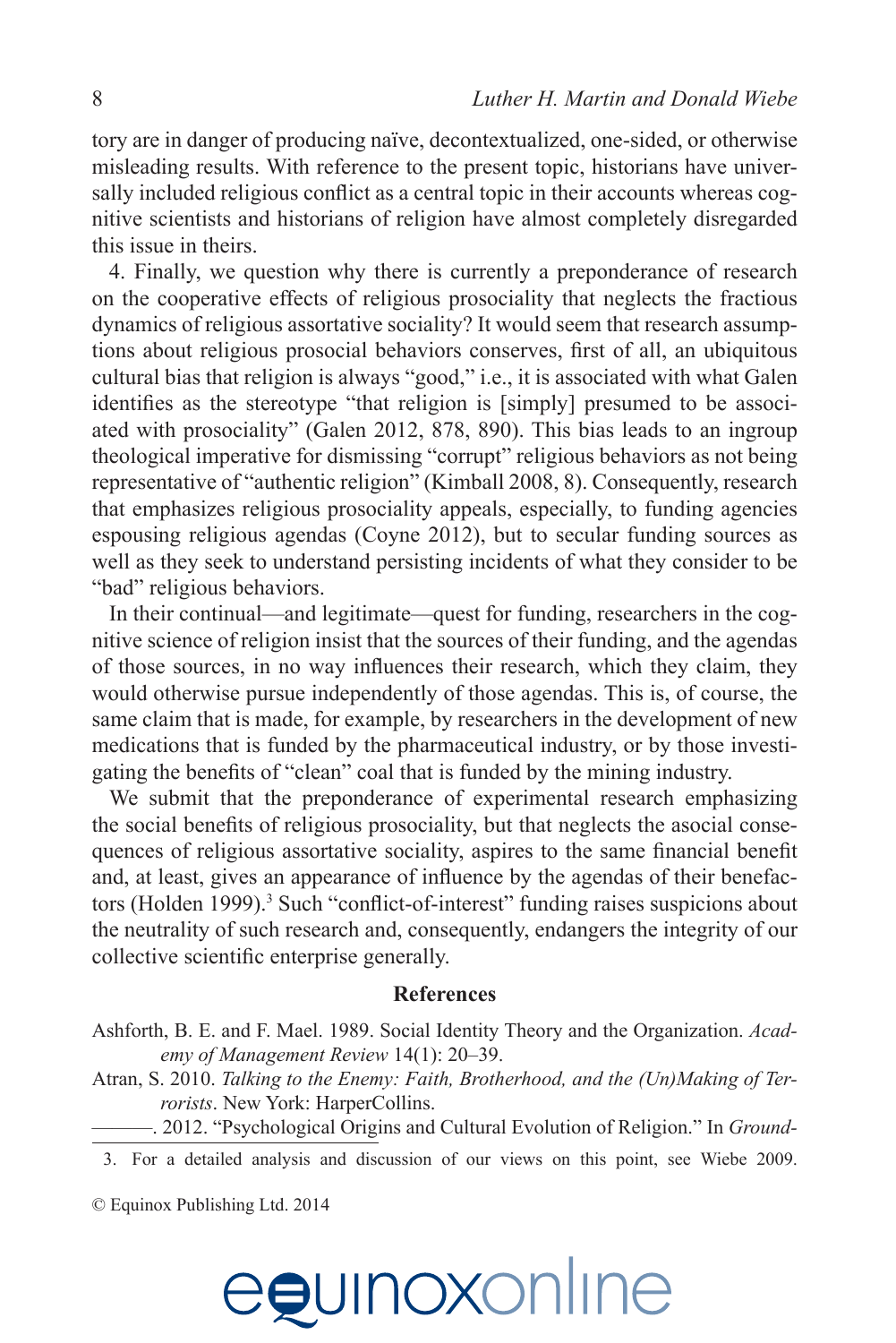tory are in danger of producing naïve, decontextualized, one-sided, or otherwise misleading results. With reference to the present topic, historians have universally included religious conflict as a central topic in their accounts whereas cognitive scientists and historians of religion have almost completely disregarded this issue in theirs.

4. Finally, we question why there is currently a preponderance of research on the cooperative effects of religious prosociality that neglects the fractious dynamics of religious assortative sociality? It would seem that research assumptions about religious prosocial behaviors conserves, first of all, an ubiquitous cultural bias that religion is always "good," i.e., it is associated with what Galen identifies as the stereotype "that religion is [simply] presumed to be associated with prosociality" (Galen 2012, 878, 890). This bias leads to an ingroup theological imperative for dismissing "corrupt" religious behaviors as not being representative of "authentic religion" (Kimball 2008, 8). Consequently, research that emphasizes religious prosociality appeals, especially, to funding agencies espousing religious agendas (Coyne 2012), but to secular funding sources as well as they seek to understand persisting incidents of what they consider to be "bad" religious behaviors.

In their continual—and legitimate—quest for funding, researchers in the cognitive science of religion insist that the sources of their funding, and the agendas of those sources, in no way influences their research, which they claim, they would otherwise pursue independently of those agendas. This is, of course, the same claim that is made, for example, by researchers in the development of new medications that is funded by the pharmaceutical industry, or by those investigating the benefits of "clean" coal that is funded by the mining industry.

We submit that the preponderance of experimental research emphasizing the social benefits of religious prosociality, but that neglects the asocial consequences of religious assortative sociality, aspires to the same financial benefit and, at least, gives an appearance of influence by the agendas of their benefactors (Holden 1999).[3] Such "conflict-of-interest" funding raises suspicions about the neutrality of such research and, consequently, endangers the integrity of our collective scientific enterprise generally.

## References

Ashforth, B. E. and F. Mael. 1989. Social Identity Theory and the Organization. *Academy of Management Review* 14(1): 20–39.

Atran, S. 2010. *Talking to the Enemy: Faith, Brotherhood, and the (Un)Making of Terrorists*. New York: HarperCollins.

———. 2012. "Psychological Origins and Cultural Evolution of Religion." In *Ground-*

3. For a detailed analysis and discussion of our views on this point, see Wiebe 2009.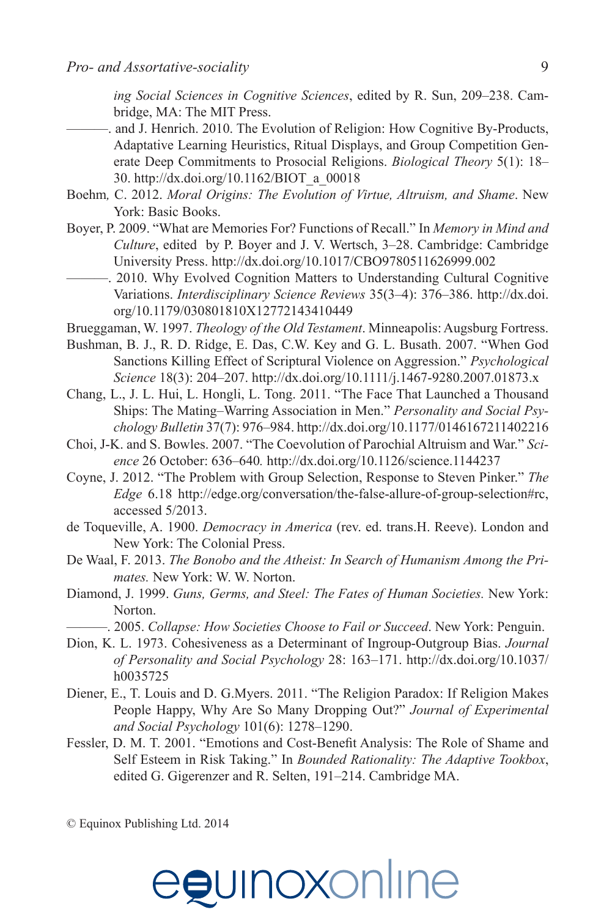*ing Social Sciences in Cognitive Sciences*, edited by R. Sun, 209–238. Cambridge, MA: The MIT Press.

———. and J. Henrich. 2010. The Evolution of Religion: How Cognitive By-Products, Adaptative Learning Heuristics, Ritual Displays, and Group Competition Generate Deep Commitments to Prosocial Religions. *Biological Theory* 5(1): 18–30. http://dx.doi.org/10.1162/BIOT_a_00018

Boehm, C. 2012. *Moral Origins: The Evolution of Virtue, Altruism, and Shame*. New York: Basic Books.

Boyer, P. 2009. "What are Memories For? Functions of Recall." In *Memory in Mind and Culture*, edited by P. Boyer and J. V. Wertsch, 3–28. Cambridge: Cambridge University Press. http://dx.doi.org/10.1017/CBO9780511626999.002

———. 2010. Why Evolved Cognition Matters to Understanding Cultural Cognitive Variations. *Interdisciplinary Science Reviews* 35(3–4): 376–386. http://dx.doi.org/10.1179/030801810X12772143410449

Brueggaman, W. 1997. *Theology of the Old Testament*. Minneapolis: Augsburg Fortress.

Bushman, B. J., R. D. Ridge, E. Das, C.W. Key and G. L. Busath. 2007. "When God Sanctions Killing Effect of Scriptural Violence on Aggression." *Psychological Science* 18(3): 204–207. http://dx.doi.org/10.1111/j.1467-9280.2007.01873.x

Chang, L., J. L. Hui, L. Hongli, L. Tong. 2011. "The Face That Launched a Thousand Ships: The Mating–Warring Association in Men." *Personality and Social Psychology Bulletin* 37(7): 976–984. http://dx.doi.org/10.1177/0146167211402216

Choi, J-K. and S. Bowles. 2007. "The Coevolution of Parochial Altruism and War." *Science* 26 October: 636–640. http://dx.doi.org/10.1126/science.1144237

Coyne, J. 2012. "The Problem with Group Selection, Response to Steven Pinker." *The Edge* 6.18 http://edge.org/conversation/the-false-allure-of-group-selection#rc, accessed 5/2013.

de Toqueville, A. 1900. *Democracy in America* (rev. ed. trans.H. Reeve). London and New York: The Colonial Press.

De Waal, F. 2013. *The Bonobo and the Atheist: In Search of Humanism Among the Primates.* New York: W. W. Norton.

Diamond, J. 1999. *Guns, Germs, and Steel: The Fates of Human Societies.* New York: Norton.

———. 2005. *Collapse: How Societies Choose to Fail or Succeed*. New York: Penguin.

Dion, K. L. 1973. Cohesiveness as a Determinant of Ingroup-Outgroup Bias. *Journal of Personality and Social Psychology* 28: 163–171. http://dx.doi.org/10.1037/h0035725

Diener, E., T. Louis and D. G.Myers. 2011. "The Religion Paradox: If Religion Makes People Happy, Why Are So Many Dropping Out?" *Journal of Experimental and Social Psychology* 101(6): 1278–1290.

Fessler, D. M. T. 2001. "Emotions and Cost-Benefit Analysis: The Role of Shame and Self Esteem in Risk Taking." In *Bounded Rationality: The Adaptive Toolbox*, edited G. Gigerenzer and R. Selten, 191–214. Cambridge MA.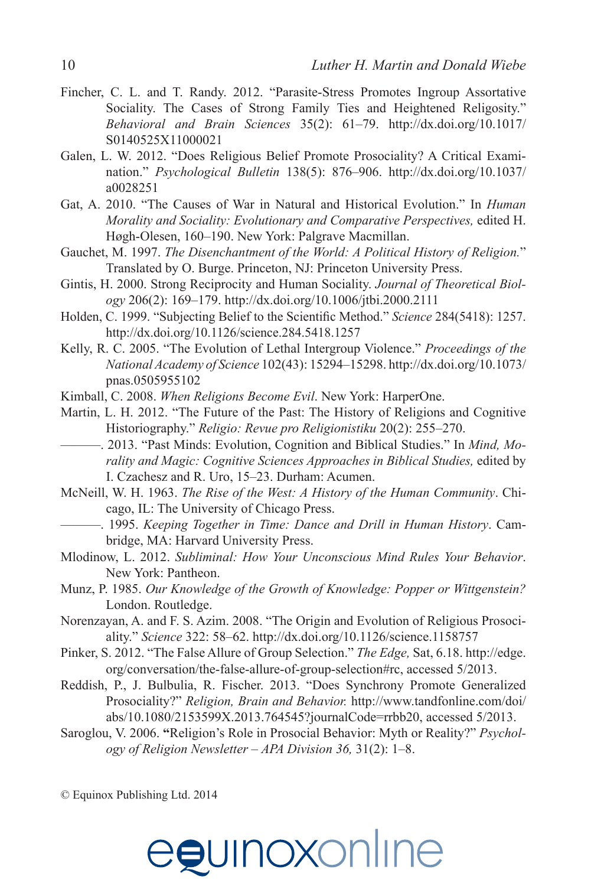Fincher, C. L. and T. Randy. 2012. "Parasite-Stress Promotes Ingroup Assortative Sociality. The Cases of Strong Family Ties and Heightened Religosity." *Behavioral and Brain Sciences* 35(2): 61–79. http://dx.doi.org/10.1017/S0140525X11000021

Galen, L. W. 2012. "Does Religious Belief Promote Prosociality? A Critical Examination." *Psychological Bulletin* 138(5): 876–906. http://dx.doi.org/10.1037/a0028251

Gat, A. 2010. "The Causes of War in Natural and Historical Evolution." In *Human Morality and Sociality: Evolutionary and Comparative Perspectives,* edited H. Høgh-Olesen, 160–190. New York: Palgrave Macmillan.

Gauchet, M. 1997. *The Disenchantment of the World: A Political History of Religion.*" Translated by O. Burge. Princeton, NJ: Princeton University Press.

Gintis, H. 2000. Strong Reciprocity and Human Sociality. *Journal of Theoretical Biology* 206(2): 169–179. http://dx.doi.org/10.1006/jtbi.2000.2111

Holden, C. 1999. "Subjecting Belief to the Scientific Method." *Science* 284(5418): 1257. http://dx.doi.org/10.1126/science.284.5418.1257

Kelly, R. C. 2005. "The Evolution of Lethal Intergroup Violence." *Proceedings of the National Academy of Science* 102(43): 15294–15298. http://dx.doi.org/10.1073/pnas.0505955102

Kimball, C. 2008. *When Religions Become Evil*. New York: HarperOne.

Martin, L. H. 2012. "The Future of the Past: The History of Religions and Cognitive Historiography." *Religio: Revue pro Religionistiku* 20(2): 255–270.

———. 2013. "Past Minds: Evolution, Cognition and Biblical Studies." In *Mind, Morality and Magic: Cognitive Sciences Approaches in Biblical Studies,* edited by I. Czachesz and R. Uro, 15–23. Durham: Acumen.

McNeill, W. H. 1963. *The Rise of the West: A History of the Human Community*. Chicago, IL: The University of Chicago Press.

———. 1995. *Keeping Together in Time: Dance and Drill in Human History*. Cambridge, MA: Harvard University Press.

Mlodinow, L. 2012. *Subliminal: How Your Unconscious Mind Rules Your Behavior*. New York: Pantheon.

Munz, P. 1985. *Our Knowledge of the Growth of Knowledge: Popper or Wittgenstein?* London. Routledge.

Norenzayan, A. and F. S. Azim. 2008. "The Origin and Evolution of Religious Prosociality." *Science* 322: 58–62. http://dx.doi.org/10.1126/science.1158757

Pinker, S. 2012. "The False Allure of Group Selection." *The Edge,* Sat, 6.18. http://edge.org/conversation/the-false-allure-of-group-selection#rc, accessed 5/2013.

Reddish, P., J. Bulbulia, R. Fischer. 2013. "Does Synchrony Promote Generalized Prosociality?" *Religion, Brain and Behavior.* http://www.tandfonline.com/doi/abs/10.1080/2153599X.2013.764545?journalCode=rrbb20, accessed 5/2013.

Saroglou, V. 2006. **"**Religion's Role in Prosocial Behavior: Myth or Reality?" *Psychology of Religion Newsletter – APA Division 36,* 31(2): 1–8.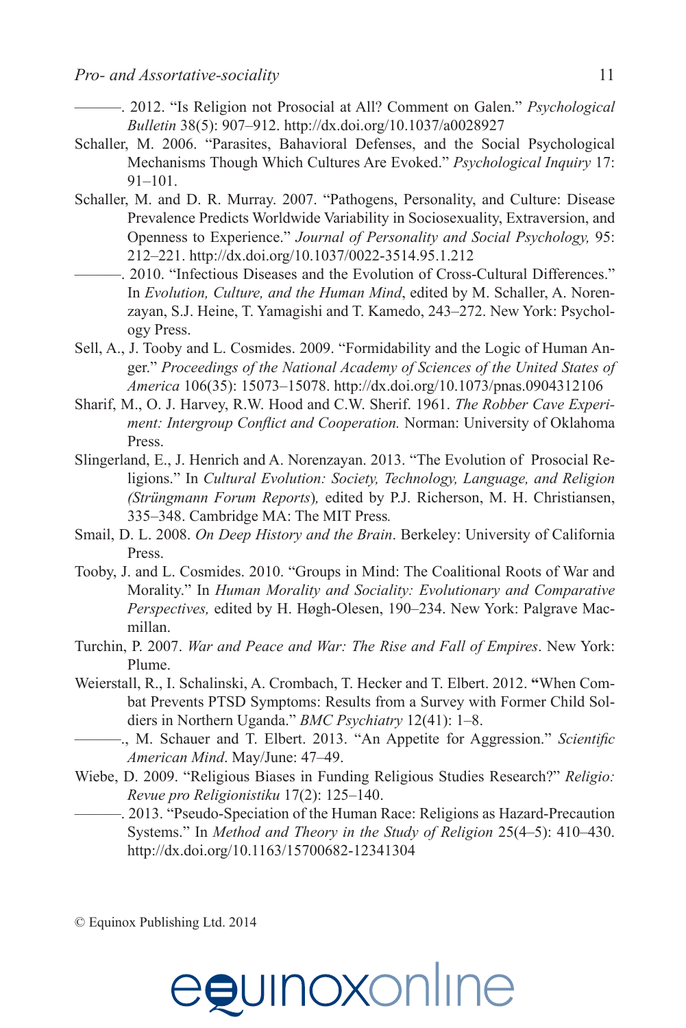———. 2012. "Is Religion not Prosocial at All? Comment on Galen." *Psychological Bulletin* 38(5): 907–912. http://dx.doi.org/10.1037/a0028927

Schaller, M. 2006. "Parasites, Bahavioral Defenses, and the Social Psychological Mechanisms Though Which Cultures Are Evoked." *Psychological Inquiry* 17: 91–101.

Schaller, M. and D. R. Murray. 2007. "Pathogens, Personality, and Culture: Disease Prevalence Predicts Worldwide Variability in Sociosexuality, Extraversion, and Openness to Experience." *Journal of Personality and Social Psychology,* 95: 212–221. http://dx.doi.org/10.1037/0022-3514.95.1.212

———. 2010. "Infectious Diseases and the Evolution of Cross-Cultural Differences." In *Evolution, Culture, and the Human Mind*, edited by M. Schaller, A. Norenzayan, S.J. Heine, T. Yamagishi and T. Kamedo, 243–272. New York: Psychology Press.

Sell, A., J. Tooby and L. Cosmides. 2009. "Formidability and the Logic of Human Anger." *Proceedings of the National Academy of Sciences of the United States of America* 106(35): 15073–15078. http://dx.doi.org/10.1073/pnas.0904312106

Sharif, M., O. J. Harvey, R.W. Hood and C.W. Sherif. 1961. *The Robber Cave Experiment: Intergroup Conflict and Cooperation.* Norman: University of Oklahoma Press.

Slingerland, E., J. Henrich and A. Norenzayan. 2013. "The Evolution of Prosocial Religions." In *Cultural Evolution: Society, Technology, Language, and Religion (Strüngmann Forum Reports),* edited by P.J. Richerson, M. H. Christiansen, 335–348. Cambridge MA: The MIT Press.

Smail, D. L. 2008. *On Deep History and the Brain*. Berkeley: University of California Press.

Tooby, J. and L. Cosmides. 2010. "Groups in Mind: The Coalitional Roots of War and Morality." In *Human Morality and Sociality: Evolutionary and Comparative Perspectives,* edited by H. Høgh-Olesen, 190–234. New York: Palgrave Macmillan.

Turchin, P. 2007. *War and Peace and War: The Rise and Fall of Empires*. New York: Plume.

Weierstall, R., I. Schalinski, A. Crombach, T. Hecker and T. Elbert. 2012. **"**When Combat Prevents PTSD Symptoms: Results from a Survey with Former Child Soldiers in Northern Uganda." *BMC Psychiatry* 12(41): 1–8.

———., M. Schauer and T. Elbert. 2013. "An Appetite for Aggression." *Scientific American Mind*. May/June: 47–49.

Wiebe, D. 2009. "Religious Biases in Funding Religious Studies Research?" *Religio: Revue pro Religionistiku* 17(2): 125–140.

———. 2013. "Pseudo-Speciation of the Human Race: Religions as Hazard-Precaution Systems." In *Method and Theory in the Study of Religion* 25(4–5): 410–430. http://dx.doi.org/10.1163/15700682-12341304

© Equinox Publishing Ltd. 2014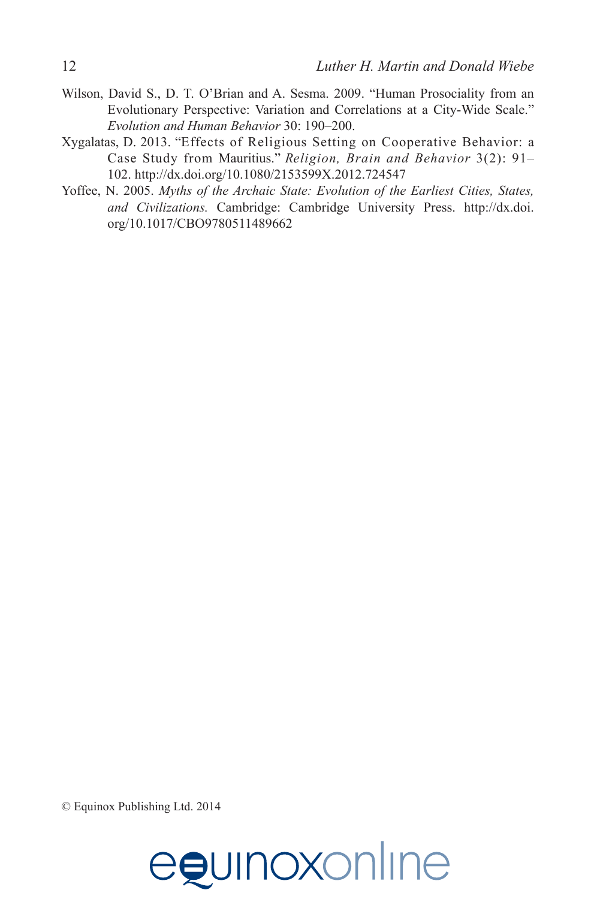Wilson, David S., D. T. O'Brian and A. Sesma. 2009. "Human Prosociality from an Evolutionary Perspective: Variation and Correlations at a City-Wide Scale." *Evolution and Human Behavior* 30: 190–200.

Xygalatas, D. 2013. "Effects of Religious Setting on Cooperative Behavior: a Case Study from Mauritius." *Religion, Brain and Behavior* 3(2): 91–102. http://dx.doi.org/10.1080/2153599X.2012.724547

Yoffee, N. 2005. *Myths of the Archaic State: Evolution of the Earliest Cities, States, and Civilizations.* Cambridge: Cambridge University Press. http://dx.doi.org/10.1017/CBO9780511489662

© Equinox Publishing Ltd. 2014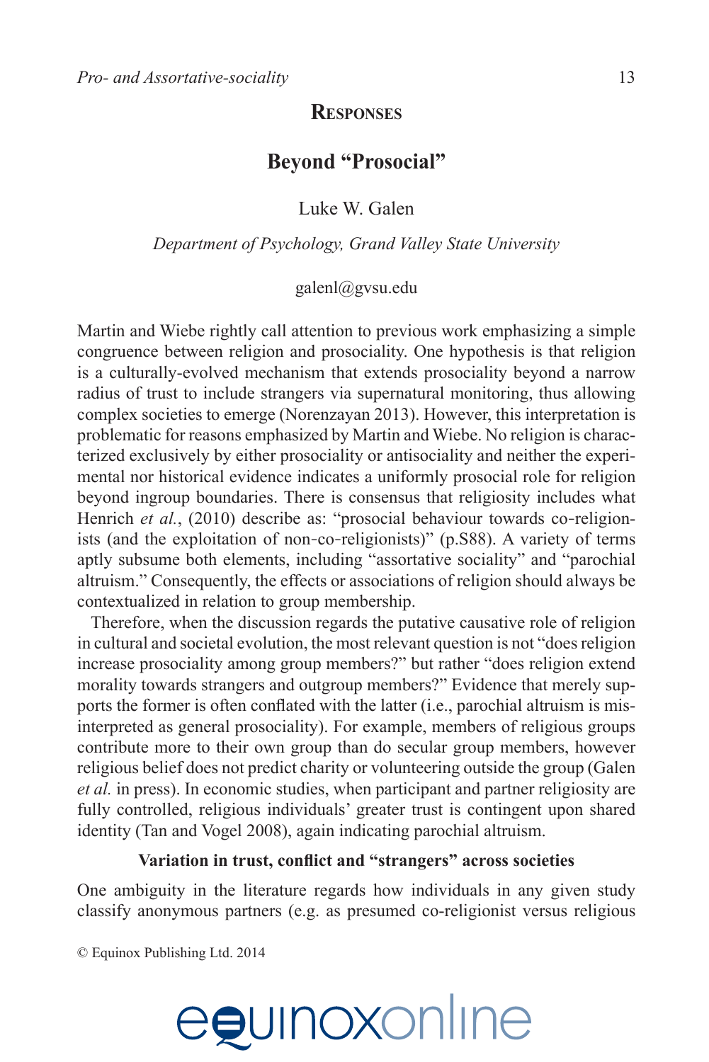## Responses

# Beyond "Prosocial"

Luke W. Galen

*Department of Psychology, Grand Valley State University*

galenl@gvsu.edu

Martin and Wiebe rightly call attention to previous work emphasizing a simple congruence between religion and prosociality. One hypothesis is that religion is a culturally-evolved mechanism that extends prosociality beyond a narrow radius of trust to include strangers via supernatural monitoring, thus allowing complex societies to emerge (Norenzayan 2013). However, this interpretation is problematic for reasons emphasized by Martin and Wiebe. No religion is characterized exclusively by either prosociality or antisociality and neither the experimental nor historical evidence indicates a uniformly prosocial role for religion beyond ingroup boundaries. There is consensus that religiosity includes what Henrich *et al.*, (2010) describe as: "prosocial behaviour towards co-religionists (and the exploitation of non-co-religionists)" (p.S88). A variety of terms aptly subsume both elements, including "assortative sociality" and "parochial altruism." Consequently, the effects or associations of religion should always be contextualized in relation to group membership.

Therefore, when the discussion regards the putative causative role of religion in cultural and societal evolution, the most relevant question is not "does religion increase prosociality among group members?" but rather "does religion extend morality towards strangers and outgroup members?" Evidence that merely supports the former is often conflated with the latter (i.e., parochial altruism is misinterpreted as general prosociality). For example, members of religious groups contribute more to their own group than do secular group members, however religious belief does not predict charity or volunteering outside the group (Galen *et al.* in press). In economic studies, when participant and partner religiosity are fully controlled, religious individuals' greater trust is contingent upon shared identity (Tan and Vogel 2008), again indicating parochial altruism.

### Variation in trust, conflict and "strangers" across societies

One ambiguity in the literature regards how individuals in any given study classify anonymous partners (e.g. as presumed co-religionist versus religious

© Equinox Publishing Ltd. 2014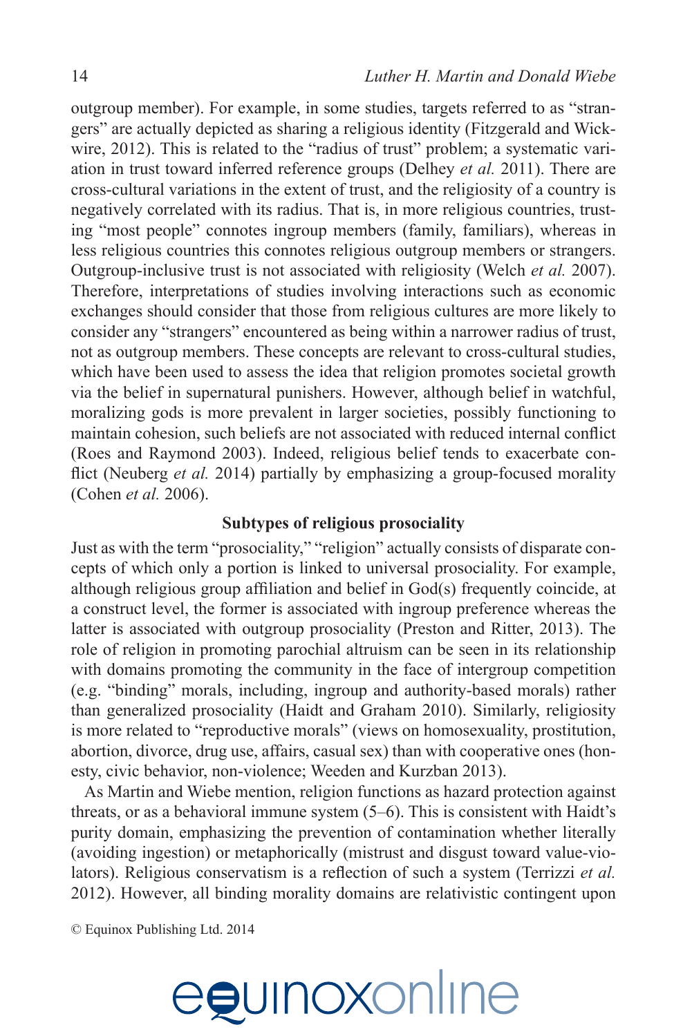outgroup member). For example, in some studies, targets referred to as "strangers" are actually depicted as sharing a religious identity (Fitzgerald and Wickwire, 2012). This is related to the "radius of trust" problem; a systematic variation in trust toward inferred reference groups (Delhey *et al.* 2011). There are cross-cultural variations in the extent of trust, and the religiosity of a country is negatively correlated with its radius. That is, in more religious countries, trusting "most people" connotes ingroup members (family, familiars), whereas in less religious countries this connotes religious outgroup members or strangers. Outgroup-inclusive trust is not associated with religiosity (Welch *et al.* 2007). Therefore, interpretations of studies involving interactions such as economic exchanges should consider that those from religious cultures are more likely to consider any "strangers" encountered as being within a narrower radius of trust, not as outgroup members. These concepts are relevant to cross-cultural studies, which have been used to assess the idea that religion promotes societal growth via the belief in supernatural punishers. However, although belief in watchful, moralizing gods is more prevalent in larger societies, possibly functioning to maintain cohesion, such beliefs are not associated with reduced internal conflict (Roes and Raymond 2003). Indeed, religious belief tends to exacerbate conflict (Neuberg *et al.* 2014) partially by emphasizing a group-focused morality (Cohen *et al.* 2006).

**Subtypes of religious prosociality**

Just as with the term "prosociality," "religion" actually consists of disparate concepts of which only a portion is linked to universal prosociality. For example, although religious group affiliation and belief in God(s) frequently coincide, at a construct level, the former is associated with ingroup preference whereas the latter is associated with outgroup prosociality (Preston and Ritter, 2013). The role of religion in promoting parochial altruism can be seen in its relationship with domains promoting the community in the face of intergroup competition (e.g. "binding" morals, including, ingroup and authority-based morals) rather than generalized prosociality (Haidt and Graham 2010). Similarly, religiosity is more related to "reproductive morals" (views on homosexuality, prostitution, abortion, divorce, drug use, affairs, casual sex) than with cooperative ones (honesty, civic behavior, non-violence; Weeden and Kurzban 2013).

As Martin and Wiebe mention, religion functions as hazard protection against threats, or as a behavioral immune system (5–6). This is consistent with Haidt's purity domain, emphasizing the prevention of contamination whether literally (avoiding ingestion) or metaphorically (mistrust and disgust toward value-violators). Religious conservatism is a reflection of such a system (Terrizzi *et al.* 2012). However, all binding morality domains are relativistic contingent upon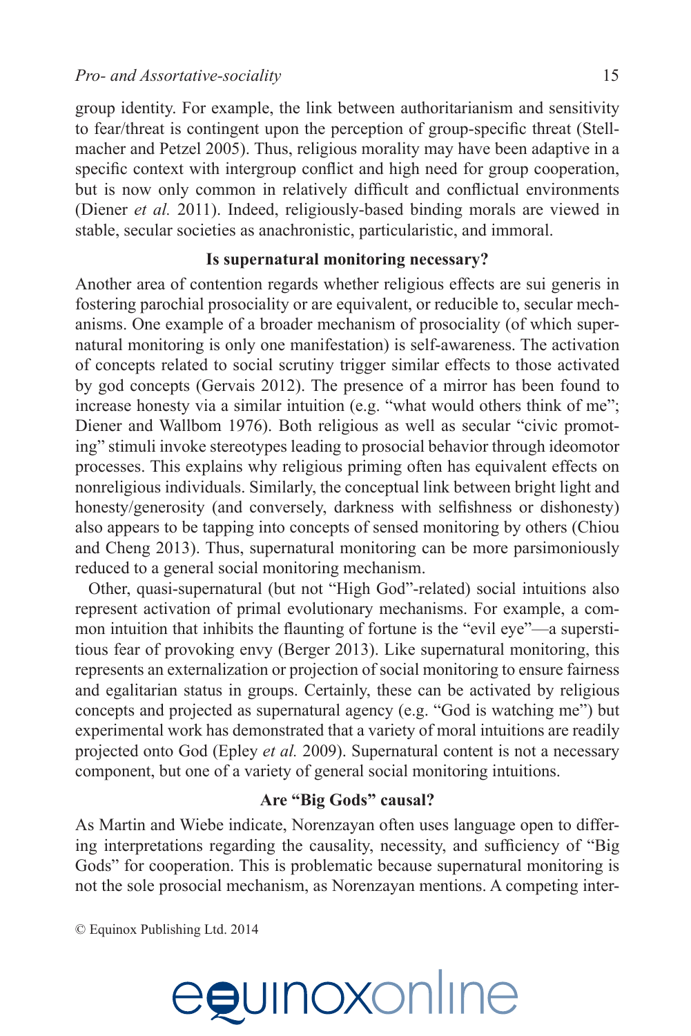group identity. For example, the link between authoritarianism and sensitivity to fear/threat is contingent upon the perception of group-specific threat (Stellmacher and Petzel 2005). Thus, religious morality may have been adaptive in a specific context with intergroup conflict and high need for group cooperation, but is now only common in relatively difficult and conflictual environments (Diener *et al.* 2011). Indeed, religiously-based binding morals are viewed in stable, secular societies as anachronistic, particularistic, and immoral.

### Is supernatural monitoring necessary?

Another area of contention regards whether religious effects are sui generis in fostering parochial prosociality or are equivalent, or reducible to, secular mechanisms. One example of a broader mechanism of prosociality (of which supernatural monitoring is only one manifestation) is self-awareness. The activation of concepts related to social scrutiny trigger similar effects to those activated by god concepts (Gervais 2012). The presence of a mirror has been found to increase honesty via a similar intuition (e.g. "what would others think of me"; Diener and Wallbom 1976). Both religious as well as secular "civic promoting" stimuli invoke stereotypes leading to prosocial behavior through ideomotor processes. This explains why religious priming often has equivalent effects on nonreligious individuals. Similarly, the conceptual link between bright light and honesty/generosity (and conversely, darkness with selfishness or dishonesty) also appears to be tapping into concepts of sensed monitoring by others (Chiou and Cheng 2013). Thus, supernatural monitoring can be more parsimoniously reduced to a general social monitoring mechanism.

Other, quasi-supernatural (but not "High God"-related) social intuitions also represent activation of primal evolutionary mechanisms. For example, a common intuition that inhibits the flaunting of fortune is the "evil eye"—a superstitious fear of provoking envy (Berger 2013). Like supernatural monitoring, this represents an externalization or projection of social monitoring to ensure fairness and egalitarian status in groups. Certainly, these can be activated by religious concepts and projected as supernatural agency (e.g. "God is watching me") but experimental work has demonstrated that a variety of moral intuitions are readily projected onto God (Epley *et al.* 2009). Supernatural content is not a necessary component, but one of a variety of general social monitoring intuitions.

### Are "Big Gods" causal?

As Martin and Wiebe indicate, Norenzayan often uses language open to differing interpretations regarding the causality, necessity, and sufficiency of "Big Gods" for cooperation. This is problematic because supernatural monitoring is not the sole prosocial mechanism, as Norenzayan mentions. A competing inter-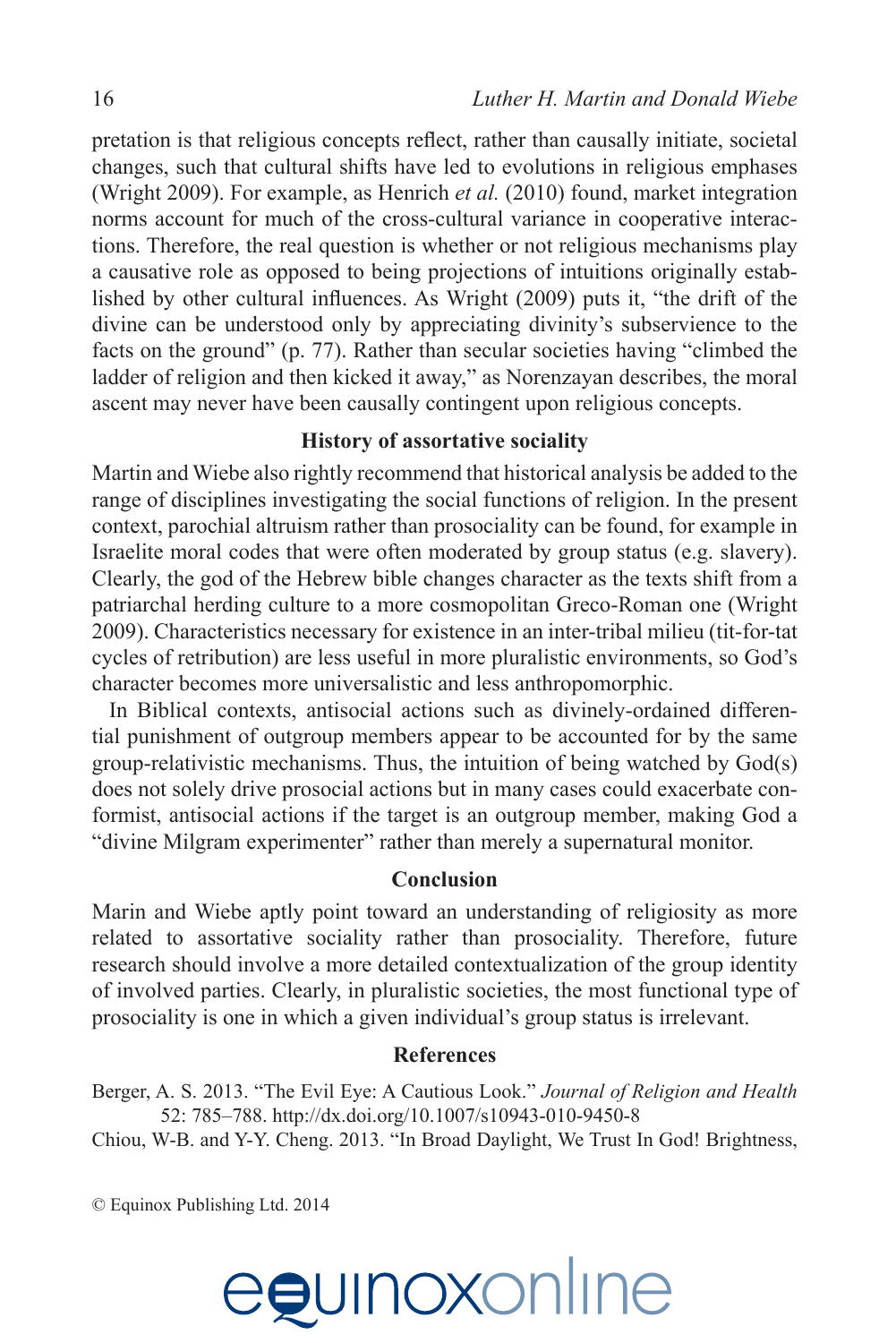pretation is that religious concepts reflect, rather than causally initiate, societal changes, such that cultural shifts have led to evolutions in religious emphases (Wright 2009). For example, as Henrich *et al.* (2010) found, market integration norms account for much of the cross-cultural variance in cooperative interactions. Therefore, the real question is whether or not religious mechanisms play a causative role as opposed to being projections of intuitions originally established by other cultural influences. As Wright (2009) puts it, "the drift of the divine can be understood only by appreciating divinity's subservience to the facts on the ground" (p. 77). Rather than secular societies having "climbed the ladder of religion and then kicked it away," as Norenzayan describes, the moral ascent may never have been causally contingent upon religious concepts.

### History of assortative sociality

Martin and Wiebe also rightly recommend that historical analysis be added to the range of disciplines investigating the social functions of religion. In the present context, parochial altruism rather than prosociality can be found, for example in Israelite moral codes that were often moderated by group status (e.g. slavery). Clearly, the god of the Hebrew bible changes character as the texts shift from a patriarchal herding culture to a more cosmopolitan Greco-Roman one (Wright 2009). Characteristics necessary for existence in an inter-tribal milieu (tit-for-tat cycles of retribution) are less useful in more pluralistic environments, so God's character becomes more universalistic and less anthropomorphic.

In Biblical contexts, antisocial actions such as divinely-ordained differential punishment of outgroup members appear to be accounted for by the same group-relativistic mechanisms. Thus, the intuition of being watched by God(s) does not solely drive prosocial actions but in many cases could exacerbate conformist, antisocial actions if the target is an outgroup member, making God a "divine Milgram experimenter" rather than merely a supernatural monitor.

### Conclusion

Marin and Wiebe aptly point toward an understanding of religiosity as more related to assortative sociality rather than prosociality. Therefore, future research should involve a more detailed contextualization of the group identity of involved parties. Clearly, in pluralistic societies, the most functional type of prosociality is one in which a given individual's group status is irrelevant.

### References

Berger, A. S. 2013. "The Evil Eye: A Cautious Look." *Journal of Religion and Health* 52: 785–788. http://dx.doi.org/10.1007/s10943-010-9450-8

Chiou, W-B. and Y-Y. Cheng. 2013. "In Broad Daylight, We Trust In God! Brightness,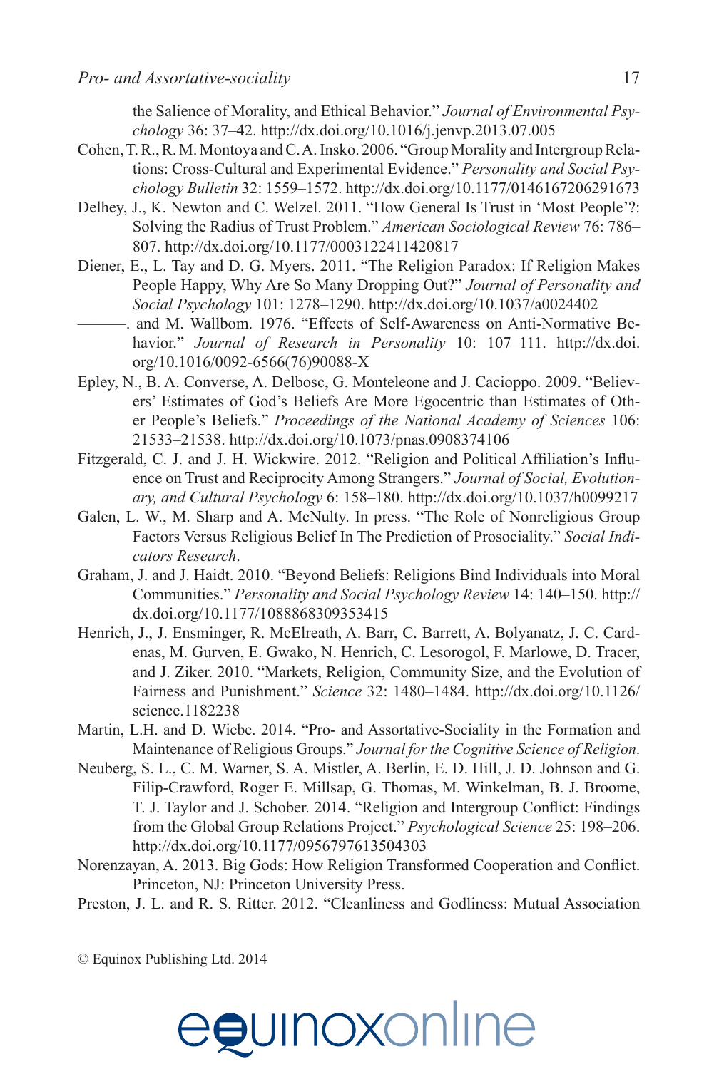the Salience of Morality, and Ethical Behavior." *Journal of Environmental Psychology* 36: 37–42. http://dx.doi.org/10.1016/j.jenvp.2013.07.005

Cohen, T. R., R. M. Montoya and C. A. Insko. 2006. "Group Morality and Intergroup Relations: Cross-Cultural and Experimental Evidence." *Personality and Social Psychology Bulletin* 32: 1559–1572. http://dx.doi.org/10.1177/0146167206291673

Delhey, J., K. Newton and C. Welzel. 2011. "How General Is Trust in 'Most People'?: Solving the Radius of Trust Problem." *American Sociological Review* 76: 786–807. http://dx.doi.org/10.1177/0003122411420817

Diener, E., L. Tay and D. G. Myers. 2011. "The Religion Paradox: If Religion Makes People Happy, Why Are So Many Dropping Out?" *Journal of Personality and Social Psychology* 101: 1278–1290. http://dx.doi.org/10.1037/a0024402

———. and M. Wallbom. 1976. "Effects of Self-Awareness on Anti-Normative Behavior." *Journal of Research in Personality* 10: 107–111. http://dx.doi.org/10.1016/0092-6566(76)90088-X

Epley, N., B. A. Converse, A. Delbosc, G. Monteleone and J. Cacioppo. 2009. "Believers' Estimates of God's Beliefs Are More Egocentric than Estimates of Other People's Beliefs." *Proceedings of the National Academy of Sciences* 106: 21533–21538. http://dx.doi.org/10.1073/pnas.0908374106

Fitzgerald, C. J. and J. H. Wickwire. 2012. "Religion and Political Affiliation's Influence on Trust and Reciprocity Among Strangers." *Journal of Social, Evolutionary, and Cultural Psychology* 6: 158–180. http://dx.doi.org/10.1037/h0099217

Galen, L. W., M. Sharp and A. McNulty. In press. "The Role of Nonreligious Group Factors Versus Religious Belief In The Prediction of Prosociality." *Social Indicators Research*.

Graham, J. and J. Haidt. 2010. "Beyond Beliefs: Religions Bind Individuals into Moral Communities." *Personality and Social Psychology Review* 14: 140–150. http://dx.doi.org/10.1177/1088868309353415

Henrich, J., J. Ensminger, R. McElreath, A. Barr, C. Barrett, A. Bolyanatz, J. C. Cardenas, M. Gurven, E. Gwako, N. Henrich, C. Lesorogol, F. Marlowe, D. Tracer, and J. Ziker. 2010. "Markets, Religion, Community Size, and the Evolution of Fairness and Punishment." *Science* 32: 1480–1484. http://dx.doi.org/10.1126/science.1182238

Martin, L.H. and D. Wiebe. 2014. "Pro- and Assortative-Sociality in the Formation and Maintenance of Religious Groups." *Journal for the Cognitive Science of Religion*.

Neuberg, S. L., C. M. Warner, S. A. Mistler, A. Berlin, E. D. Hill, J. D. Johnson and G. Filip-Crawford, Roger E. Millsap, G. Thomas, M. Winkelman, B. J. Broome, T. J. Taylor and J. Schober. 2014. "Religion and Intergroup Conflict: Findings from the Global Group Relations Project." *Psychological Science* 25: 198–206. http://dx.doi.org/10.1177/0956797613504303

Norenzayan, A. 2013. Big Gods: How Religion Transformed Cooperation and Conflict. Princeton, NJ: Princeton University Press.

Preston, J. L. and R. S. Ritter. 2012. "Cleanliness and Godliness: Mutual Association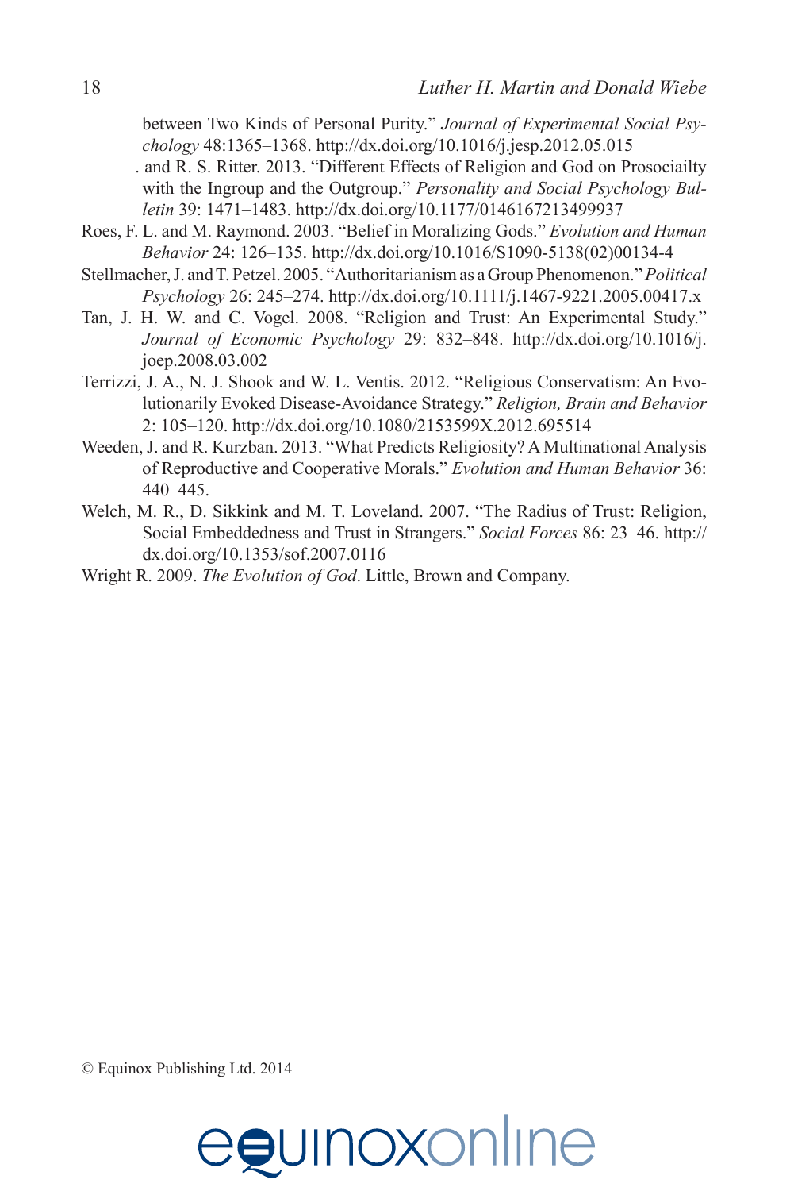between Two Kinds of Personal Purity." *Journal of Experimental Social Psychology* 48:1365–1368. http://dx.doi.org/10.1016/j.jesp.2012.05.015

———. and R. S. Ritter. 2013. "Different Effects of Religion and God on Prosociailty with the Ingroup and the Outgroup." *Personality and Social Psychology Bulletin* 39: 1471–1483. http://dx.doi.org/10.1177/0146167213499937

Roes, F. L. and M. Raymond. 2003. "Belief in Moralizing Gods." *Evolution and Human Behavior* 24: 126–135. http://dx.doi.org/10.1016/S1090-5138(02)00134-4

Stellmacher, J. and T. Petzel. 2005. "Authoritarianism as a Group Phenomenon." *Political Psychology* 26: 245–274. http://dx.doi.org/10.1111/j.1467-9221.2005.00417.x

Tan, J. H. W. and C. Vogel. 2008. "Religion and Trust: An Experimental Study." *Journal of Economic Psychology* 29: 832–848. http://dx.doi.org/10.1016/j.joep.2008.03.002

Terrizzi, J. A., N. J. Shook and W. L. Ventis. 2012. "Religious Conservatism: An Evolutionarily Evoked Disease-Avoidance Strategy." *Religion, Brain and Behavior* 2: 105–120. http://dx.doi.org/10.1080/2153599X.2012.695514

Weeden, J. and R. Kurzban. 2013. "What Predicts Religiosity? A Multinational Analysis of Reproductive and Cooperative Morals." *Evolution and Human Behavior* 36: 440–445.

Welch, M. R., D. Sikkink and M. T. Loveland. 2007. "The Radius of Trust: Religion, Social Embeddedness and Trust in Strangers." *Social Forces* 86: 23–46. http://dx.doi.org/10.1353/sof.2007.0116

Wright R. 2009. *The Evolution of God*. Little, Brown and Company.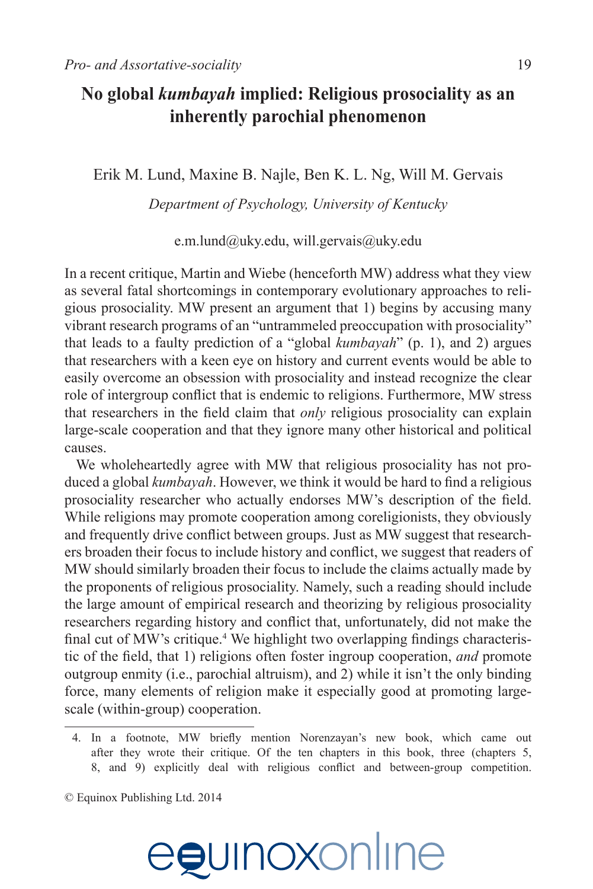# No global *kumbayah* implied: Religious prosociality as an inherently parochial phenomenon

Erik M. Lund, Maxine B. Najle, Ben K. L. Ng, Will M. Gervais

*Department of Psychology, University of Kentucky*

e.m.lund@uky.edu, will.gervais@uky.edu

In a recent critique, Martin and Wiebe (henceforth MW) address what they view as several fatal shortcomings in contemporary evolutionary approaches to religious prosociality. MW present an argument that 1) begins by accusing many vibrant research programs of an "untrammeled preoccupation with prosociality" that leads to a faulty prediction of a "global *kumbayah*" (p. 1), and 2) argues that researchers with a keen eye on history and current events would be able to easily overcome an obsession with prosociality and instead recognize the clear role of intergroup conflict that is endemic to religions. Furthermore, MW stress that researchers in the field claim that *only* religious prosociality can explain large-scale cooperation and that they ignore many other historical and political causes.

We wholeheartedly agree with MW that religious prosociality has not produced a global *kumbayah*. However, we think it would be hard to find a religious prosociality researcher who actually endorses MW's description of the field. While religions may promote cooperation among coreligionists, they obviously and frequently drive conflict between groups. Just as MW suggest that researchers broaden their focus to include history and conflict, we suggest that readers of MW should similarly broaden their focus to include the claims actually made by the proponents of religious prosociality. Namely, such a reading should include the large amount of empirical research and theorizing by religious prosociality researchers regarding history and conflict that, unfortunately, did not make the final cut of MW's critique.[4] We highlight two overlapping findings characteristic of the field, that 1) religions often foster ingroup cooperation, *and* promote outgroup enmity (i.e., parochial altruism), and 2) while it isn't the only binding force, many elements of religion make it especially good at promoting large-scale (within-group) cooperation.

4. In a footnote, MW briefly mention Norenzayan's new book, which came out after they wrote their critique. Of the ten chapters in this book, three (chapters 5, 8, and 9) explicitly deal with religious conflict and between-group competition.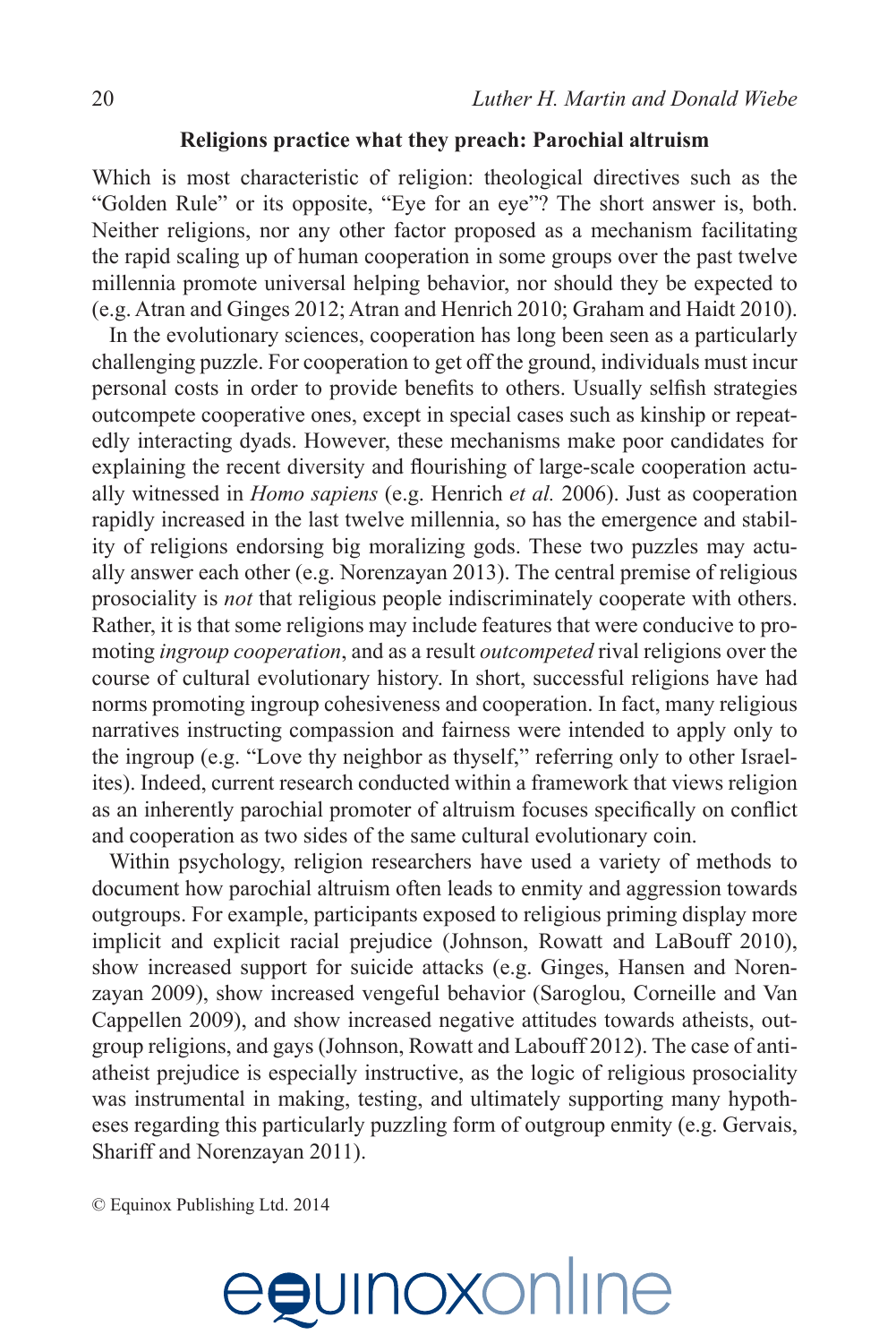### Religions practice what they preach: Parochial altruism

Which is most characteristic of religion: theological directives such as the "Golden Rule" or its opposite, "Eye for an eye"? The short answer is, both. Neither religions, nor any other factor proposed as a mechanism facilitating the rapid scaling up of human cooperation in some groups over the past twelve millennia promote universal helping behavior, nor should they be expected to (e.g. Atran and Ginges 2012; Atran and Henrich 2010; Graham and Haidt 2010).

In the evolutionary sciences, cooperation has long been seen as a particularly challenging puzzle. For cooperation to get off the ground, individuals must incur personal costs in order to provide benefits to others. Usually selfish strategies outcompete cooperative ones, except in special cases such as kinship or repeatedly interacting dyads. However, these mechanisms make poor candidates for explaining the recent diversity and flourishing of large-scale cooperation actually witnessed in *Homo sapiens* (e.g. Henrich *et al.* 2006). Just as cooperation rapidly increased in the last twelve millennia, so has the emergence and stability of religions endorsing big moralizing gods. These two puzzles may actually answer each other (e.g. Norenzayan 2013). The central premise of religious prosociality is *not* that religious people indiscriminately cooperate with others. Rather, it is that some religions may include features that were conducive to promoting *ingroup cooperation*, and as a result *outcompeted* rival religions over the course of cultural evolutionary history. In short, successful religions have had norms promoting ingroup cohesiveness and cooperation. In fact, many religious narratives instructing compassion and fairness were intended to apply only to the ingroup (e.g. "Love thy neighbor as thyself," referring only to other Israelites). Indeed, current research conducted within a framework that views religion as an inherently parochial promoter of altruism focuses specifically on conflict and cooperation as two sides of the same cultural evolutionary coin.

Within psychology, religion researchers have used a variety of methods to document how parochial altruism often leads to enmity and aggression towards outgroups. For example, participants exposed to religious priming display more implicit and explicit racial prejudice (Johnson, Rowatt and LaBouff 2010), show increased support for suicide attacks (e.g. Ginges, Hansen and Norenzayan 2009), show increased vengeful behavior (Saroglou, Corneille and Van Cappellen 2009), and show increased negative attitudes towards atheists, outgroup religions, and gays (Johnson, Rowatt and Labouff 2012). The case of anti-atheist prejudice is especially instructive, as the logic of religious prosociality was instrumental in making, testing, and ultimately supporting many hypotheses regarding this particularly puzzling form of outgroup enmity (e.g. Gervais, Shariff and Norenzayan 2011).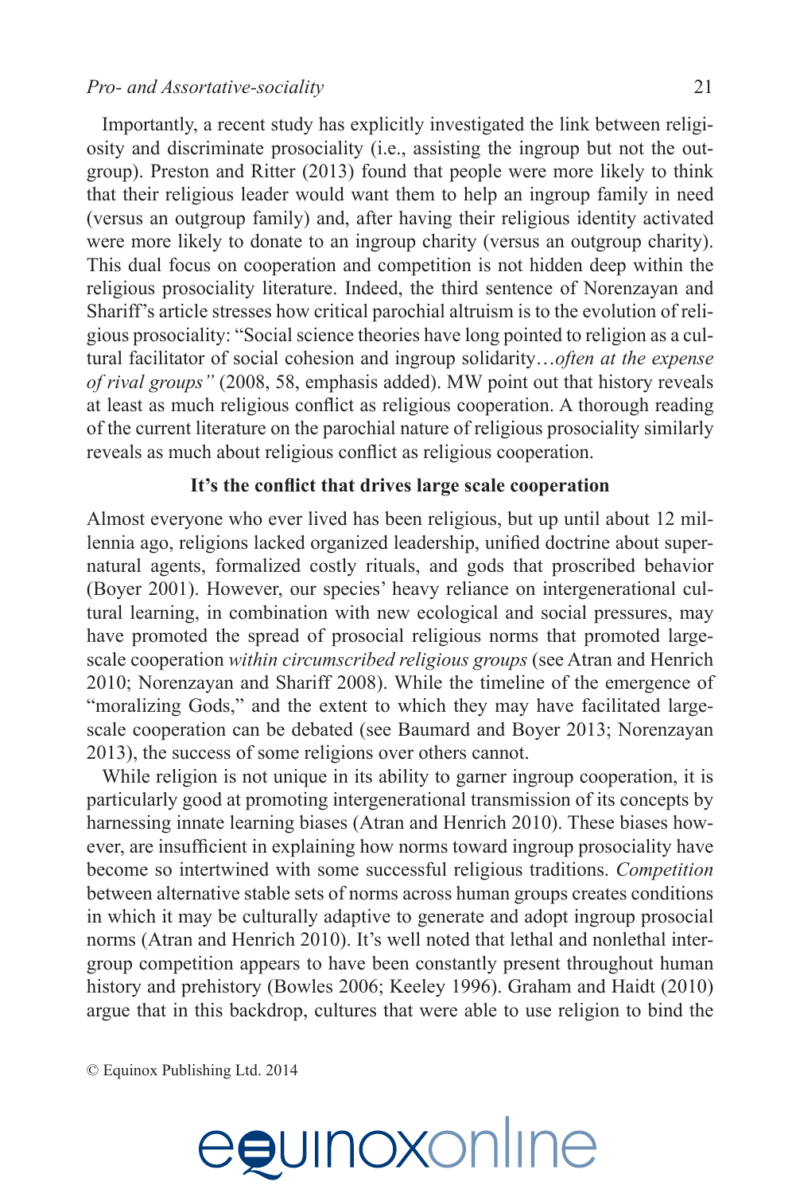Importantly, a recent study has explicitly investigated the link between religiosity and discriminate prosociality (i.e., assisting the ingroup but not the outgroup). Preston and Ritter (2013) found that people were more likely to think that their religious leader would want them to help an ingroup family in need (versus an outgroup family) and, after having their religious identity activated were more likely to donate to an ingroup charity (versus an outgroup charity). This dual focus on cooperation and competition is not hidden deep within the religious prosociality literature. Indeed, the third sentence of Norenzayan and Shariff's article stresses how critical parochial altruism is to the evolution of religious prosociality: "Social science theories have long pointed to religion as a cultural facilitator of social cohesion and ingroup solidarity…*often at the expense of rival groups"* (2008, 58, emphasis added). MW point out that history reveals at least as much religious conflict as religious cooperation. A thorough reading of the current literature on the parochial nature of religious prosociality similarly reveals as much about religious conflict as religious cooperation.

## It's the conflict that drives large scale cooperation

Almost everyone who ever lived has been religious, but up until about 12 millennia ago, religions lacked organized leadership, unified doctrine about supernatural agents, formalized costly rituals, and gods that proscribed behavior (Boyer 2001). However, our species' heavy reliance on intergenerational cultural learning, in combination with new ecological and social pressures, may have promoted the spread of prosocial religious norms that promoted large-scale cooperation *within circumscribed religious groups* (see Atran and Henrich 2010; Norenzayan and Shariff 2008). While the timeline of the emergence of "moralizing Gods," and the extent to which they may have facilitated large-scale cooperation can be debated (see Baumard and Boyer 2013; Norenzayan 2013), the success of some religions over others cannot.

While religion is not unique in its ability to garner ingroup cooperation, it is particularly good at promoting intergenerational transmission of its concepts by harnessing innate learning biases (Atran and Henrich 2010). These biases however, are insufficient in explaining how norms toward ingroup prosociality have become so intertwined with some successful religious traditions. *Competition* between alternative stable sets of norms across human groups creates conditions in which it may be culturally adaptive to generate and adopt ingroup prosocial norms (Atran and Henrich 2010). It's well noted that lethal and nonlethal intergroup competition appears to have been constantly present throughout human history and prehistory (Bowles 2006; Keeley 1996). Graham and Haidt (2010) argue that in this backdrop, cultures that were able to use religion to bind the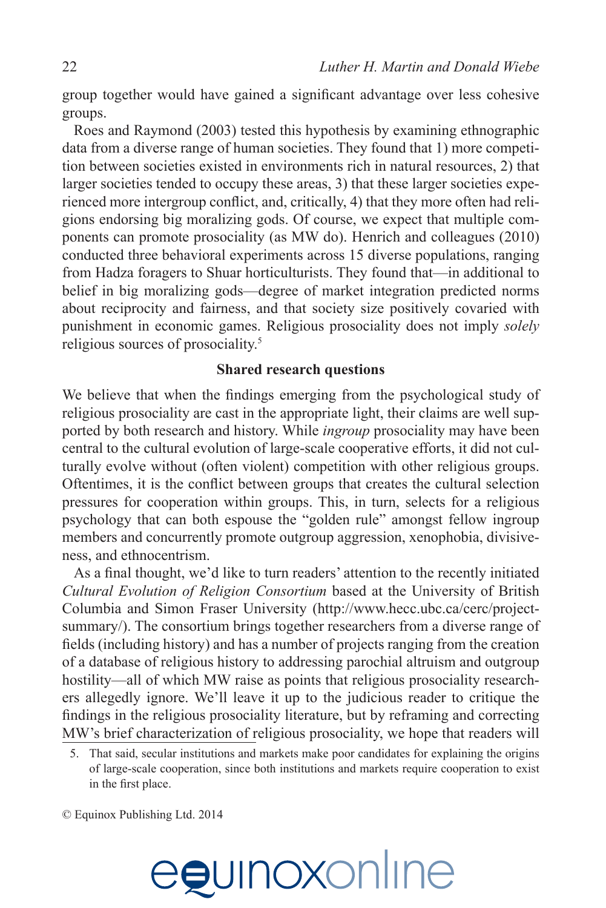group together would have gained a significant advantage over less cohesive groups.

Roes and Raymond (2003) tested this hypothesis by examining ethnographic data from a diverse range of human societies. They found that 1) more competition between societies existed in environments rich in natural resources, 2) that larger societies tended to occupy these areas, 3) that these larger societies experienced more intergroup conflict, and, critically, 4) that they more often had religions endorsing big moralizing gods. Of course, we expect that multiple components can promote prosociality (as MW do). Henrich and colleagues (2010) conducted three behavioral experiments across 15 diverse populations, ranging from Hadza foragers to Shuar horticulturists. They found that—in additional to belief in big moralizing gods—degree of market integration predicted norms about reciprocity and fairness, and that society size positively covaried with punishment in economic games. Religious prosociality does not imply *solely* religious sources of prosociality.[5]

**Shared research questions**

We believe that when the findings emerging from the psychological study of religious prosociality are cast in the appropriate light, their claims are well supported by both research and history. While *ingroup* prosociality may have been central to the cultural evolution of large-scale cooperative efforts, it did not culturally evolve without (often violent) competition with other religious groups. Oftentimes, it is the conflict between groups that creates the cultural selection pressures for cooperation within groups. This, in turn, selects for a religious psychology that can both espouse the "golden rule" amongst fellow ingroup members and concurrently promote outgroup aggression, xenophobia, divisiveness, and ethnocentrism.

As a final thought, we'd like to turn readers' attention to the recently initiated *Cultural Evolution of Religion Consortium* based at the University of British Columbia and Simon Fraser University (http://www.hecc.ubc.ca/cerc/project-summary/). The consortium brings together researchers from a diverse range of fields (including history) and has a number of projects ranging from the creation of a database of religious history to addressing parochial altruism and outgroup hostility—all of which MW raise as points that religious prosociality researchers allegedly ignore. We'll leave it up to the judicious reader to critique the findings in the religious prosociality literature, but by reframing and correcting MW's brief characterization of religious prosociality, we hope that readers will

5. That said, secular institutions and markets make poor candidates for explaining the origins of large-scale cooperation, since both institutions and markets require cooperation to exist in the first place.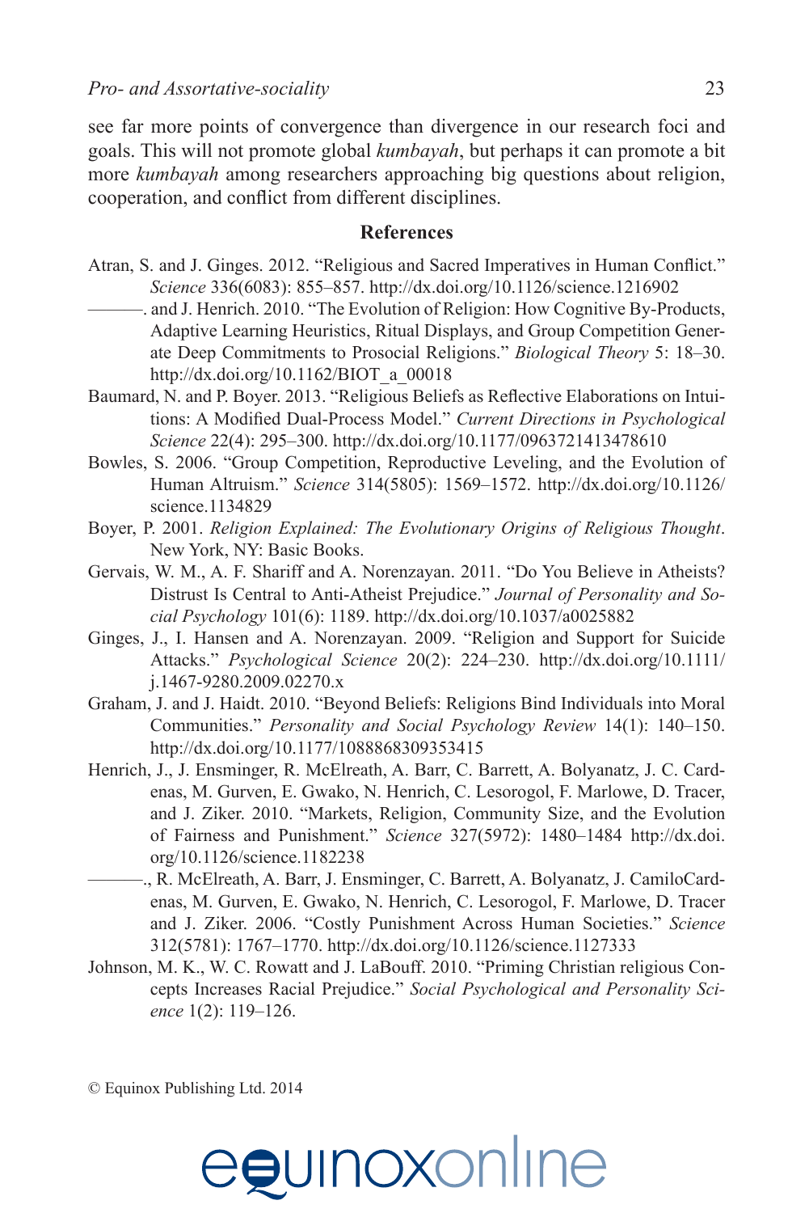see far more points of convergence than divergence in our research foci and goals. This will not promote global *kumbayah*, but perhaps it can promote a bit more *kumbayah* among researchers approaching big questions about religion, cooperation, and conflict from different disciplines.

## References

Atran, S. and J. Ginges. 2012. "Religious and Sacred Imperatives in Human Conflict." *Science* 336(6083): 855–857. http://dx.doi.org/10.1126/science.1216902

———. and J. Henrich. 2010. "The Evolution of Religion: How Cognitive By-Products, Adaptive Learning Heuristics, Ritual Displays, and Group Competition Generate Deep Commitments to Prosocial Religions." *Biological Theory* 5: 18–30. http://dx.doi.org/10.1162/BIOT_a_00018

Baumard, N. and P. Boyer. 2013. "Religious Beliefs as Reflective Elaborations on Intuitions: A Modified Dual-Process Model." *Current Directions in Psychological Science* 22(4): 295–300. http://dx.doi.org/10.1177/0963721413478610

Bowles, S. 2006. "Group Competition, Reproductive Leveling, and the Evolution of Human Altruism." *Science* 314(5805): 1569–1572. http://dx.doi.org/10.1126/science.1134829

Boyer, P. 2001. *Religion Explained: The Evolutionary Origins of Religious Thought*. New York, NY: Basic Books.

Gervais, W. M., A. F. Shariff and A. Norenzayan. 2011. "Do You Believe in Atheists? Distrust Is Central to Anti-Atheist Prejudice." *Journal of Personality and Social Psychology* 101(6): 1189. http://dx.doi.org/10.1037/a0025882

Ginges, J., I. Hansen and A. Norenzayan. 2009. "Religion and Support for Suicide Attacks." *Psychological Science* 20(2): 224–230. http://dx.doi.org/10.1111/j.1467-9280.2009.02270.x

Graham, J. and J. Haidt. 2010. "Beyond Beliefs: Religions Bind Individuals into Moral Communities." *Personality and Social Psychology Review* 14(1): 140–150. http://dx.doi.org/10.1177/1088868309353415

Henrich, J., J. Ensminger, R. McElreath, A. Barr, C. Barrett, A. Bolyanatz, J. C. Cardenas, M. Gurven, E. Gwako, N. Henrich, C. Lesorogol, F. Marlowe, D. Tracer, and J. Ziker. 2010. "Markets, Religion, Community Size, and the Evolution of Fairness and Punishment." *Science* 327(5972): 1480–1484 http://dx.doi.org/10.1126/science.1182238

———., R. McElreath, A. Barr, J. Ensminger, C. Barrett, A. Bolyanatz, J. CamiloCardenas, M. Gurven, E. Gwako, N. Henrich, C. Lesorogol, F. Marlowe, D. Tracer and J. Ziker. 2006. "Costly Punishment Across Human Societies." *Science* 312(5781): 1767–1770. http://dx.doi.org/10.1126/science.1127333

Johnson, M. K., W. C. Rowatt and J. LaBouff. 2010. "Priming Christian religious Concepts Increases Racial Prejudice." *Social Psychological and Personality Science* 1(2): 119–126.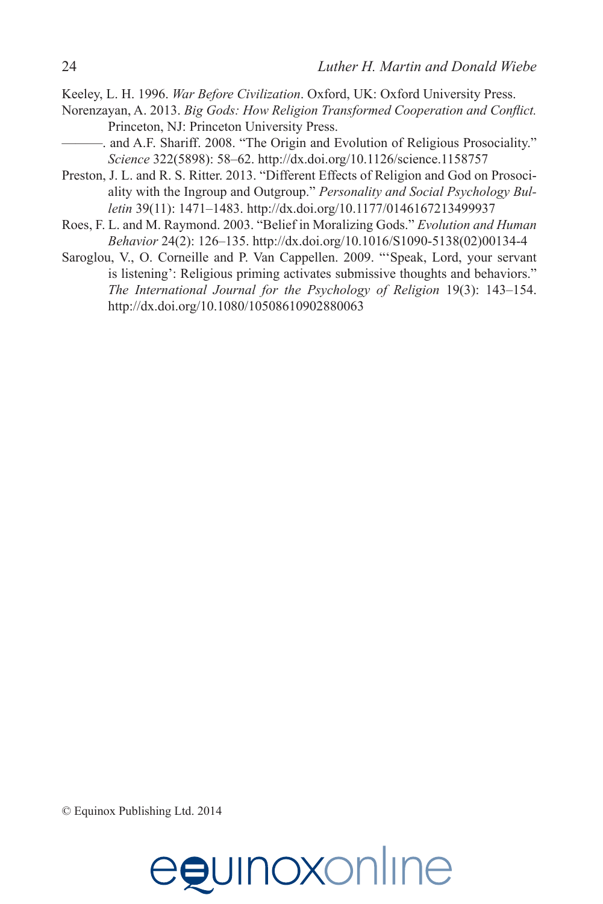Keeley, L. H. 1996. *War Before Civilization*. Oxford, UK: Oxford University Press.

Norenzayan, A. 2013. *Big Gods: How Religion Transformed Cooperation and Conflict.* Princeton, NJ: Princeton University Press.

———. and A.F. Shariff. 2008. "The Origin and Evolution of Religious Prosociality." *Science* 322(5898): 58–62. http://dx.doi.org/10.1126/science.1158757

Preston, J. L. and R. S. Ritter. 2013. "Different Effects of Religion and God on Prosociality with the Ingroup and Outgroup." *Personality and Social Psychology Bulletin* 39(11): 1471–1483. http://dx.doi.org/10.1177/0146167213499937

Roes, F. L. and M. Raymond. 2003. "Belief in Moralizing Gods." *Evolution and Human Behavior* 24(2): 126–135. http://dx.doi.org/10.1016/S1090-5138(02)00134-4

Saroglou, V., O. Corneille and P. Van Cappellen. 2009. "'Speak, Lord, your servant is listening': Religious priming activates submissive thoughts and behaviors." *The International Journal for the Psychology of Religion* 19(3): 143–154. http://dx.doi.org/10.1080/10508610902880063

© Equinox Publishing Ltd. 2014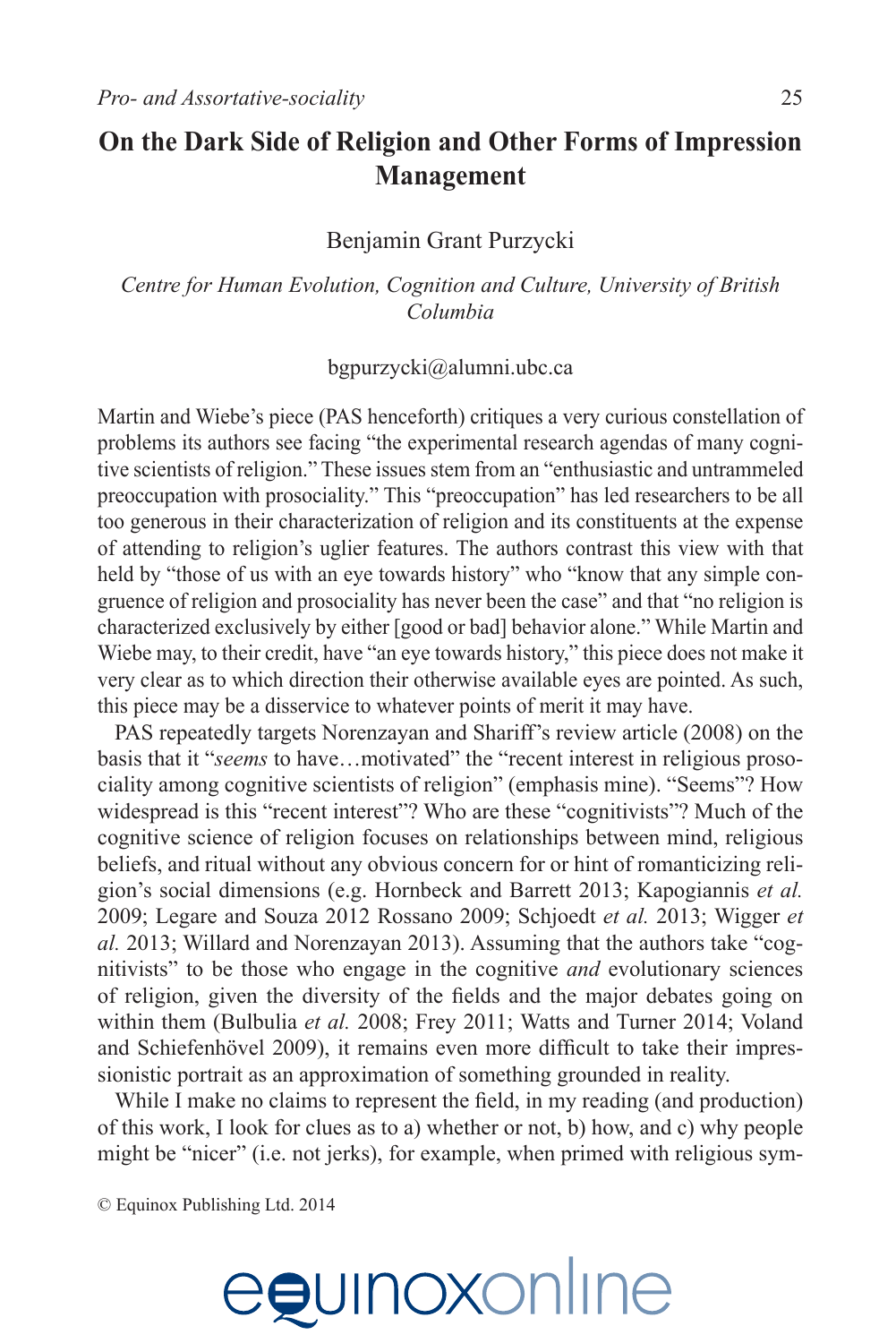# On the Dark Side of Religion and Other Forms of Impression Management

Benjamin Grant Purzycki

*Centre for Human Evolution, Cognition and Culture, University of British Columbia*

bgpurzycki@alumni.ubc.ca

Martin and Wiebe's piece (PAS henceforth) critiques a very curious constellation of problems its authors see facing "the experimental research agendas of many cognitive scientists of religion." These issues stem from an "enthusiastic and untrammeled preoccupation with prosociality." This "preoccupation" has led researchers to be all too generous in their characterization of religion and its constituents at the expense of attending to religion's uglier features. The authors contrast this view with that held by "those of us with an eye towards history" who "know that any simple congruence of religion and prosociality has never been the case" and that "no religion is characterized exclusively by either [good or bad] behavior alone." While Martin and Wiebe may, to their credit, have "an eye towards history," this piece does not make it very clear as to which direction their otherwise available eyes are pointed. As such, this piece may be a disservice to whatever points of merit it may have.

PAS repeatedly targets Norenzayan and Shariff's review article (2008) on the basis that it "*seems* to have…motivated" the "recent interest in religious prosociality among cognitive scientists of religion" (emphasis mine). "Seems"? How widespread is this "recent interest"? Who are these "cognitivists"? Much of the cognitive science of religion focuses on relationships between mind, religious beliefs, and ritual without any obvious concern for or hint of romanticizing religion's social dimensions (e.g. Hornbeck and Barrett 2013; Kapogiannis *et al.* 2009; Legare and Souza 2012 Rossano 2009; Schjoedt *et al.* 2013; Wigger *et al.* 2013; Willard and Norenzayan 2013). Assuming that the authors take "cognitivists" to be those who engage in the cognitive *and* evolutionary sciences of religion, given the diversity of the fields and the major debates going on within them (Bulbulia *et al.* 2008; Frey 2011; Watts and Turner 2014; Voland and Schiefenhövel 2009), it remains even more difficult to take their impressionistic portrait as an approximation of something grounded in reality.

While I make no claims to represent the field, in my reading (and production) of this work, I look for clues as to a) whether or not, b) how, and c) why people might be "nicer" (i.e. not jerks), for example, when primed with religious sym-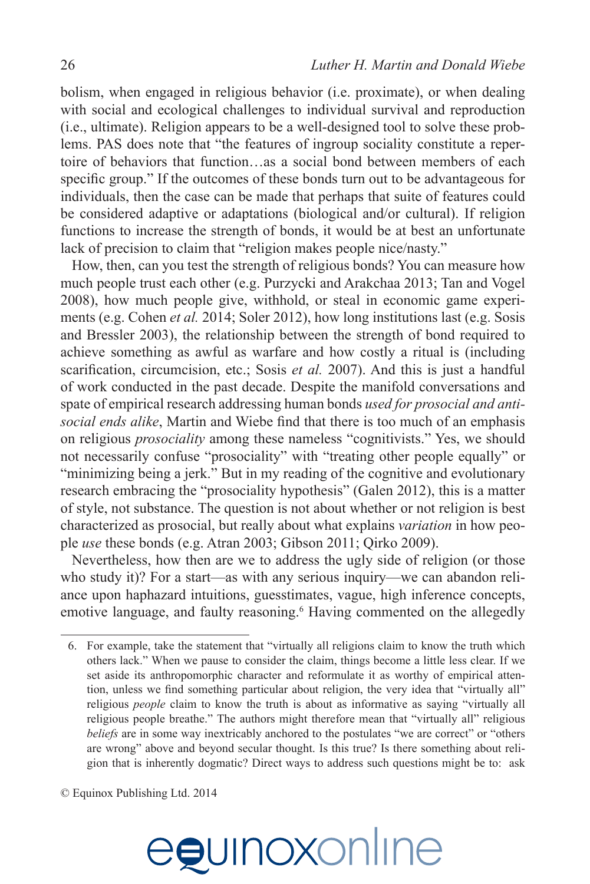bolism, when engaged in religious behavior (i.e. proximate), or when dealing with social and ecological challenges to individual survival and reproduction (i.e., ultimate). Religion appears to be a well-designed tool to solve these problems. PAS does note that "the features of ingroup sociality constitute a repertoire of behaviors that function…as a social bond between members of each specific group." If the outcomes of these bonds turn out to be advantageous for individuals, then the case can be made that perhaps that suite of features could be considered adaptive or adaptations (biological and/or cultural). If religion functions to increase the strength of bonds, it would be at best an unfortunate lack of precision to claim that "religion makes people nice/nasty."

How, then, can you test the strength of religious bonds? You can measure how much people trust each other (e.g. Purzycki and Arakchaa 2013; Tan and Vogel 2008), how much people give, withhold, or steal in economic game experiments (e.g. Cohen *et al.* 2014; Soler 2012), how long institutions last (e.g. Sosis and Bressler 2003), the relationship between the strength of bond required to achieve something as awful as warfare and how costly a ritual is (including scarification, circumcision, etc.; Sosis *et al.* 2007). And this is just a handful of work conducted in the past decade. Despite the manifold conversations and spate of empirical research addressing human bonds *used for prosocial and anti-social ends alike*, Martin and Wiebe find that there is too much of an emphasis on religious *prosociality* among these nameless "cognitivists." Yes, we should not necessarily confuse "prosociality" with "treating other people equally" or "minimizing being a jerk." But in my reading of the cognitive and evolutionary research embracing the "prosociality hypothesis" (Galen 2012), this is a matter of style, not substance. The question is not about whether or not religion is best characterized as prosocial, but really about what explains *variation* in how people *use* these bonds (e.g. Atran 2003; Gibson 2011; Qirko 2009).

Nevertheless, how then are we to address the ugly side of religion (or those who study it)? For a start—as with any serious inquiry—we can abandon reliance upon haphazard intuitions, guesstimates, vague, high inference concepts, emotive language, and faulty reasoning.[6] Having commented on the allegedly

6. For example, take the statement that "virtually all religions claim to know the truth which others lack." When we pause to consider the claim, things become a little less clear. If we set aside its anthropomorphic character and reformulate it as worthy of empirical attention, unless we find something particular about religion, the very idea that "virtually all" religious *people* claim to know the truth is about as informative as saying "virtually all religious people breathe." The authors might therefore mean that "virtually all" religious *beliefs* are in some way inextricably anchored to the postulates "we are correct" or "others are wrong" above and beyond secular thought. Is this true? Is there something about religion that is inherently dogmatic? Direct ways to address such questions might be to: ask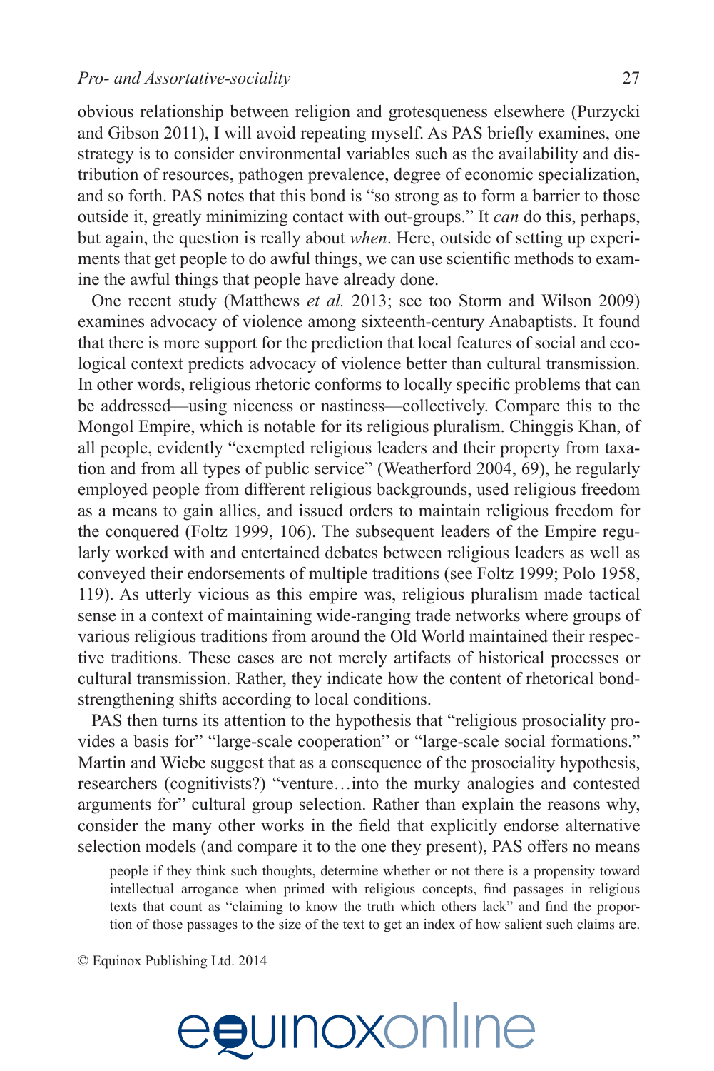obvious relationship between religion and grotesqueness elsewhere (Purzycki and Gibson 2011), I will avoid repeating myself. As PAS briefly examines, one strategy is to consider environmental variables such as the availability and distribution of resources, pathogen prevalence, degree of economic specialization, and so forth. PAS notes that this bond is "so strong as to form a barrier to those outside it, greatly minimizing contact with out-groups." It *can* do this, perhaps, but again, the question is really about *when*. Here, outside of setting up experiments that get people to do awful things, we can use scientific methods to examine the awful things that people have already done.

One recent study (Matthews *et al.* 2013; see too Storm and Wilson 2009) examines advocacy of violence among sixteenth-century Anabaptists. It found that there is more support for the prediction that local features of social and ecological context predicts advocacy of violence better than cultural transmission. In other words, religious rhetoric conforms to locally specific problems that can be addressed—using niceness or nastiness—collectively. Compare this to the Mongol Empire, which is notable for its religious pluralism. Chinggis Khan, of all people, evidently "exempted religious leaders and their property from taxation and from all types of public service" (Weatherford 2004, 69), he regularly employed people from different religious backgrounds, used religious freedom as a means to gain allies, and issued orders to maintain religious freedom for the conquered (Foltz 1999, 106). The subsequent leaders of the Empire regularly worked with and entertained debates between religious leaders as well as conveyed their endorsements of multiple traditions (see Foltz 1999; Polo 1958, 119). As utterly vicious as this empire was, religious pluralism made tactical sense in a context of maintaining wide-ranging trade networks where groups of various religious traditions from around the Old World maintained their respective traditions. These cases are not merely artifacts of historical processes or cultural transmission. Rather, they indicate how the content of rhetorical bond-strengthening shifts according to local conditions.

PAS then turns its attention to the hypothesis that "religious prosociality provides a basis for" "large-scale cooperation" or "large-scale social formations." Martin and Wiebe suggest that as a consequence of the prosociality hypothesis, researchers (cognitivists?) "venture…into the murky analogies and contested arguments for" cultural group selection. Rather than explain the reasons why, consider the many other works in the field that explicitly endorse alternative selection models (and compare it to the one they present), PAS offers no means

people if they think such thoughts, determine whether or not there is a propensity toward intellectual arrogance when primed with religious concepts, find passages in religious texts that count as "claiming to know the truth which others lack" and find the proportion of those passages to the size of the text to get an index of how salient such claims are.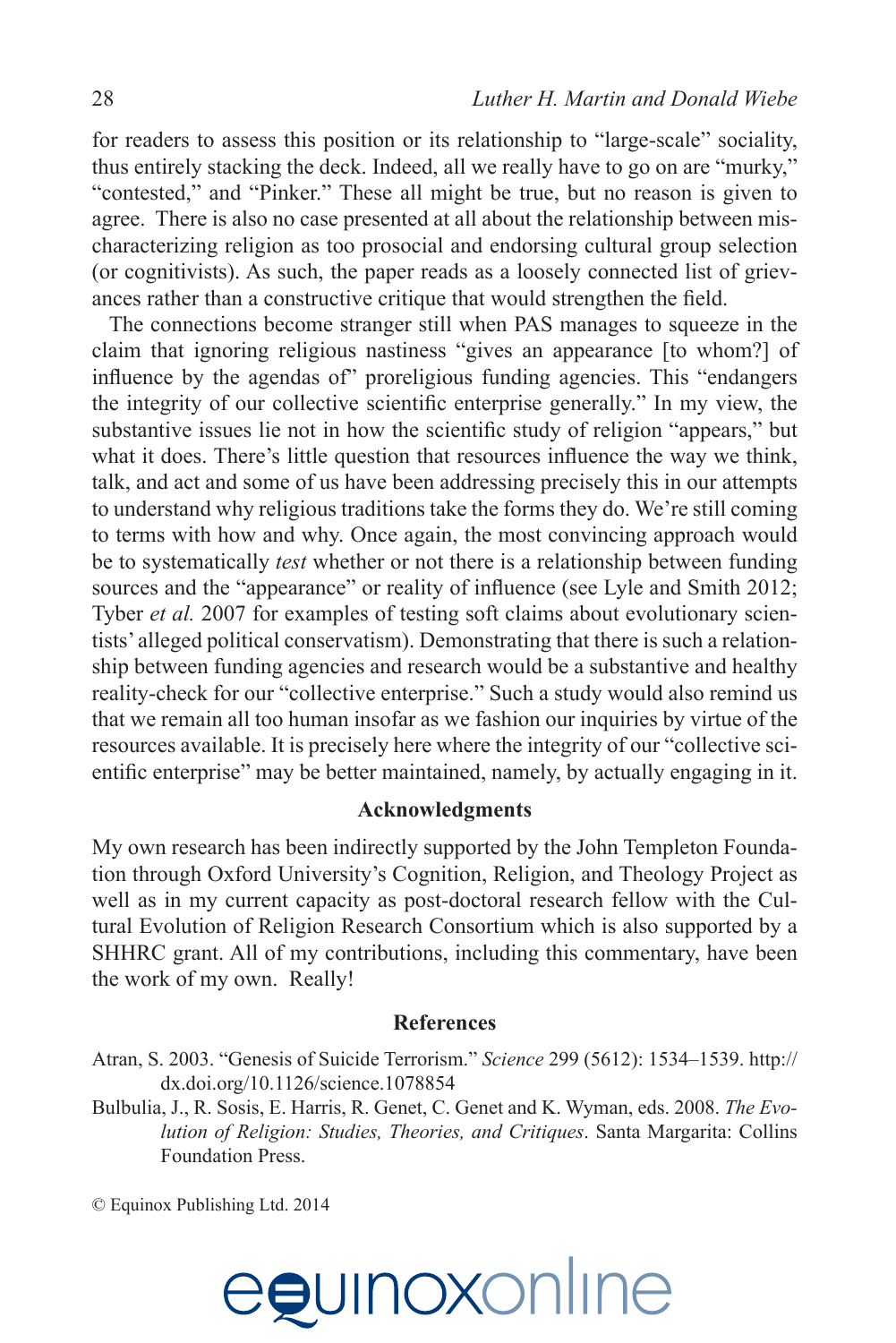for readers to assess this position or its relationship to "large-scale" sociality, thus entirely stacking the deck. Indeed, all we really have to go on are "murky," "contested," and "Pinker." These all might be true, but no reason is given to agree. There is also no case presented at all about the relationship between mischaracterizing religion as too prosocial and endorsing cultural group selection (or cognitivists). As such, the paper reads as a loosely connected list of grievances rather than a constructive critique that would strengthen the field.

The connections become stranger still when PAS manages to squeeze in the claim that ignoring religious nastiness "gives an appearance [to whom?] of influence by the agendas of" proreligious funding agencies. This "endangers the integrity of our collective scientific enterprise generally." In my view, the substantive issues lie not in how the scientific study of religion "appears," but what it does. There's little question that resources influence the way we think, talk, and act and some of us have been addressing precisely this in our attempts to understand why religious traditions take the forms they do. We're still coming to terms with how and why. Once again, the most convincing approach would be to systematically *test* whether or not there is a relationship between funding sources and the "appearance" or reality of influence (see Lyle and Smith 2012; Tyber *et al.* 2007 for examples of testing soft claims about evolutionary scientists' alleged political conservatism). Demonstrating that there is such a relationship between funding agencies and research would be a substantive and healthy reality-check for our "collective enterprise." Such a study would also remind us that we remain all too human insofar as we fashion our inquiries by virtue of the resources available. It is precisely here where the integrity of our "collective scientific enterprise" may be better maintained, namely, by actually engaging in it.

## Acknowledgments

My own research has been indirectly supported by the John Templeton Foundation through Oxford University's Cognition, Religion, and Theology Project as well as in my current capacity as post-doctoral research fellow with the Cultural Evolution of Religion Research Consortium which is also supported by a SHHRC grant. All of my contributions, including this commentary, have been the work of my own. Really!

## References

Atran, S. 2003. "Genesis of Suicide Terrorism." *Science* 299 (5612): 1534–1539. http://dx.doi.org/10.1126/science.1078854

Bulbulia, J., R. Sosis, E. Harris, R. Genet, C. Genet and K. Wyman, eds. 2008. *The Evolution of Religion: Studies, Theories, and Critiques*. Santa Margarita: Collins Foundation Press.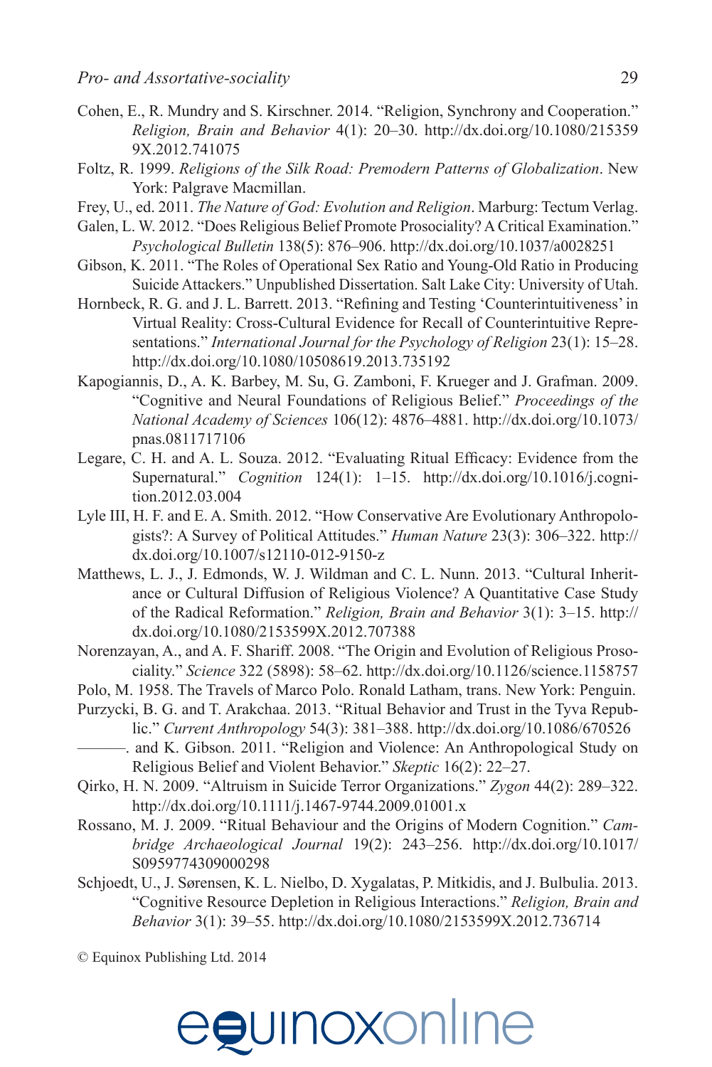Cohen, E., R. Mundry and S. Kirschner. 2014. "Religion, Synchrony and Cooperation." *Religion, Brain and Behavior* 4(1): 20–30. http://dx.doi.org/10.1080/2153599X.2012.741075

Foltz, R. 1999. *Religions of the Silk Road: Premodern Patterns of Globalization*. New York: Palgrave Macmillan.

Frey, U., ed. 2011. *The Nature of God: Evolution and Religion*. Marburg: Tectum Verlag.

Galen, L. W. 2012. "Does Religious Belief Promote Prosociality? A Critical Examination." *Psychological Bulletin* 138(5): 876–906. http://dx.doi.org/10.1037/a0028251

Gibson, K. 2011. "The Roles of Operational Sex Ratio and Young-Old Ratio in Producing Suicide Attackers." Unpublished Dissertation. Salt Lake City: University of Utah.

Hornbeck, R. G. and J. L. Barrett. 2013. "Refining and Testing 'Counterintuitiveness' in Virtual Reality: Cross-Cultural Evidence for Recall of Counterintuitive Representations." *International Journal for the Psychology of Religion* 23(1): 15–28. http://dx.doi.org/10.1080/10508619.2013.735192

Kapogiannis, D., A. K. Barbey, M. Su, G. Zamboni, F. Krueger and J. Grafman. 2009. "Cognitive and Neural Foundations of Religious Belief." *Proceedings of the National Academy of Sciences* 106(12): 4876–4881. http://dx.doi.org/10.1073/pnas.0811717106

Legare, C. H. and A. L. Souza. 2012. "Evaluating Ritual Efficacy: Evidence from the Supernatural." *Cognition* 124(1): 1–15. http://dx.doi.org/10.1016/j.cognition.2012.03.004

Lyle III, H. F. and E. A. Smith. 2012. "How Conservative Are Evolutionary Anthropologists?: A Survey of Political Attitudes." *Human Nature* 23(3): 306–322. http://dx.doi.org/10.1007/s12110-012-9150-z

Matthews, L. J., J. Edmonds, W. J. Wildman and C. L. Nunn. 2013. "Cultural Inheritance or Cultural Diffusion of Religious Violence? A Quantitative Case Study of the Radical Reformation." *Religion, Brain and Behavior* 3(1): 3–15. http://dx.doi.org/10.1080/2153599X.2012.707388

Norenzayan, A., and A. F. Shariff. 2008. "The Origin and Evolution of Religious Prosociality." *Science* 322 (5898): 58–62. http://dx.doi.org/10.1126/science.1158757

Polo, M. 1958. The Travels of Marco Polo. Ronald Latham, trans. New York: Penguin.

Purzycki, B. G. and T. Arakchaa. 2013. "Ritual Behavior and Trust in the Tyva Republic." *Current Anthropology* 54(3): 381–388. http://dx.doi.org/10.1086/670526

———. and K. Gibson. 2011. "Religion and Violence: An Anthropological Study on Religious Belief and Violent Behavior." *Skeptic* 16(2): 22–27.

Qirko, H. N. 2009. "Altruism in Suicide Terror Organizations." *Zygon* 44(2): 289–322. http://dx.doi.org/10.1111/j.1467-9744.2009.01001.x

Rossano, M. J. 2009. "Ritual Behaviour and the Origins of Modern Cognition." *Cambridge Archaeological Journal* 19(2): 243–256. http://dx.doi.org/10.1017/S0959774309000298

Schjoedt, U., J. Sørensen, K. L. Nielbo, D. Xygalatas, P. Mitkidis, and J. Bulbulia. 2013. "Cognitive Resource Depletion in Religious Interactions." *Religion, Brain and Behavior* 3(1): 39–55. http://dx.doi.org/10.1080/2153599X.2012.736714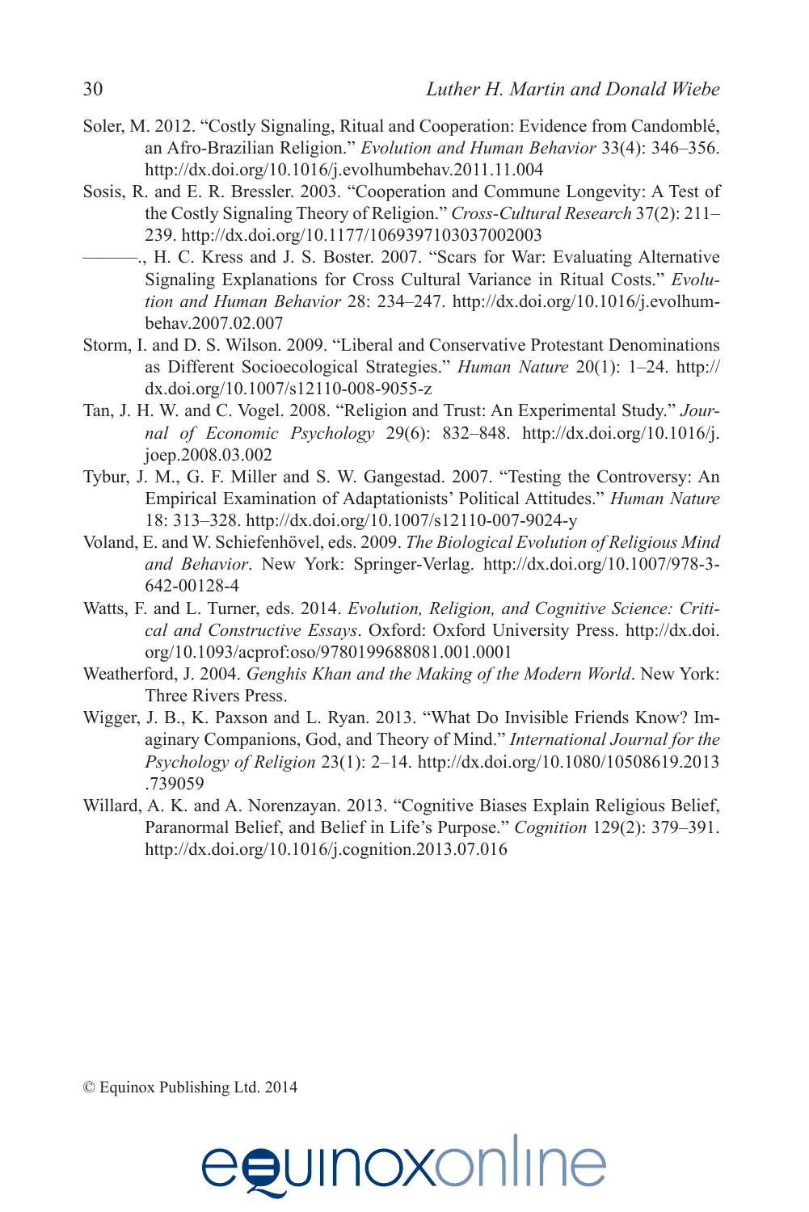Soler, M. 2012. "Costly Signaling, Ritual and Cooperation: Evidence from Candomblé, an Afro-Brazilian Religion." *Evolution and Human Behavior* 33(4): 346–356. http://dx.doi.org/10.1016/j.evolhumbehav.2011.11.004

Sosis, R. and E. R. Bressler. 2003. "Cooperation and Commune Longevity: A Test of the Costly Signaling Theory of Religion." *Cross-Cultural Research* 37(2): 211–239. http://dx.doi.org/10.1177/1069397103037002003

———., H. C. Kress and J. S. Boster. 2007. "Scars for War: Evaluating Alternative Signaling Explanations for Cross Cultural Variance in Ritual Costs." *Evolution and Human Behavior* 28: 234–247. http://dx.doi.org/10.1016/j.evolhumbehav.2007.02.007

Storm, I. and D. S. Wilson. 2009. "Liberal and Conservative Protestant Denominations as Different Socioecological Strategies." *Human Nature* 20(1): 1–24. http://dx.doi.org/10.1007/s12110-008-9055-z

Tan, J. H. W. and C. Vogel. 2008. "Religion and Trust: An Experimental Study." *Journal of Economic Psychology* 29(6): 832–848. http://dx.doi.org/10.1016/j.joep.2008.03.002

Tybur, J. M., G. F. Miller and S. W. Gangestad. 2007. "Testing the Controversy: An Empirical Examination of Adaptationists' Political Attitudes." *Human Nature* 18: 313–328. http://dx.doi.org/10.1007/s12110-007-9024-y

Voland, E. and W. Schiefenhövel, eds. 2009. *The Biological Evolution of Religious Mind and Behavior*. New York: Springer-Verlag. http://dx.doi.org/10.1007/978-3-642-00128-4

Watts, F. and L. Turner, eds. 2014. *Evolution, Religion, and Cognitive Science: Critical and Constructive Essays*. Oxford: Oxford University Press. http://dx.doi.org/10.1093/acprof:oso/9780199688081.001.0001

Weatherford, J. 2004. *Genghis Khan and the Making of the Modern World*. New York: Three Rivers Press.

Wigger, J. B., K. Paxson and L. Ryan. 2013. "What Do Invisible Friends Know? Imaginary Companions, God, and Theory of Mind." *International Journal for the Psychology of Religion* 23(1): 2–14. http://dx.doi.org/10.1080/10508619.2013.739059

Willard, A. K. and A. Norenzayan. 2013. "Cognitive Biases Explain Religious Belief, Paranormal Belief, and Belief in Life's Purpose." *Cognition* 129(2): 379–391. http://dx.doi.org/10.1016/j.cognition.2013.07.016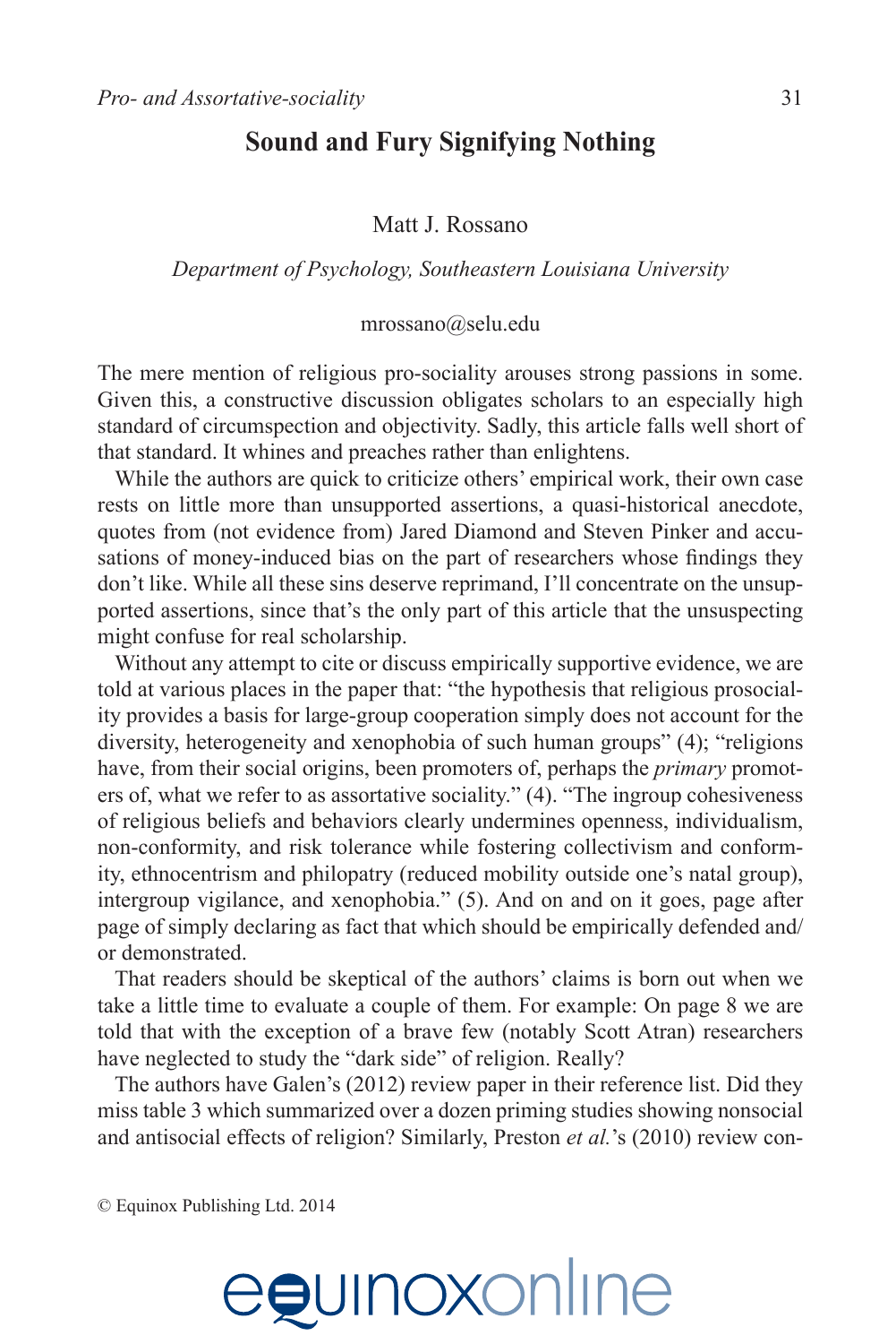## Sound and Fury Signifying Nothing

Matt J. Rossano

*Department of Psychology, Southeastern Louisiana University*

mrossano@selu.edu

The mere mention of religious pro-sociality arouses strong passions in some. Given this, a constructive discussion obligates scholars to an especially high standard of circumspection and objectivity. Sadly, this article falls well short of that standard. It whines and preaches rather than enlightens.

While the authors are quick to criticize others' empirical work, their own case rests on little more than unsupported assertions, a quasi-historical anecdote, quotes from (not evidence from) Jared Diamond and Steven Pinker and accusations of money-induced bias on the part of researchers whose findings they don't like. While all these sins deserve reprimand, I'll concentrate on the unsupported assertions, since that's the only part of this article that the unsuspecting might confuse for real scholarship.

Without any attempt to cite or discuss empirically supportive evidence, we are told at various places in the paper that: "the hypothesis that religious prosociality provides a basis for large-group cooperation simply does not account for the diversity, heterogeneity and xenophobia of such human groups" (4); "religions have, from their social origins, been promoters of, perhaps the *primary* promoters of, what we refer to as assortative sociality." (4). "The ingroup cohesiveness of religious beliefs and behaviors clearly undermines openness, individualism, non-conformity, and risk tolerance while fostering collectivism and conformity, ethnocentrism and philopatry (reduced mobility outside one's natal group), intergroup vigilance, and xenophobia." (5). And on and on it goes, page after page of simply declaring as fact that which should be empirically defended and/or demonstrated.

That readers should be skeptical of the authors' claims is born out when we take a little time to evaluate a couple of them. For example: On page 8 we are told that with the exception of a brave few (notably Scott Atran) researchers have neglected to study the "dark side" of religion. Really?

The authors have Galen's (2012) review paper in their reference list. Did they miss table 3 which summarized over a dozen priming studies showing nonsocial and antisocial effects of religion? Similarly, Preston *et al.*'s (2010) review con-

© Equinox Publishing Ltd. 2014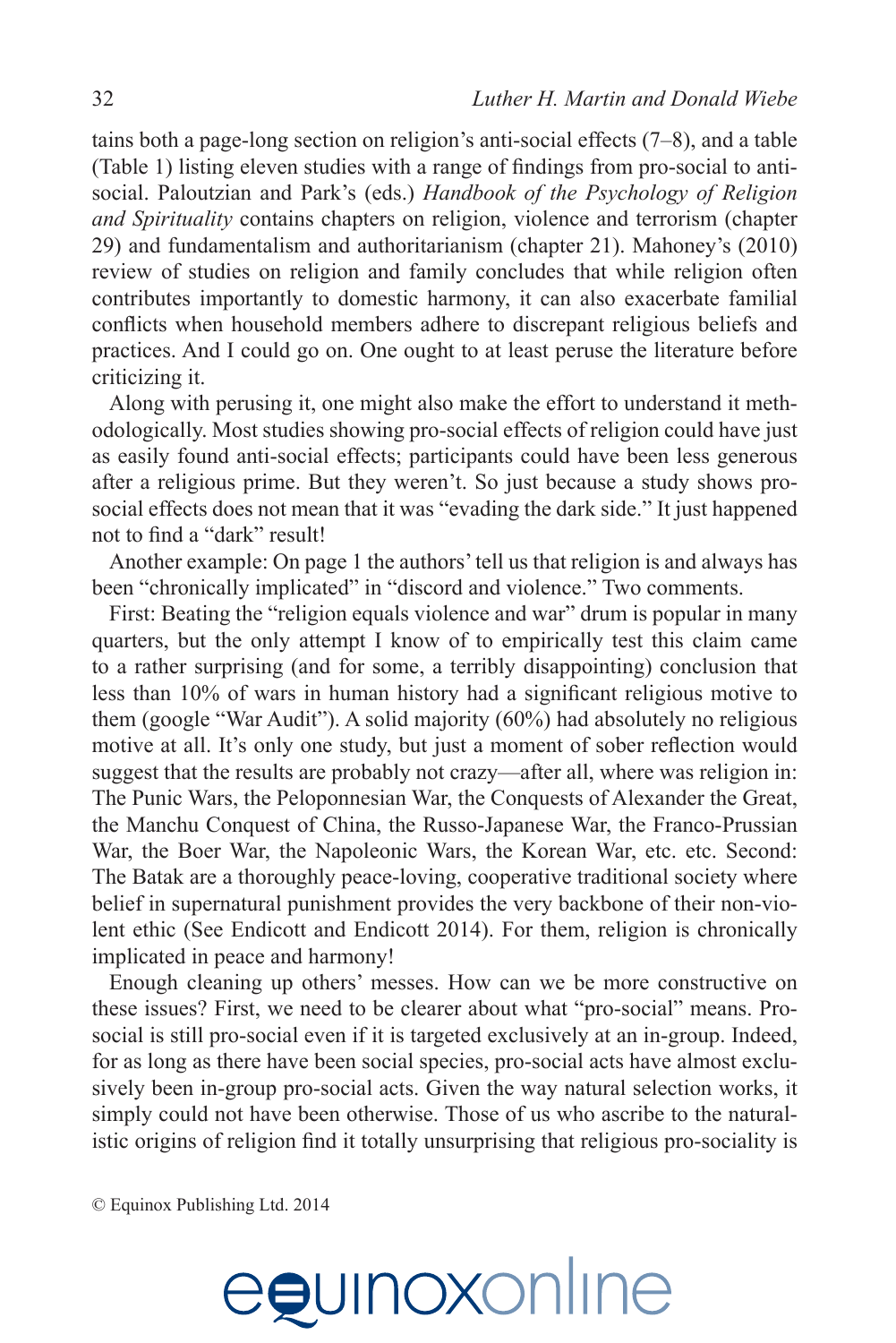tains both a page-long section on religion's anti-social effects (7–8), and a table (Table 1) listing eleven studies with a range of findings from pro-social to anti-social. Paloutzian and Park's (eds.) *Handbook of the Psychology of Religion and Spirituality* contains chapters on religion, violence and terrorism (chapter 29) and fundamentalism and authoritarianism (chapter 21). Mahoney's (2010) review of studies on religion and family concludes that while religion often contributes importantly to domestic harmony, it can also exacerbate familial conflicts when household members adhere to discrepant religious beliefs and practices. And I could go on. One ought to at least peruse the literature before criticizing it.

Along with perusing it, one might also make the effort to understand it methodologically. Most studies showing pro-social effects of religion could have just as easily found anti-social effects; participants could have been less generous after a religious prime. But they weren't. So just because a study shows pro-social effects does not mean that it was "evading the dark side." It just happened not to find a "dark" result!

Another example: On page 1 the authors' tell us that religion is and always has been "chronically implicated" in "discord and violence." Two comments.

First: Beating the "religion equals violence and war" drum is popular in many quarters, but the only attempt I know of to empirically test this claim came to a rather surprising (and for some, a terribly disappointing) conclusion that less than 10% of wars in human history had a significant religious motive to them (google "War Audit"). A solid majority (60%) had absolutely no religious motive at all. It's only one study, but just a moment of sober reflection would suggest that the results are probably not crazy—after all, where was religion in: The Punic Wars, the Peloponnesian War, the Conquests of Alexander the Great, the Manchu Conquest of China, the Russo-Japanese War, the Franco-Prussian War, the Boer War, the Napoleonic Wars, the Korean War, etc. etc. Second: The Batak are a thoroughly peace-loving, cooperative traditional society where belief in supernatural punishment provides the very backbone of their non-violent ethic (See Endicott and Endicott 2014). For them, religion is chronically implicated in peace and harmony!

Enough cleaning up others' messes. How can we be more constructive on these issues? First, we need to be clearer about what "pro-social" means. Pro-social is still pro-social even if it is targeted exclusively at an in-group. Indeed, for as long as there have been social species, pro-social acts have almost exclusively been in-group pro-social acts. Given the way natural selection works, it simply could not have been otherwise. Those of us who ascribe to the naturalistic origins of religion find it totally unsurprising that religious pro-sociality is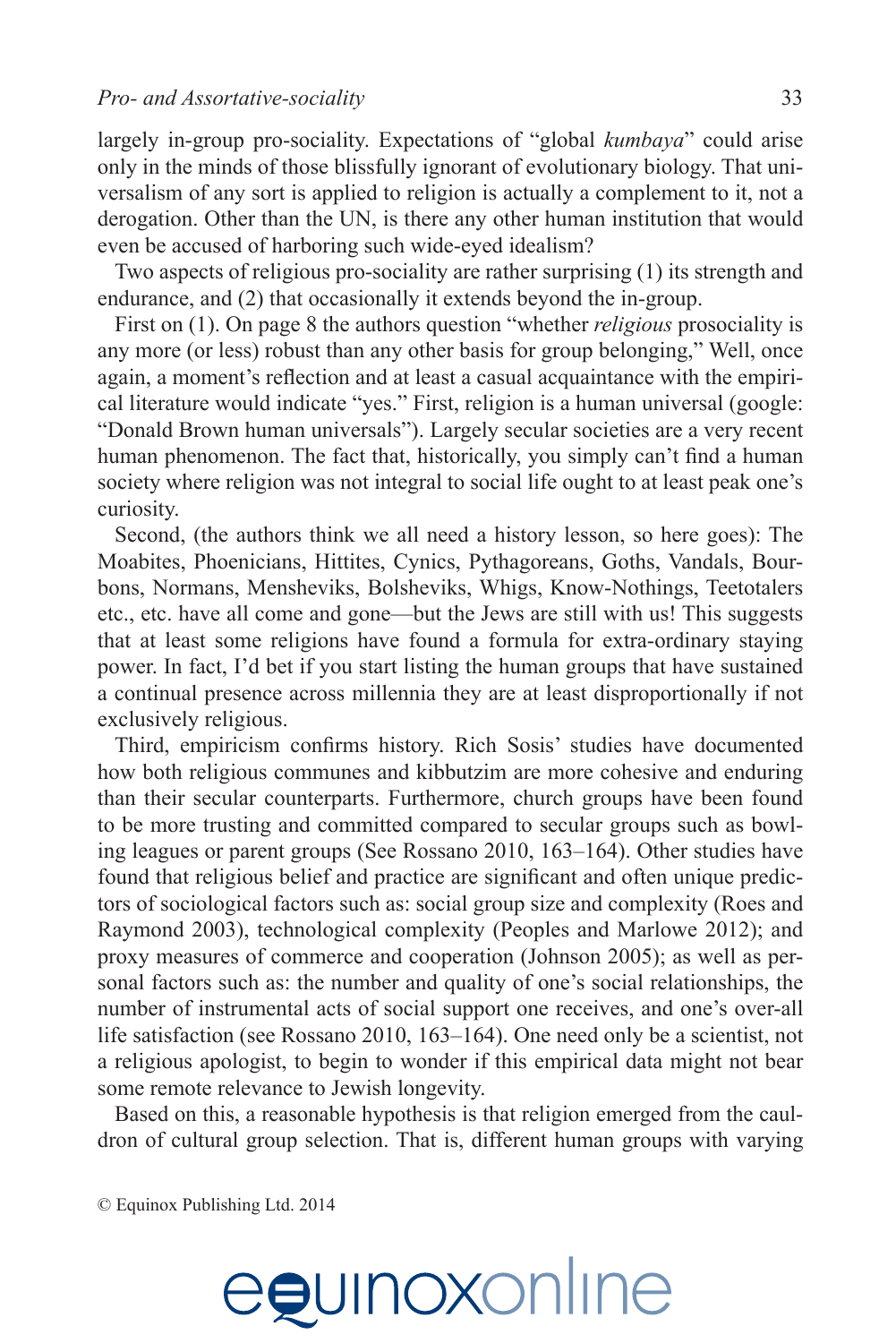largely in-group pro-sociality. Expectations of "global *kumbaya*" could arise only in the minds of those blissfully ignorant of evolutionary biology. That universalism of any sort is applied to religion is actually a complement to it, not a derogation. Other than the UN, is there any other human institution that would even be accused of harboring such wide-eyed idealism?

Two aspects of religious pro-sociality are rather surprising (1) its strength and endurance, and (2) that occasionally it extends beyond the in-group.

First on (1). On page 8 the authors question "whether *religious* prosociality is any more (or less) robust than any other basis for group belonging," Well, once again, a moment's reflection and at least a casual acquaintance with the empirical literature would indicate "yes." First, religion is a human universal (google: "Donald Brown human universals"). Largely secular societies are a very recent human phenomenon. The fact that, historically, you simply can't find a human society where religion was not integral to social life ought to at least peak one's curiosity.

Second, (the authors think we all need a history lesson, so here goes): The Moabites, Phoenicians, Hittites, Cynics, Pythagoreans, Goths, Vandals, Bourbons, Normans, Mensheviks, Bolsheviks, Whigs, Know-Nothings, Teetotalers etc., etc. have all come and gone—but the Jews are still with us! This suggests that at least some religions have found a formula for extra-ordinary staying power. In fact, I'd bet if you start listing the human groups that have sustained a continual presence across millennia they are at least disproportionally if not exclusively religious.

Third, empiricism confirms history. Rich Sosis' studies have documented how both religious communes and kibbutzim are more cohesive and enduring than their secular counterparts. Furthermore, church groups have been found to be more trusting and committed compared to secular groups such as bowling leagues or parent groups (See Rossano 2010, 163–164). Other studies have found that religious belief and practice are significant and often unique predictors of sociological factors such as: social group size and complexity (Roes and Raymond 2003), technological complexity (Peoples and Marlowe 2012); and proxy measures of commerce and cooperation (Johnson 2005); as well as personal factors such as: the number and quality of one's social relationships, the number of instrumental acts of social support one receives, and one's over-all life satisfaction (see Rossano 2010, 163–164). One need only be a scientist, not a religious apologist, to begin to wonder if this empirical data might not bear some remote relevance to Jewish longevity.

Based on this, a reasonable hypothesis is that religion emerged from the cauldron of cultural group selection. That is, different human groups with varying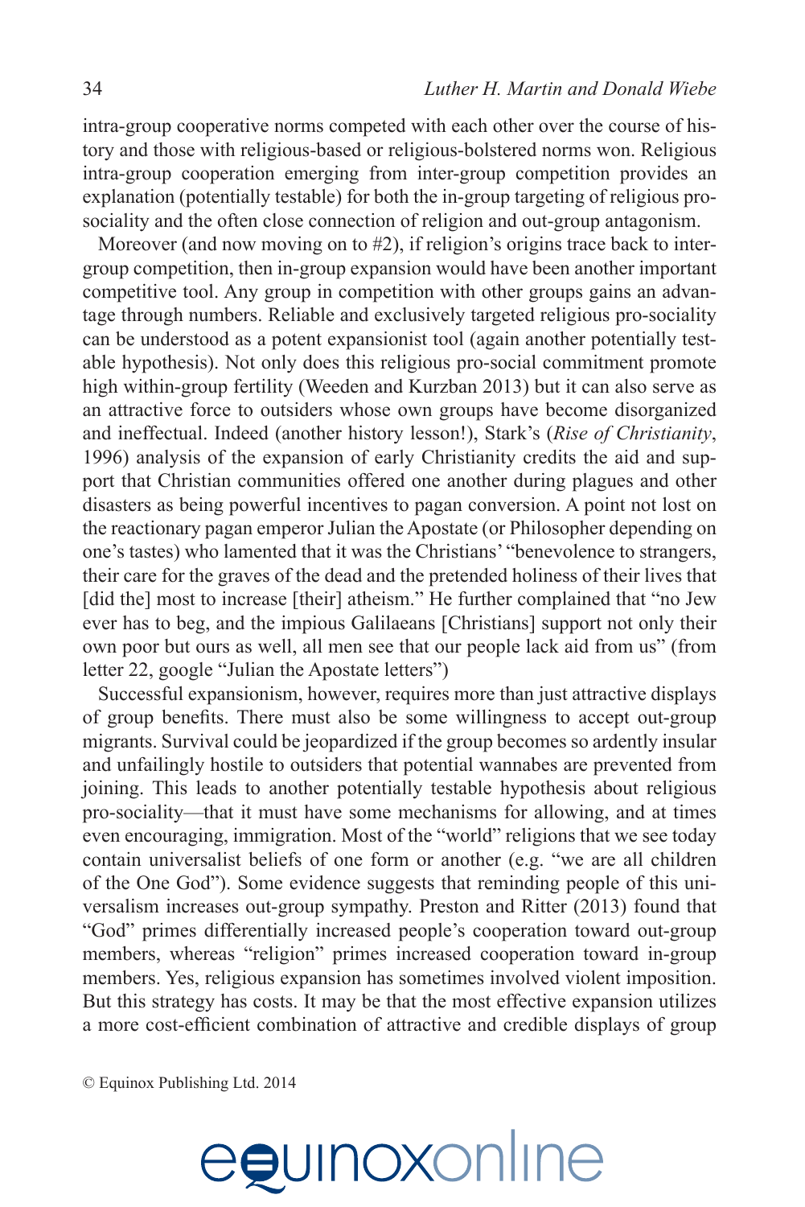intra-group cooperative norms competed with each other over the course of history and those with religious-based or religious-bolstered norms won. Religious intra-group cooperation emerging from inter-group competition provides an explanation (potentially testable) for both the in-group targeting of religious pro-sociality and the often close connection of religion and out-group antagonism.

Moreover (and now moving on to #2), if religion's origins trace back to inter-group competition, then in-group expansion would have been another important competitive tool. Any group in competition with other groups gains an advantage through numbers. Reliable and exclusively targeted religious pro-sociality can be understood as a potent expansionist tool (again another potentially testable hypothesis). Not only does this religious pro-social commitment promote high within-group fertility (Weeden and Kurzban 2013) but it can also serve as an attractive force to outsiders whose own groups have become disorganized and ineffectual. Indeed (another history lesson!), Stark's (*Rise of Christianity*, 1996) analysis of the expansion of early Christianity credits the aid and support that Christian communities offered one another during plagues and other disasters as being powerful incentives to pagan conversion. A point not lost on the reactionary pagan emperor Julian the Apostate (or Philosopher depending on one's tastes) who lamented that it was the Christians' "benevolence to strangers, their care for the graves of the dead and the pretended holiness of their lives that [did the] most to increase [their] atheism." He further complained that "no Jew ever has to beg, and the impious Galilaeans [Christians] support not only their own poor but ours as well, all men see that our people lack aid from us" (from letter 22, google "Julian the Apostate letters")

Successful expansionism, however, requires more than just attractive displays of group benefits. There must also be some willingness to accept out-group migrants. Survival could be jeopardized if the group becomes so ardently insular and unfailingly hostile to outsiders that potential wannabes are prevented from joining. This leads to another potentially testable hypothesis about religious pro-sociality—that it must have some mechanisms for allowing, and at times even encouraging, immigration. Most of the "world" religions that we see today contain universalist beliefs of one form or another (e.g. "we are all children of the One God"). Some evidence suggests that reminding people of this universalism increases out-group sympathy. Preston and Ritter (2013) found that "God" primes differentially increased people's cooperation toward out-group members, whereas "religion" primes increased cooperation toward in-group members. Yes, religious expansion has sometimes involved violent imposition. But this strategy has costs. It may be that the most effective expansion utilizes a more cost-efficient combination of attractive and credible displays of group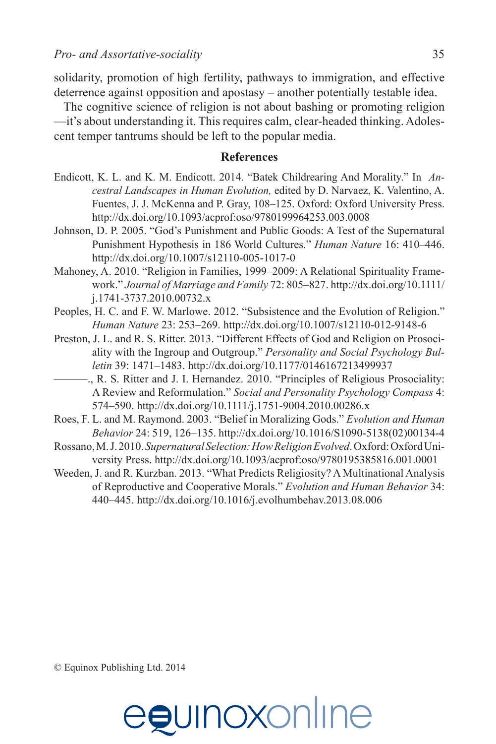solidarity, promotion of high fertility, pathways to immigration, and effective deterrence against opposition and apostasy – another potentially testable idea.

The cognitive science of religion is not about bashing or promoting religion—it's about understanding it. This requires calm, clear-headed thinking. Adolescent temper tantrums should be left to the popular media.

## References

Endicott, K. L. and K. M. Endicott. 2014. "Batek Childrearing And Morality." In *Ancestral Landscapes in Human Evolution,* edited by D. Narvaez, K. Valentino, A. Fuentes, J. J. McKenna and P. Gray, 108–125. Oxford: Oxford University Press. http://dx.doi.org/10.1093/acprof:oso/9780199964253.003.0008

Johnson, D. P. 2005. "God's Punishment and Public Goods: A Test of the Supernatural Punishment Hypothesis in 186 World Cultures." *Human Nature* 16: 410–446. http://dx.doi.org/10.1007/s12110-005-1017-0

Mahoney, A. 2010. "Religion in Families, 1999–2009: A Relational Spirituality Framework." *Journal of Marriage and Family* 72: 805–827. http://dx.doi.org/10.1111/j.1741-3737.2010.00732.x

Peoples, H. C. and F. W. Marlowe. 2012. "Subsistence and the Evolution of Religion." *Human Nature* 23: 253–269. http://dx.doi.org/10.1007/s12110-012-9148-6

Preston, J. L. and R. S. Ritter. 2013. "Different Effects of God and Religion on Prosociality with the Ingroup and Outgroup." *Personality and Social Psychology Bulletin* 39: 1471–1483. http://dx.doi.org/10.1177/0146167213499937

———., R. S. Ritter and J. I. Hernandez. 2010. "Principles of Religious Prosociality: A Review and Reformulation." *Social and Personality Psychology Compass* 4: 574–590. http://dx.doi.org/10.1111/j.1751-9004.2010.00286.x

Roes, F. L. and M. Raymond. 2003. "Belief in Moralizing Gods." *Evolution and Human Behavior* 24: 519, 126–135. http://dx.doi.org/10.1016/S1090-5138(02)00134-4

Rossano, M. J. 2010. *Supernatural Selection: How Religion Evolved*. Oxford: Oxford University Press. http://dx.doi.org/10.1093/acprof:oso/9780195385816.001.0001

Weeden, J. and R. Kurzban. 2013. "What Predicts Religiosity? A Multinational Analysis of Reproductive and Cooperative Morals." *Evolution and Human Behavior* 34: 440–445. http://dx.doi.org/10.1016/j.evolhumbehav.2013.08.006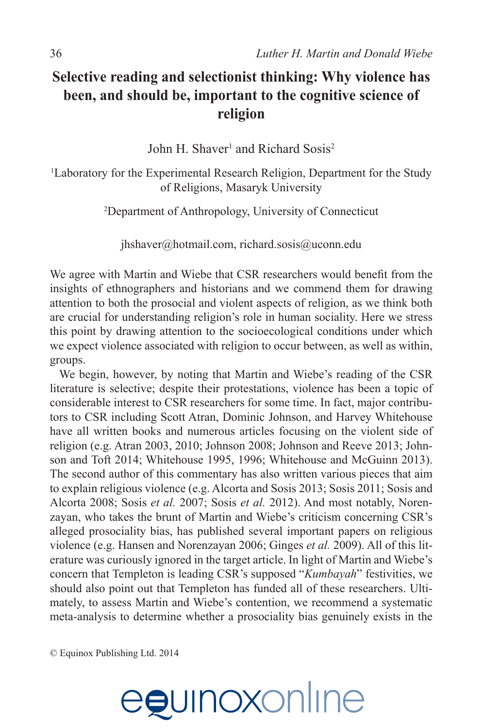# Selective reading and selectionist thinking: Why violence has been, and should be, important to the cognitive science of religion

John H. Shaver[1] and Richard Sosis[2]

[1]Laboratory for the Experimental Research Religion, Department for the Study of Religions, Masaryk University

[2]Department of Anthropology, University of Connecticut

jhshaver@hotmail.com, richard.sosis@uconn.edu

We agree with Martin and Wiebe that CSR researchers would benefit from the insights of ethnographers and historians and we commend them for drawing attention to both the prosocial and violent aspects of religion, as we think both are crucial for understanding religion's role in human sociality. Here we stress this point by drawing attention to the socioecological conditions under which we expect violence associated with religion to occur between, as well as within, groups.

We begin, however, by noting that Martin and Wiebe's reading of the CSR literature is selective; despite their protestations, violence has been a topic of considerable interest to CSR researchers for some time. In fact, major contributors to CSR including Scott Atran, Dominic Johnson, and Harvey Whitehouse have all written books and numerous articles focusing on the violent side of religion (e.g. Atran 2003, 2010; Johnson 2008; Johnson and Reeve 2013; Johnson and Toft 2014; Whitehouse 1995, 1996; Whitehouse and McGuinn 2013). The second author of this commentary has also written various pieces that aim to explain religious violence (e.g. Alcorta and Sosis 2013; Sosis 2011; Sosis and Alcorta 2008; Sosis *et al.* 2007; Sosis *et al.* 2012). And most notably, Norenzayan, who takes the brunt of Martin and Wiebe's criticism concerning CSR's alleged prosociality bias, has published several important papers on religious violence (e.g. Hansen and Norenzayan 2006; Ginges *et al.* 2009). All of this literature was curiously ignored in the target article. In light of Martin and Wiebe's concern that Templeton is leading CSR's supposed "*Kumbayah*" festivities, we should also point out that Templeton has funded all of these researchers. Ultimately, to assess Martin and Wiebe's contention, we recommend a systematic meta-analysis to determine whether a prosociality bias genuinely exists in the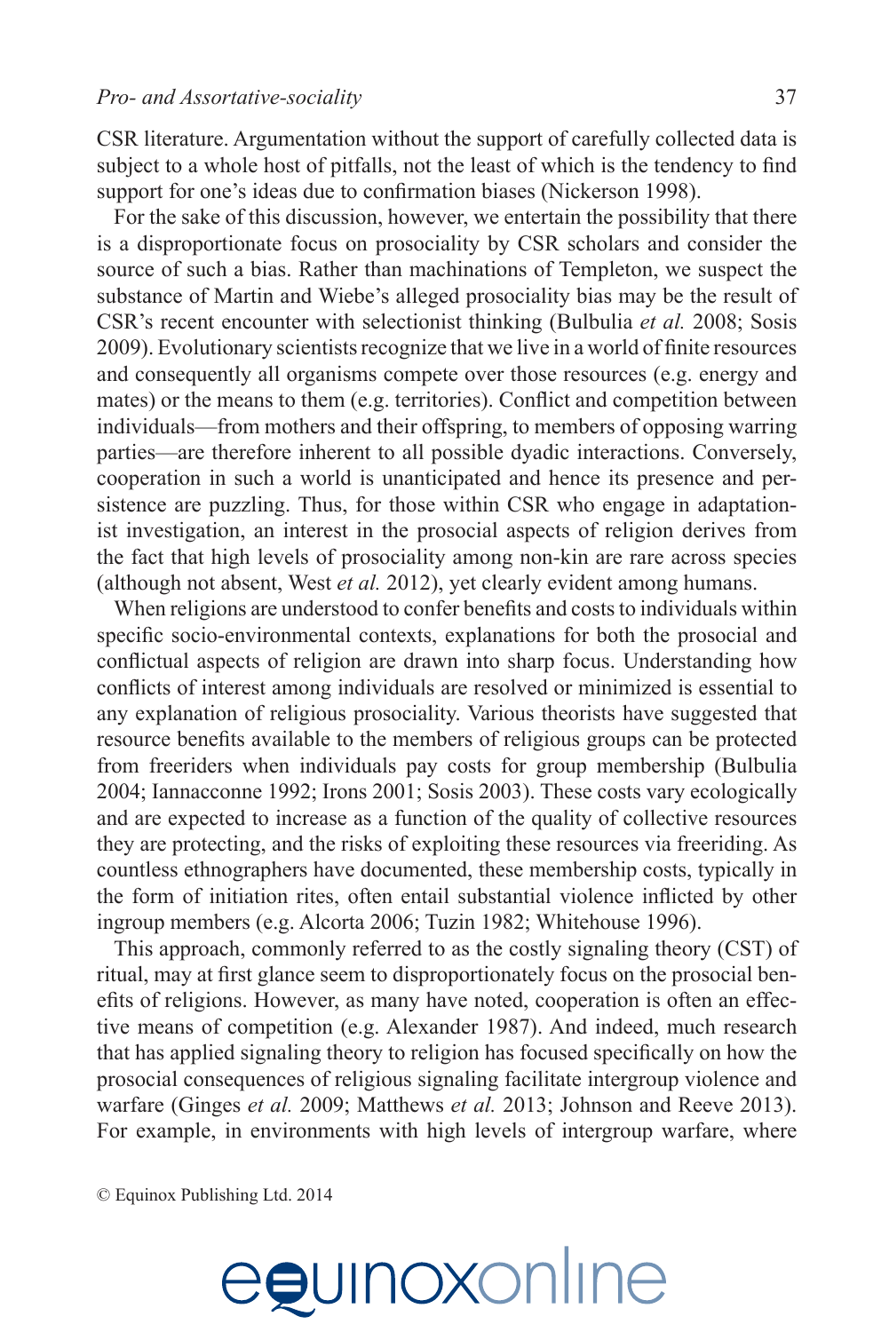CSR literature. Argumentation without the support of carefully collected data is subject to a whole host of pitfalls, not the least of which is the tendency to find support for one's ideas due to confirmation biases (Nickerson 1998).

For the sake of this discussion, however, we entertain the possibility that there is a disproportionate focus on prosociality by CSR scholars and consider the source of such a bias. Rather than machinations of Templeton, we suspect the substance of Martin and Wiebe's alleged prosociality bias may be the result of CSR's recent encounter with selectionist thinking (Bulbulia *et al.* 2008; Sosis 2009). Evolutionary scientists recognize that we live in a world of finite resources and consequently all organisms compete over those resources (e.g. energy and mates) or the means to them (e.g. territories). Conflict and competition between individuals—from mothers and their offspring, to members of opposing warring parties—are therefore inherent to all possible dyadic interactions. Conversely, cooperation in such a world is unanticipated and hence its presence and persistence are puzzling. Thus, for those within CSR who engage in adaptationist investigation, an interest in the prosocial aspects of religion derives from the fact that high levels of prosociality among non-kin are rare across species (although not absent, West *et al.* 2012), yet clearly evident among humans.

When religions are understood to confer benefits and costs to individuals within specific socio-environmental contexts, explanations for both the prosocial and conflictual aspects of religion are drawn into sharp focus. Understanding how conflicts of interest among individuals are resolved or minimized is essential to any explanation of religious prosociality. Various theorists have suggested that resource benefits available to the members of religious groups can be protected from freeriders when individuals pay costs for group membership (Bulbulia 2004; Iannacconne 1992; Irons 2001; Sosis 2003). These costs vary ecologically and are expected to increase as a function of the quality of collective resources they are protecting, and the risks of exploiting these resources via freeriding. As countless ethnographers have documented, these membership costs, typically in the form of initiation rites, often entail substantial violence inflicted by other ingroup members (e.g. Alcorta 2006; Tuzin 1982; Whitehouse 1996).

This approach, commonly referred to as the costly signaling theory (CST) of ritual, may at first glance seem to disproportionately focus on the prosocial benefits of religions. However, as many have noted, cooperation is often an effective means of competition (e.g. Alexander 1987). And indeed, much research that has applied signaling theory to religion has focused specifically on how the prosocial consequences of religious signaling facilitate intergroup violence and warfare (Ginges *et al.* 2009; Matthews *et al.* 2013; Johnson and Reeve 2013). For example, in environments with high levels of intergroup warfare, where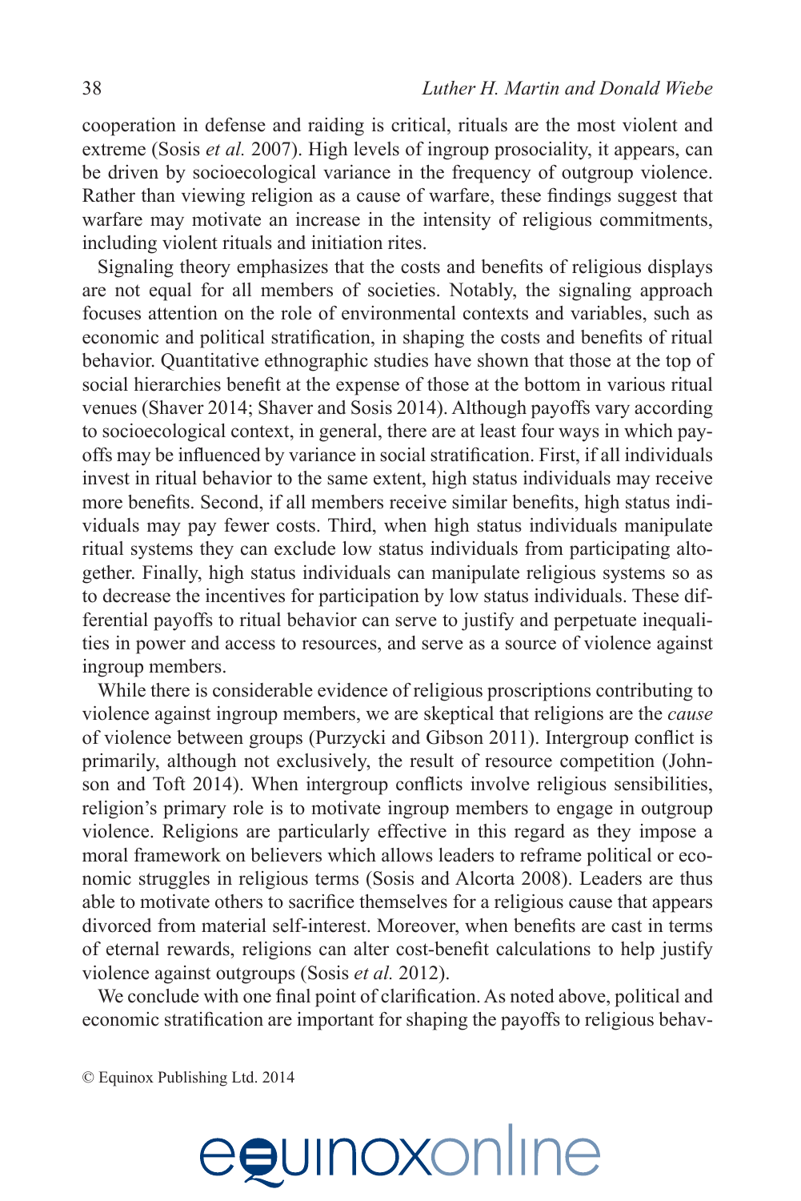cooperation in defense and raiding is critical, rituals are the most violent and extreme (Sosis *et al.* 2007). High levels of ingroup prosociality, it appears, can be driven by socioecological variance in the frequency of outgroup violence. Rather than viewing religion as a cause of warfare, these findings suggest that warfare may motivate an increase in the intensity of religious commitments, including violent rituals and initiation rites.

Signaling theory emphasizes that the costs and benefits of religious displays are not equal for all members of societies. Notably, the signaling approach focuses attention on the role of environmental contexts and variables, such as economic and political stratification, in shaping the costs and benefits of ritual behavior. Quantitative ethnographic studies have shown that those at the top of social hierarchies benefit at the expense of those at the bottom in various ritual venues (Shaver 2014; Shaver and Sosis 2014). Although payoffs vary according to socioecological context, in general, there are at least four ways in which payoffs may be influenced by variance in social stratification. First, if all individuals invest in ritual behavior to the same extent, high status individuals may receive more benefits. Second, if all members receive similar benefits, high status individuals may pay fewer costs. Third, when high status individuals manipulate ritual systems they can exclude low status individuals from participating altogether. Finally, high status individuals can manipulate religious systems so as to decrease the incentives for participation by low status individuals. These differential payoffs to ritual behavior can serve to justify and perpetuate inequalities in power and access to resources, and serve as a source of violence against ingroup members.

While there is considerable evidence of religious proscriptions contributing to violence against ingroup members, we are skeptical that religions are the *cause* of violence between groups (Purzycki and Gibson 2011). Intergroup conflict is primarily, although not exclusively, the result of resource competition (Johnson and Toft 2014). When intergroup conflicts involve religious sensibilities, religion's primary role is to motivate ingroup members to engage in outgroup violence. Religions are particularly effective in this regard as they impose a moral framework on believers which allows leaders to reframe political or economic struggles in religious terms (Sosis and Alcorta 2008). Leaders are thus able to motivate others to sacrifice themselves for a religious cause that appears divorced from material self-interest. Moreover, when benefits are cast in terms of eternal rewards, religions can alter cost-benefit calculations to help justify violence against outgroups (Sosis *et al.* 2012).

We conclude with one final point of clarification. As noted above, political and economic stratification are important for shaping the payoffs to religious behav-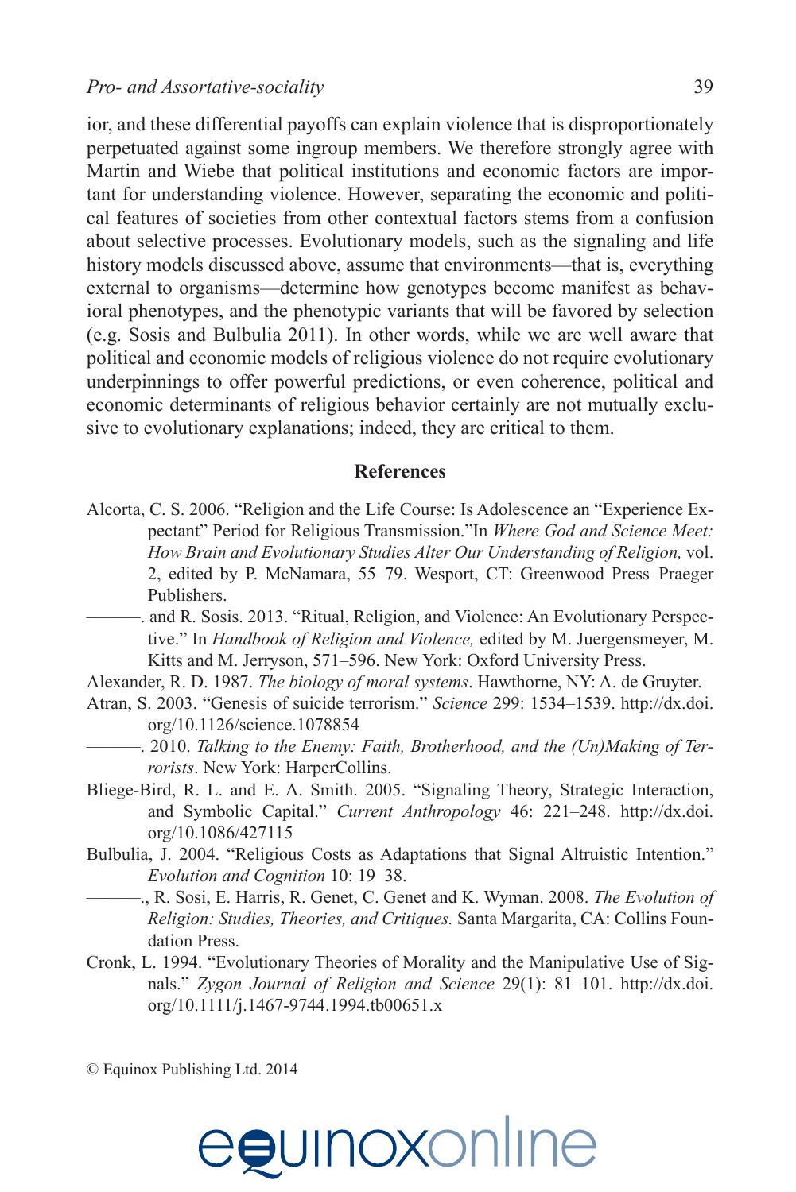ior, and these differential payoffs can explain violence that is disproportionately perpetuated against some ingroup members. We therefore strongly agree with Martin and Wiebe that political institutions and economic factors are important for understanding violence. However, separating the economic and political features of societies from other contextual factors stems from a confusion about selective processes. Evolutionary models, such as the signaling and life history models discussed above, assume that environments—that is, everything external to organisms—determine how genotypes become manifest as behavioral phenotypes, and the phenotypic variants that will be favored by selection (e.g. Sosis and Bulbulia 2011). In other words, while we are well aware that political and economic models of religious violence do not require evolutionary underpinnings to offer powerful predictions, or even coherence, political and economic determinants of religious behavior certainly are not mutually exclusive to evolutionary explanations; indeed, they are critical to them.

## References

Alcorta, C. S. 2006. "Religion and the Life Course: Is Adolescence an "Experience Expectant" Period for Religious Transmission."In *Where God and Science Meet: How Brain and Evolutionary Studies Alter Our Understanding of Religion,* vol. 2, edited by P. McNamara, 55–79. Wesport, CT: Greenwood Press–Praeger Publishers.

———. and R. Sosis. 2013. "Ritual, Religion, and Violence: An Evolutionary Perspective." In *Handbook of Religion and Violence,* edited by M. Juergensmeyer, M. Kitts and M. Jerryson, 571–596. New York: Oxford University Press.

Alexander, R. D. 1987. *The biology of moral systems*. Hawthorne, NY: A. de Gruyter.

Atran, S. 2003. "Genesis of suicide terrorism." *Science* 299: 1534–1539. http://dx.doi.org/10.1126/science.1078854

———. 2010. *Talking to the Enemy: Faith, Brotherhood, and the (Un)Making of Terrorists*. New York: HarperCollins.

Bliege-Bird, R. L. and E. A. Smith. 2005. "Signaling Theory, Strategic Interaction, and Symbolic Capital." *Current Anthropology* 46: 221–248. http://dx.doi.org/10.1086/427115

Bulbulia, J. 2004. "Religious Costs as Adaptations that Signal Altruistic Intention." *Evolution and Cognition* 10: 19–38.

———., R. Sosi, E. Harris, R. Genet, C. Genet and K. Wyman. 2008. *The Evolution of Religion: Studies, Theories, and Critiques.* Santa Margarita, CA: Collins Foundation Press.

Cronk, L. 1994. "Evolutionary Theories of Morality and the Manipulative Use of Signals." *Zygon Journal of Religion and Science* 29(1): 81–101. http://dx.doi.org/10.1111/j.1467-9744.1994.tb00651.x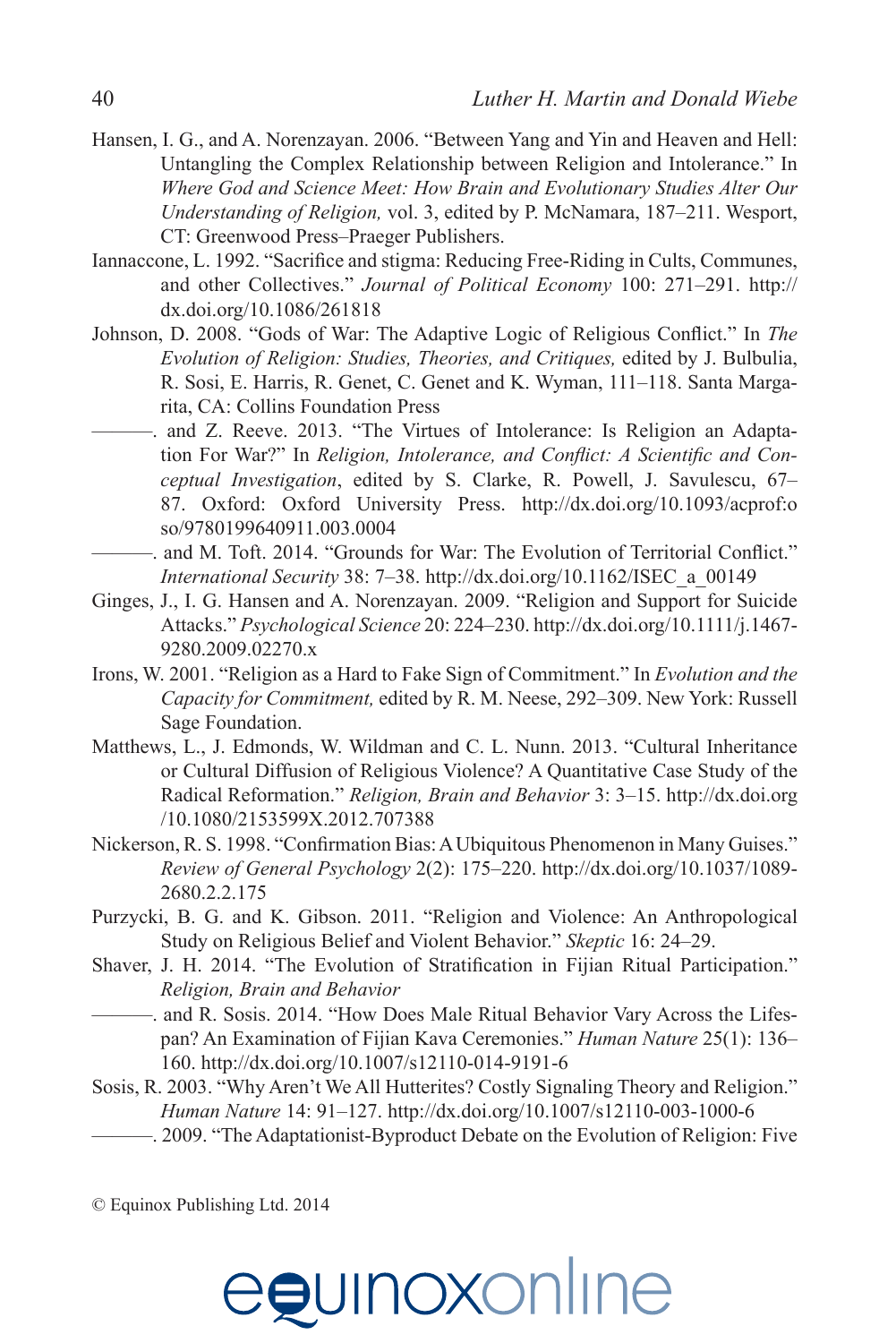Hansen, I. G., and A. Norenzayan. 2006. "Between Yang and Yin and Heaven and Hell: Untangling the Complex Relationship between Religion and Intolerance." In *Where God and Science Meet: How Brain and Evolutionary Studies Alter Our Understanding of Religion,* vol. 3, edited by P. McNamara, 187–211. Wesport, CT: Greenwood Press–Praeger Publishers.

Iannaccone, L. 1992. "Sacrifice and stigma: Reducing Free-Riding in Cults, Communes, and other Collectives." *Journal of Political Economy* 100: 271–291. http://dx.doi.org/10.1086/261818

Johnson, D. 2008. "Gods of War: The Adaptive Logic of Religious Conflict." In *The Evolution of Religion: Studies, Theories, and Critiques,* edited by J. Bulbulia, R. Sosi, E. Harris, R. Genet, C. Genet and K. Wyman, 111–118. Santa Margarita, CA: Collins Foundation Press

———. and Z. Reeve. 2013. "The Virtues of Intolerance: Is Religion an Adaptation For War?" In *Religion, Intolerance, and Conflict: A Scientific and Conceptual Investigation*, edited by S. Clarke, R. Powell, J. Savulescu, 67–87. Oxford: Oxford University Press. http://dx.doi.org/10.1093/acprof:oso/9780199640911.003.0004

———. and M. Toft. 2014. "Grounds for War: The Evolution of Territorial Conflict." *International Security* 38: 7–38. http://dx.doi.org/10.1162/ISEC_a_00149

Ginges, J., I. G. Hansen and A. Norenzayan. 2009. "Religion and Support for Suicide Attacks." *Psychological Science* 20: 224–230. http://dx.doi.org/10.1111/j.1467-9280.2009.02270.x

Irons, W. 2001. "Religion as a Hard to Fake Sign of Commitment." In *Evolution and the Capacity for Commitment,* edited by R. M. Neese, 292–309. New York: Russell Sage Foundation.

Matthews, L., J. Edmonds, W. Wildman and C. L. Nunn. 2013. "Cultural Inheritance or Cultural Diffusion of Religious Violence? A Quantitative Case Study of the Radical Reformation." *Religion, Brain and Behavior* 3: 3–15. http://dx.doi.org/10.1080/2153599X.2012.707388

Nickerson, R. S. 1998. "Confirmation Bias: A Ubiquitous Phenomenon in Many Guises." *Review of General Psychology* 2(2): 175–220. http://dx.doi.org/10.1037/1089-2680.2.2.175

Purzycki, B. G. and K. Gibson. 2011. "Religion and Violence: An Anthropological Study on Religious Belief and Violent Behavior." *Skeptic* 16: 24–29.

Shaver, J. H. 2014. "The Evolution of Stratification in Fijian Ritual Participation." *Religion, Brain and Behavior*

———. and R. Sosis. 2014. "How Does Male Ritual Behavior Vary Across the Lifespan? An Examination of Fijian Kava Ceremonies." *Human Nature* 25(1): 136–160. http://dx.doi.org/10.1007/s12110-014-9191-6

Sosis, R. 2003. "Why Aren't We All Hutterites? Costly Signaling Theory and Religion." *Human Nature* 14: 91–127. http://dx.doi.org/10.1007/s12110-003-1000-6

———. 2009. "The Adaptationist-Byproduct Debate on the Evolution of Religion: Five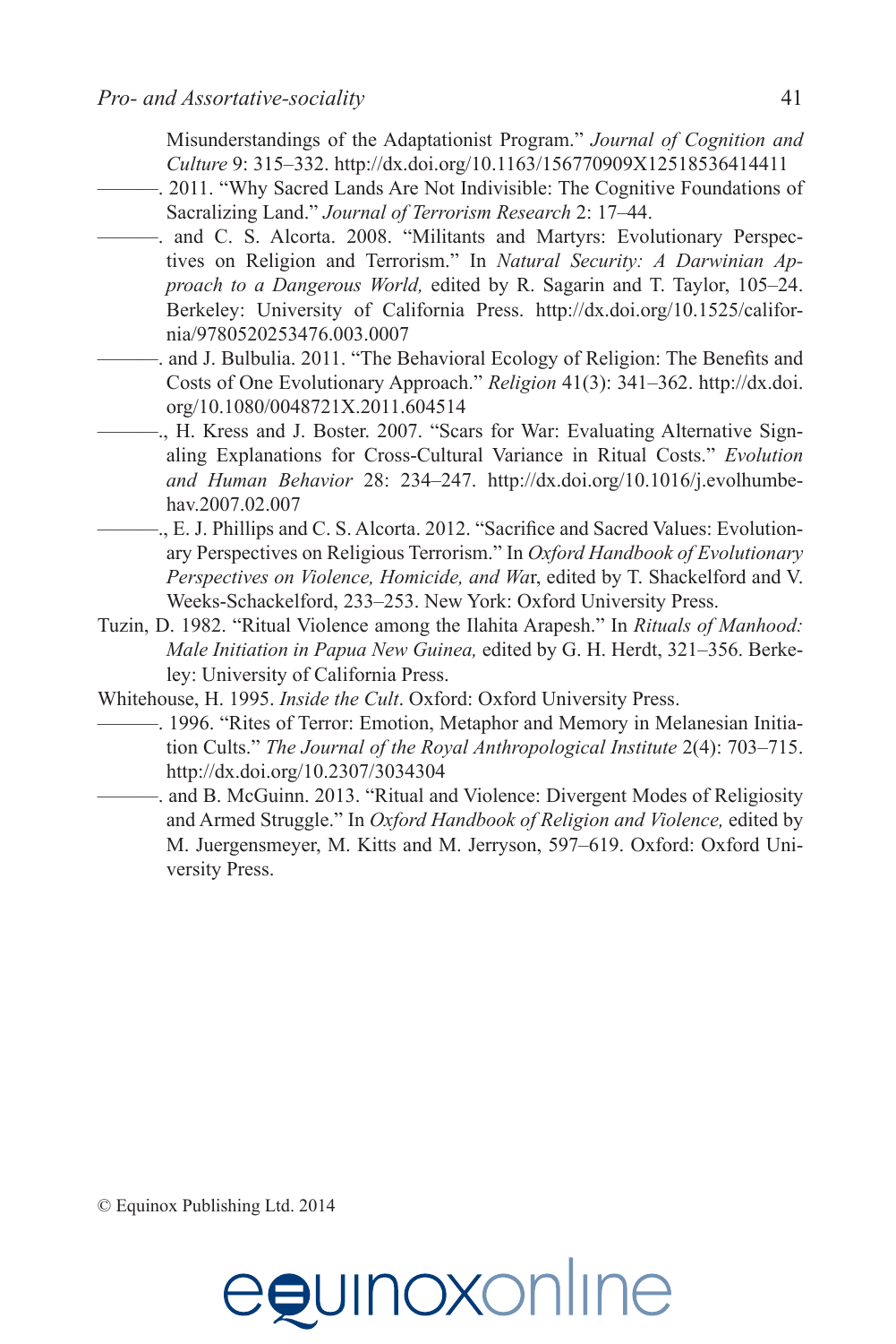Misunderstandings of the Adaptationist Program." *Journal of Cognition and Culture* 9: 315–332. http://dx.doi.org/10.1163/156770909X12518536414411

———. 2011. "Why Sacred Lands Are Not Indivisible: The Cognitive Foundations of Sacralizing Land." *Journal of Terrorism Research* 2: 17–44.

———. and C. S. Alcorta. 2008. "Militants and Martyrs: Evolutionary Perspectives on Religion and Terrorism." In *Natural Security: A Darwinian Approach to a Dangerous World,* edited by R. Sagarin and T. Taylor, 105–24. Berkeley: University of California Press. http://dx.doi.org/10.1525/california/9780520253476.003.0007

———. and J. Bulbulia. 2011. "The Behavioral Ecology of Religion: The Benefits and Costs of One Evolutionary Approach." *Religion* 41(3): 341–362. http://dx.doi.org/10.1080/0048721X.2011.604514

———., H. Kress and J. Boster. 2007. "Scars for War: Evaluating Alternative Signaling Explanations for Cross-Cultural Variance in Ritual Costs." *Evolution and Human Behavior* 28: 234–247. http://dx.doi.org/10.1016/j.evolhumbehav.2007.02.007

———., E. J. Phillips and C. S. Alcorta. 2012. "Sacrifice and Sacred Values: Evolutionary Perspectives on Religious Terrorism." In *Oxford Handbook of Evolutionary Perspectives on Violence, Homicide, and War*, edited by T. Shackelford and V. Weeks-Schackelford, 233–253. New York: Oxford University Press.

Tuzin, D. 1982. "Ritual Violence among the Ilahita Arapesh." In *Rituals of Manhood: Male Initiation in Papua New Guinea,* edited by G. H. Herdt, 321–356. Berkeley: University of California Press.

Whitehouse, H. 1995. *Inside the Cult*. Oxford: Oxford University Press.

———. 1996. "Rites of Terror: Emotion, Metaphor and Memory in Melanesian Initiation Cults." *The Journal of the Royal Anthropological Institute* 2(4): 703–715. http://dx.doi.org/10.2307/3034304

———. and B. McGuinn. 2013. "Ritual and Violence: Divergent Modes of Religiosity and Armed Struggle." In *Oxford Handbook of Religion and Violence,* edited by M. Juergensmeyer, M. Kitts and M. Jerryson, 597–619. Oxford: Oxford University Press.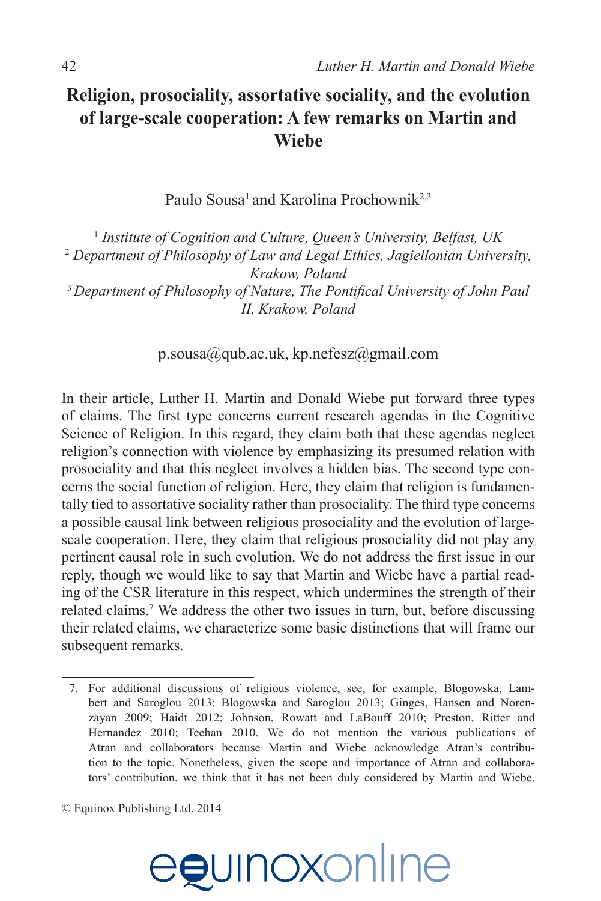# Religion, prosociality, assortative sociality, and the evolution of large-scale cooperation: A few remarks on Martin and Wiebe

Paulo Sousa[1] and Karolina Prochownik[2,3]

[1] *Institute of Cognition and Culture, Queen's University, Belfast, UK*
[2] *Department of Philosophy of Law and Legal Ethics, Jagiellonian University, Krakow, Poland*
[3] *Department of Philosophy of Nature, The Pontifical University of John Paul II, Krakow, Poland*

p.sousa@qub.ac.uk, kp.nefesz@gmail.com

In their article, Luther H. Martin and Donald Wiebe put forward three types of claims. The first type concerns current research agendas in the Cognitive Science of Religion. In this regard, they claim both that these agendas neglect religion's connection with violence by emphasizing its presumed relation with prosociality and that this neglect involves a hidden bias. The second type concerns the social function of religion. Here, they claim that religion is fundamentally tied to assortative sociality rather than prosociality. The third type concerns a possible causal link between religious prosociality and the evolution of large-scale cooperation. Here, they claim that religious prosociality did not play any pertinent causal role in such evolution. We do not address the first issue in our reply, though we would like to say that Martin and Wiebe have a partial reading of the CSR literature in this respect, which undermines the strength of their related claims.[7] We address the other two issues in turn, but, before discussing their related claims, we characterize some basic distinctions that will frame our subsequent remarks.

---

7. For additional discussions of religious violence, see, for example, Blogowska, Lambert and Saroglou 2013; Blogowska and Saroglou 2013; Ginges, Hansen and Norenzayan 2009; Haidt 2012; Johnson, Rowatt and LaBouff 2010; Preston, Ritter and Hernandez 2010; Teehan 2010. We do not mention the various publications of Atran and collaborators because Martin and Wiebe acknowledge Atran's contribution to the topic. Nonetheless, given the scope and importance of Atran and collaborators' contribution, we think that it has not been duly considered by Martin and Wiebe.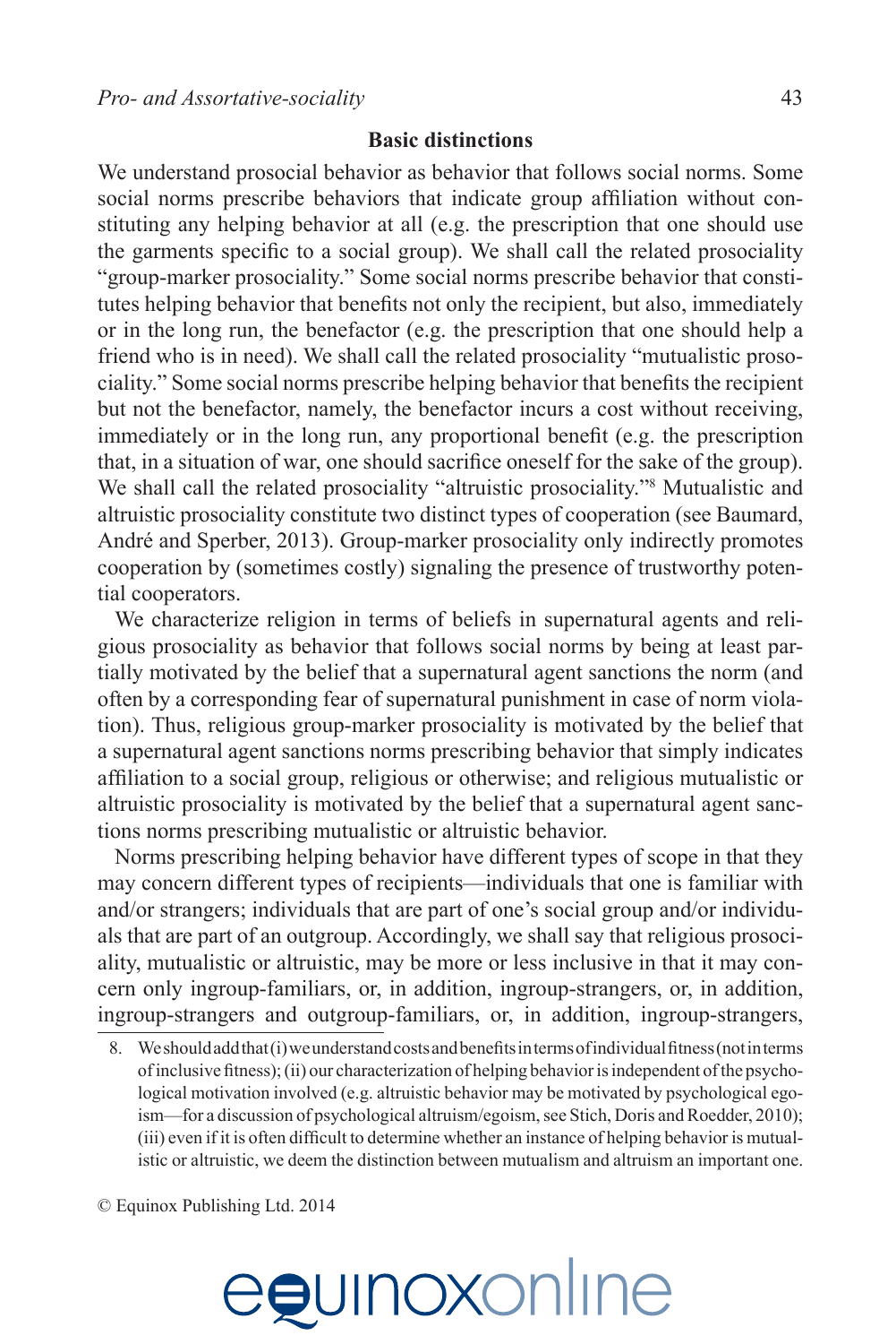## Basic distinctions

We understand prosocial behavior as behavior that follows social norms. Some social norms prescribe behaviors that indicate group affiliation without constituting any helping behavior at all (e.g. the prescription that one should use the garments specific to a social group). We shall call the related prosociality "group-marker prosociality." Some social norms prescribe behavior that constitutes helping behavior that benefits not only the recipient, but also, immediately or in the long run, the benefactor (e.g. the prescription that one should help a friend who is in need). We shall call the related prosociality "mutualistic prosociality." Some social norms prescribe helping behavior that benefits the recipient but not the benefactor, namely, the benefactor incurs a cost without receiving, immediately or in the long run, any proportional benefit (e.g. the prescription that, in a situation of war, one should sacrifice oneself for the sake of the group). We shall call the related prosociality "altruistic prosociality."[8] Mutualistic and altruistic prosociality constitute two distinct types of cooperation (see Baumard, André and Sperber, 2013). Group-marker prosociality only indirectly promotes cooperation by (sometimes costly) signaling the presence of trustworthy potential cooperators.

We characterize religion in terms of beliefs in supernatural agents and religious prosociality as behavior that follows social norms by being at least partially motivated by the belief that a supernatural agent sanctions the norm (and often by a corresponding fear of supernatural punishment in case of norm violation). Thus, religious group-marker prosociality is motivated by the belief that a supernatural agent sanctions norms prescribing behavior that simply indicates affiliation to a social group, religious or otherwise; and religious mutualistic or altruistic prosociality is motivated by the belief that a supernatural agent sanctions norms prescribing mutualistic or altruistic behavior.

Norms prescribing helping behavior have different types of scope in that they may concern different types of recipients—individuals that one is familiar with and/or strangers; individuals that are part of one's social group and/or individuals that are part of an outgroup. Accordingly, we shall say that religious prosociality, mutualistic or altruistic, may be more or less inclusive in that it may concern only ingroup-familiars, or, in addition, ingroup-strangers, or, in addition, ingroup-strangers and outgroup-familiars, or, in addition, ingroup-strangers,

8. We should add that (i) we understand costs and benefits in terms of individual fitness (not in terms of inclusive fitness); (ii) our characterization of helping behavior is independent of the psychological motivation involved (e.g. altruistic behavior may be motivated by psychological egoism—for a discussion of psychological altruism/egoism, see Stich, Doris and Roedder, 2010); (iii) even if it is often difficult to determine whether an instance of helping behavior is mutualistic or altruistic, we deem the distinction between mutualism and altruism an important one.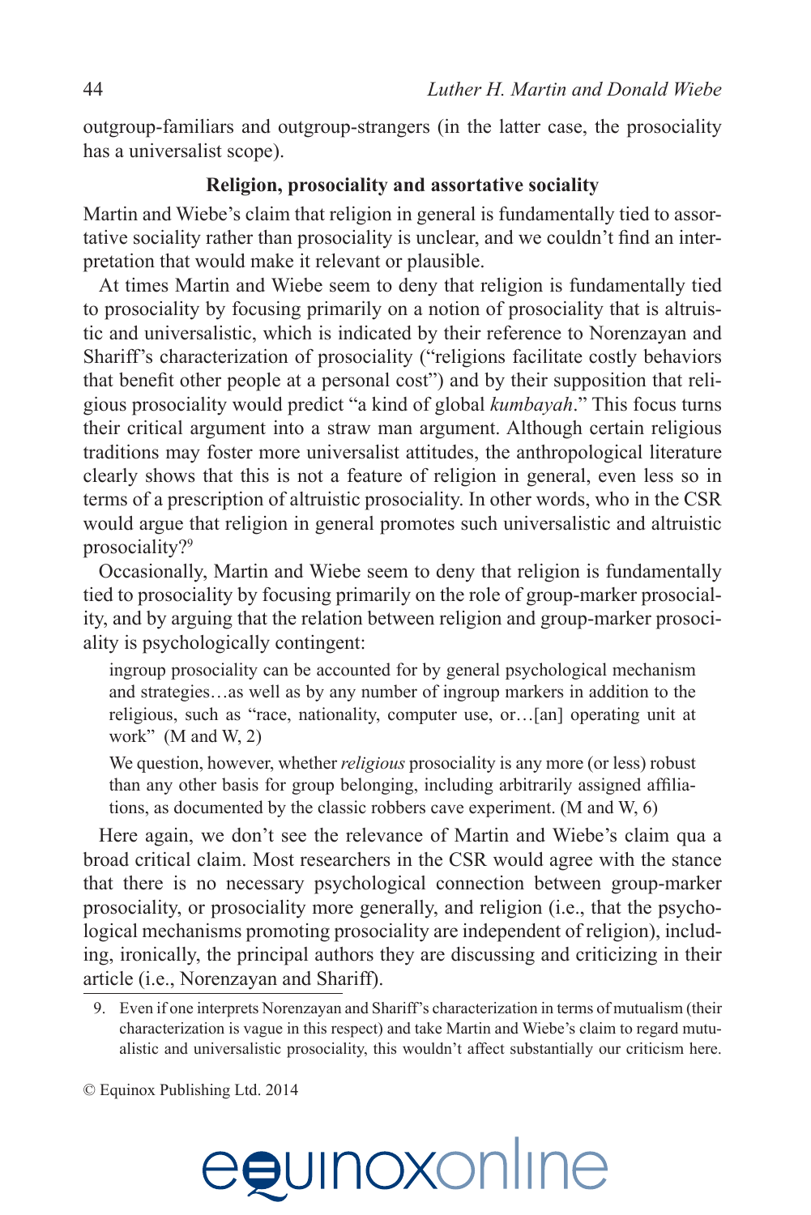outgroup-familiars and outgroup-strangers (in the latter case, the prosociality has a universalist scope).

### Religion, prosociality and assortative sociality

Martin and Wiebe's claim that religion in general is fundamentally tied to assortative sociality rather than prosociality is unclear, and we couldn't find an interpretation that would make it relevant or plausible.

At times Martin and Wiebe seem to deny that religion is fundamentally tied to prosociality by focusing primarily on a notion of prosociality that is altruistic and universalistic, which is indicated by their reference to Norenzayan and Shariff's characterization of prosociality ("religions facilitate costly behaviors that benefit other people at a personal cost") and by their supposition that religious prosociality would predict "a kind of global *kumbayah*." This focus turns their critical argument into a straw man argument. Although certain religious traditions may foster more universalist attitudes, the anthropological literature clearly shows that this is not a feature of religion in general, even less so in terms of a prescription of altruistic prosociality. In other words, who in the CSR would argue that religion in general promotes such universalistic and altruistic prosociality?[9]

Occasionally, Martin and Wiebe seem to deny that religion is fundamentally tied to prosociality by focusing primarily on the role of group-marker prosociality, and by arguing that the relation between religion and group-marker prosociality is psychologically contingent:

> ingroup prosociality can be accounted for by general psychological mechanism and strategies…as well as by any number of ingroup markers in addition to the religious, such as "race, nationality, computer use, or…[an] operating unit at work" (M and W, 2)

> We question, however, whether *religious* prosociality is any more (or less) robust than any other basis for group belonging, including arbitrarily assigned affiliations, as documented by the classic robbers cave experiment. (M and W, 6)

Here again, we don't see the relevance of Martin and Wiebe's claim qua a broad critical claim. Most researchers in the CSR would agree with the stance that there is no necessary psychological connection between group-marker prosociality, or prosociality more generally, and religion (i.e., that the psychological mechanisms promoting prosociality are independent of religion), including, ironically, the principal authors they are discussing and criticizing in their article (i.e., Norenzayan and Shariff).

9. Even if one interprets Norenzayan and Shariff's characterization in terms of mutualism (their characterization is vague in this respect) and take Martin and Wiebe's claim to regard mutualistic and universalistic prosociality, this wouldn't affect substantially our criticism here.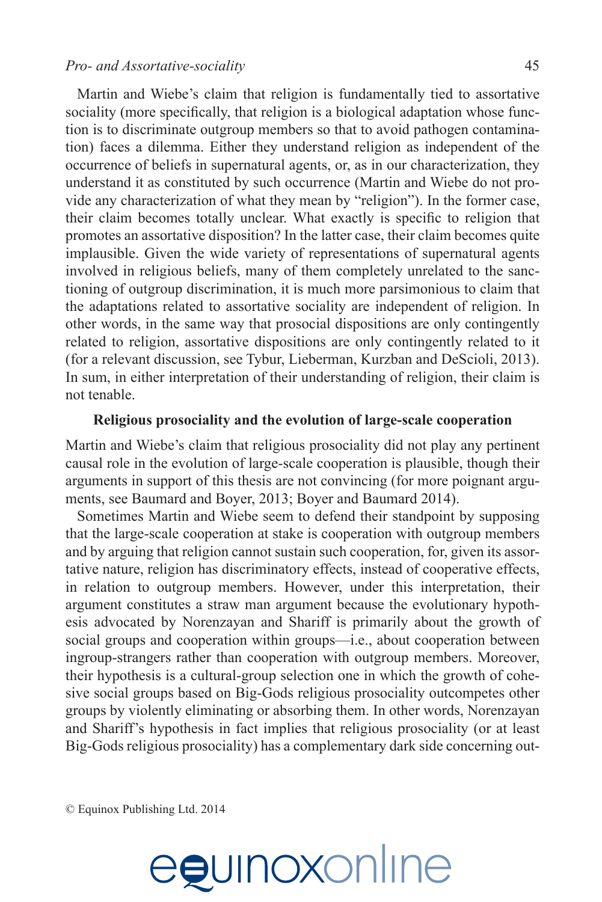Martin and Wiebe's claim that religion is fundamentally tied to assortative sociality (more specifically, that religion is a biological adaptation whose function is to discriminate outgroup members so that to avoid pathogen contamination) faces a dilemma. Either they understand religion as independent of the occurrence of beliefs in supernatural agents, or, as in our characterization, they understand it as constituted by such occurrence (Martin and Wiebe do not provide any characterization of what they mean by "religion"). In the former case, their claim becomes totally unclear. What exactly is specific to religion that promotes an assortative disposition? In the latter case, their claim becomes quite implausible. Given the wide variety of representations of supernatural agents involved in religious beliefs, many of them completely unrelated to the sanctioning of outgroup discrimination, it is much more parsimonious to claim that the adaptations related to assortative sociality are independent of religion. In other words, in the same way that prosocial dispositions are only contingently related to religion, assortative dispositions are only contingently related to it (for a relevant discussion, see Tybur, Lieberman, Kurzban and DeScioli, 2013). In sum, in either interpretation of their understanding of religion, their claim is not tenable.

## Religious prosociality and the evolution of large-scale cooperation

Martin and Wiebe's claim that religious prosociality did not play any pertinent causal role in the evolution of large-scale cooperation is plausible, though their arguments in support of this thesis are not convincing (for more poignant arguments, see Baumard and Boyer, 2013; Boyer and Baumard 2014).

Sometimes Martin and Wiebe seem to defend their standpoint by supposing that the large-scale cooperation at stake is cooperation with outgroup members and by arguing that religion cannot sustain such cooperation, for, given its assortative nature, religion has discriminatory effects, instead of cooperative effects, in relation to outgroup members. However, under this interpretation, their argument constitutes a straw man argument because the evolutionary hypothesis advocated by Norenzayan and Shariff is primarily about the growth of social groups and cooperation within groups—i.e., about cooperation between ingroup-strangers rather than cooperation with outgroup members. Moreover, their hypothesis is a cultural-group selection one in which the growth of cohesive social groups based on Big-Gods religious prosociality outcompetes other groups by violently eliminating or absorbing them. In other words, Norenzayan and Shariff's hypothesis in fact implies that religious prosociality (or at least Big-Gods religious prosociality) has a complementary dark side concerning out-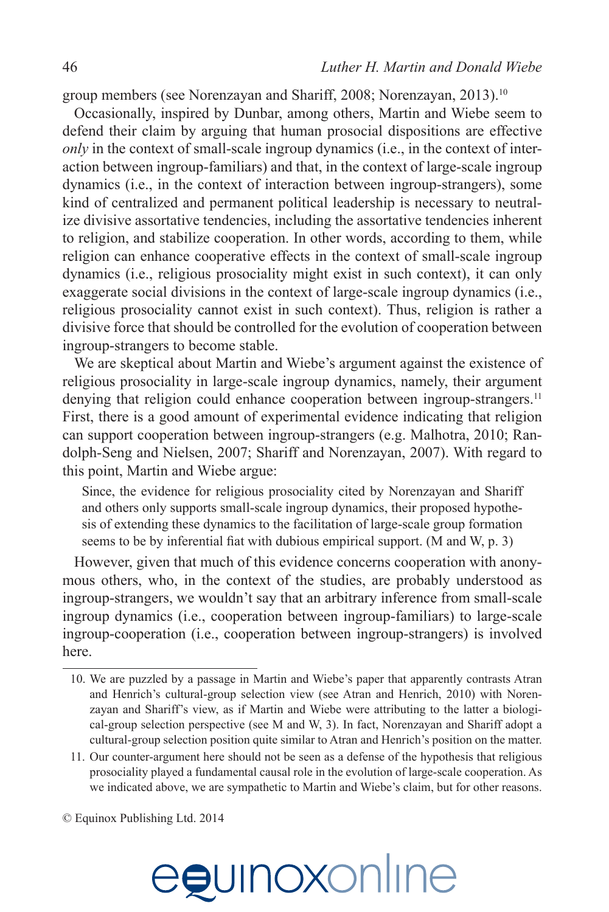group members (see Norenzayan and Shariff, 2008; Norenzayan, 2013).[10]

Occasionally, inspired by Dunbar, among others, Martin and Wiebe seem to defend their claim by arguing that human prosocial dispositions are effective *only* in the context of small-scale ingroup dynamics (i.e., in the context of interaction between ingroup-familiars) and that, in the context of large-scale ingroup dynamics (i.e., in the context of interaction between ingroup-strangers), some kind of centralized and permanent political leadership is necessary to neutralize divisive assortative tendencies, including the assortative tendencies inherent to religion, and stabilize cooperation. In other words, according to them, while religion can enhance cooperative effects in the context of small-scale ingroup dynamics (i.e., religious prosociality might exist in such context), it can only exaggerate social divisions in the context of large-scale ingroup dynamics (i.e., religious prosociality cannot exist in such context). Thus, religion is rather a divisive force that should be controlled for the evolution of cooperation between ingroup-strangers to become stable.

We are skeptical about Martin and Wiebe's argument against the existence of religious prosociality in large-scale ingroup dynamics, namely, their argument denying that religion could enhance cooperation between ingroup-strangers.[11] First, there is a good amount of experimental evidence indicating that religion can support cooperation between ingroup-strangers (e.g. Malhotra, 2010; Randolph-Seng and Nielsen, 2007; Shariff and Norenzayan, 2007). With regard to this point, Martin and Wiebe argue:

> Since, the evidence for religious prosociality cited by Norenzayan and Shariff and others only supports small-scale ingroup dynamics, their proposed hypothesis of extending these dynamics to the facilitation of large-scale group formation seems to be by inferential fiat with dubious empirical support. (M and W, p. 3)

However, given that much of this evidence concerns cooperation with anonymous others, who, in the context of the studies, are probably understood as ingroup-strangers, we wouldn't say that an arbitrary inference from small-scale ingroup dynamics (i.e., cooperation between ingroup-familiars) to large-scale ingroup-cooperation (i.e., cooperation between ingroup-strangers) is involved here.

---

10. We are puzzled by a passage in Martin and Wiebe's paper that apparently contrasts Atran and Henrich's cultural-group selection view (see Atran and Henrich, 2010) with Norenzayan and Shariff's view, as if Martin and Wiebe were attributing to the latter a biological-group selection perspective (see M and W, 3). In fact, Norenzayan and Shariff adopt a cultural-group selection position quite similar to Atran and Henrich's position on the matter.

11. Our counter-argument here should not be seen as a defense of the hypothesis that religious prosociality played a fundamental causal role in the evolution of large-scale cooperation. As we indicated above, we are sympathetic to Martin and Wiebe's claim, but for other reasons.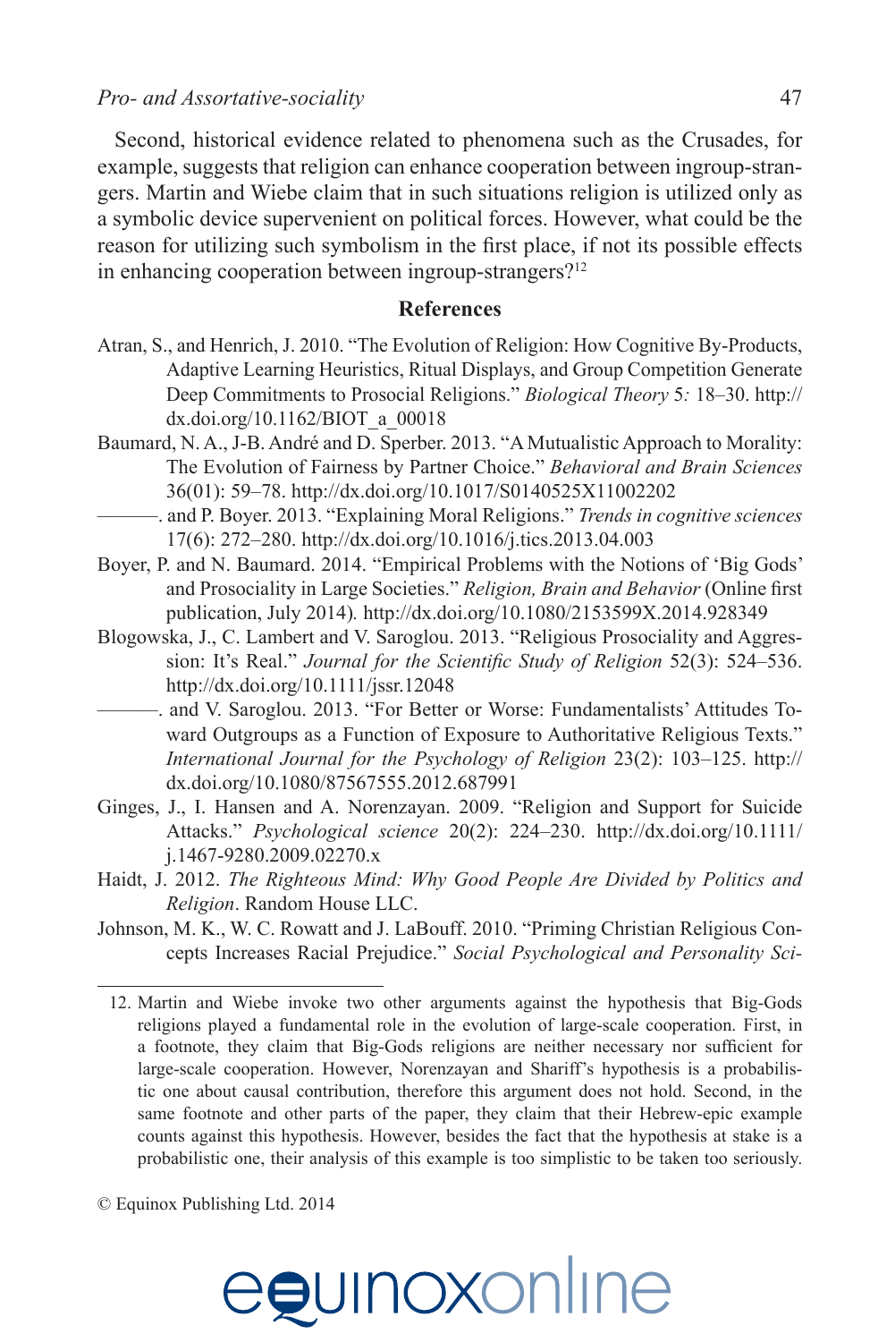Second, historical evidence related to phenomena such as the Crusades, for example, suggests that religion can enhance cooperation between ingroup-strangers. Martin and Wiebe claim that in such situations religion is utilized only as a symbolic device supervenient on political forces. However, what could be the reason for utilizing such symbolism in the first place, if not its possible effects in enhancing cooperation between ingroup-strangers?[12]

## References

Atran, S., and Henrich, J. 2010. "The Evolution of Religion: How Cognitive By-Products, Adaptive Learning Heuristics, Ritual Displays, and Group Competition Generate Deep Commitments to Prosocial Religions." *Biological Theory* 5*:* 18–30. http://dx.doi.org/10.1162/BIOT_a_00018

Baumard, N. A., J-B. André and D. Sperber. 2013. "A Mutualistic Approach to Morality: The Evolution of Fairness by Partner Choice." *Behavioral and Brain Sciences* 36(01): 59–78. http://dx.doi.org/10.1017/S0140525X11002202

———. and P. Boyer. 2013. "Explaining Moral Religions." *Trends in cognitive sciences* 17(6): 272–280. http://dx.doi.org/10.1016/j.tics.2013.04.003

Boyer, P. and N. Baumard. 2014. "Empirical Problems with the Notions of 'Big Gods' and Prosociality in Large Societies." *Religion, Brain and Behavior* (Online first publication, July 2014)*.* http://dx.doi.org/10.1080/2153599X.2014.928349

Blogowska, J., C. Lambert and V. Saroglou. 2013. "Religious Prosociality and Aggression: It's Real." *Journal for the Scientific Study of Religion* 52(3): 524–536. http://dx.doi.org/10.1111/jssr.12048

———. and V. Saroglou. 2013. "For Better or Worse: Fundamentalists' Attitudes Toward Outgroups as a Function of Exposure to Authoritative Religious Texts." *International Journal for the Psychology of Religion* 23(2): 103–125. http://dx.doi.org/10.1080/87567555.2012.687991

Ginges, J., I. Hansen and A. Norenzayan. 2009. "Religion and Support for Suicide Attacks." *Psychological science* 20(2): 224–230. http://dx.doi.org/10.1111/j.1467-9280.2009.02270.x

Haidt, J. 2012. *The Righteous Mind: Why Good People Are Divided by Politics and Religion*. Random House LLC.

Johnson, M. K., W. C. Rowatt and J. LaBouff. 2010. "Priming Christian Religious Concepts Increases Racial Prejudice." *Social Psychological and Personality Sci-*

---

12. Martin and Wiebe invoke two other arguments against the hypothesis that Big-Gods religions played a fundamental role in the evolution of large-scale cooperation. First, in a footnote, they claim that Big-Gods religions are neither necessary nor sufficient for large-scale cooperation. However, Norenzayan and Shariff's hypothesis is a probabilistic one about causal contribution, therefore this argument does not hold. Second, in the same footnote and other parts of the paper, they claim that their Hebrew-epic example counts against this hypothesis. However, besides the fact that the hypothesis at stake is a probabilistic one, their analysis of this example is too simplistic to be taken too seriously.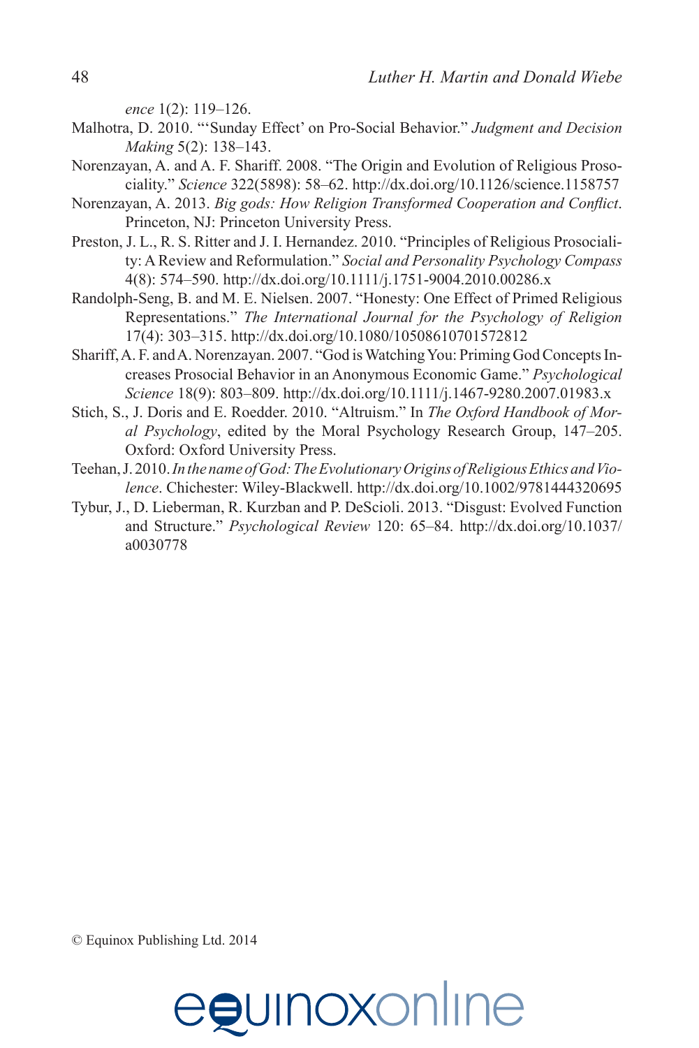*ence* 1(2): 119–126.

Malhotra, D. 2010. "'Sunday Effect' on Pro-Social Behavior." *Judgment and Decision Making* 5(2): 138–143.

Norenzayan, A. and A. F. Shariff. 2008. "The Origin and Evolution of Religious Prosociality." *Science* 322(5898): 58–62. http://dx.doi.org/10.1126/science.1158757

Norenzayan, A. 2013. *Big gods: How Religion Transformed Cooperation and Conflict*. Princeton, NJ: Princeton University Press.

Preston, J. L., R. S. Ritter and J. I. Hernandez. 2010. "Principles of Religious Prosociality: A Review and Reformulation." *Social and Personality Psychology Compass* 4(8): 574–590. http://dx.doi.org/10.1111/j.1751-9004.2010.00286.x

Randolph-Seng, B. and M. E. Nielsen. 2007. "Honesty: One Effect of Primed Religious Representations." *The International Journal for the Psychology of Religion* 17(4): 303–315. http://dx.doi.org/10.1080/10508610701572812

Shariff, A. F. and A. Norenzayan. 2007. "God is Watching You: Priming God Concepts Increases Prosocial Behavior in an Anonymous Economic Game." *Psychological Science* 18(9): 803–809. http://dx.doi.org/10.1111/j.1467-9280.2007.01983.x

Stich, S., J. Doris and E. Roedder. 2010. "Altruism." In *The Oxford Handbook of Moral Psychology*, edited by the Moral Psychology Research Group, 147–205. Oxford: Oxford University Press.

Teehan, J. 2010. *In the name of God: The Evolutionary Origins of Religious Ethics and Violence*. Chichester: Wiley-Blackwell. http://dx.doi.org/10.1002/9781444320695

Tybur, J., D. Lieberman, R. Kurzban and P. DeScioli. 2013. "Disgust: Evolved Function and Structure." *Psychological Review* 120: 65–84. http://dx.doi.org/10.1037/a0030778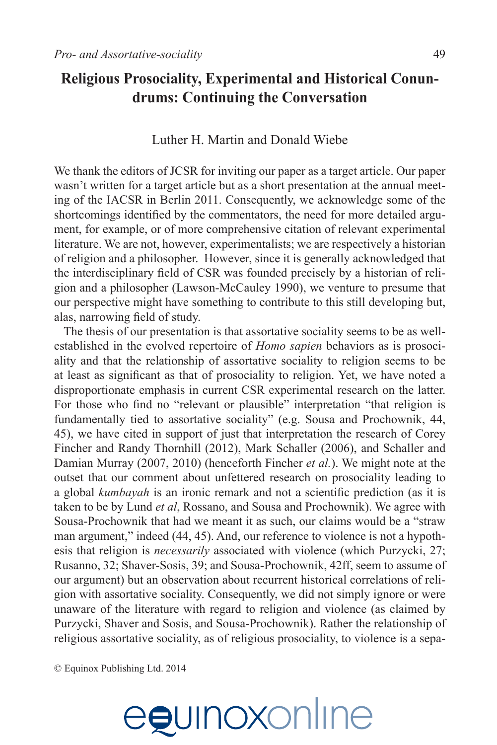# Religious Prosociality, Experimental and Historical Conundrums: Continuing the Conversation

Luther H. Martin and Donald Wiebe

We thank the editors of JCSR for inviting our paper as a target article. Our paper wasn't written for a target article but as a short presentation at the annual meeting of the IACSR in Berlin 2011. Consequently, we acknowledge some of the shortcomings identified by the commentators, the need for more detailed argument, for example, or of more comprehensive citation of relevant experimental literature. We are not, however, experimentalists; we are respectively a historian of religion and a philosopher. However, since it is generally acknowledged that the interdisciplinary field of CSR was founded precisely by a historian of religion and a philosopher (Lawson-McCauley 1990), we venture to presume that our perspective might have something to contribute to this still developing but, alas, narrowing field of study.

The thesis of our presentation is that assortative sociality seems to be as well-established in the evolved repertoire of *Homo sapien* behaviors as is prosociality and that the relationship of assortative sociality to religion seems to be at least as significant as that of prosociality to religion. Yet, we have noted a disproportionate emphasis in current CSR experimental research on the latter. For those who find no "relevant or plausible" interpretation "that religion is fundamentally tied to assortative sociality" (e.g. Sousa and Prochownik, 44, 45), we have cited in support of just that interpretation the research of Corey Fincher and Randy Thornhill (2012), Mark Schaller (2006), and Schaller and Damian Murray (2007, 2010) (henceforth Fincher *et al.*). We might note at the outset that our comment about unfettered research on prosociality leading to a global *kumbayah* is an ironic remark and not a scientific prediction (as it is taken to be by Lund *et al*, Rossano, and Sousa and Prochownik). We agree with Sousa-Prochownik that had we meant it as such, our claims would be a "straw man argument," indeed (44, 45). And, our reference to violence is not a hypothesis that religion is *necessarily* associated with violence (which Purzycki, 27; Rusanno, 32; Shaver-Sosis, 39; and Sousa-Prochownik, 42ff, seem to assume of our argument) but an observation about recurrent historical correlations of religion with assortative sociality. Consequently, we did not simply ignore or were unaware of the literature with regard to religion and violence (as claimed by Purzycki, Shaver and Sosis, and Sousa-Prochownik). Rather the relationship of religious assortative sociality, as of religious prosociality, to violence is a sepa-

© Equinox Publishing Ltd. 2014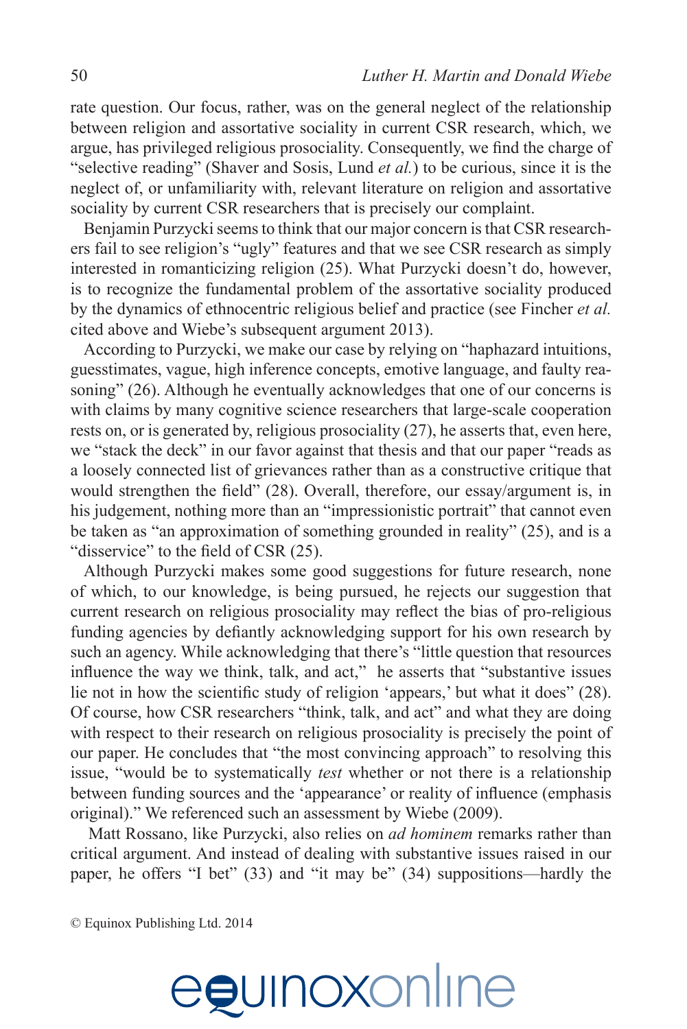rate question. Our focus, rather, was on the general neglect of the relationship between religion and assortative sociality in current CSR research, which, we argue, has privileged religious prosociality. Consequently, we find the charge of "selective reading" (Shaver and Sosis, Lund *et al.*) to be curious, since it is the neglect of, or unfamiliarity with, relevant literature on religion and assortative sociality by current CSR researchers that is precisely our complaint.

Benjamin Purzycki seems to think that our major concern is that CSR researchers fail to see religion's "ugly" features and that we see CSR research as simply interested in romanticizing religion (25). What Purzycki doesn't do, however, is to recognize the fundamental problem of the assortative sociality produced by the dynamics of ethnocentric religious belief and practice (see Fincher *et al.* cited above and Wiebe's subsequent argument 2013).

According to Purzycki, we make our case by relying on "haphazard intuitions, guesstimates, vague, high inference concepts, emotive language, and faulty reasoning" (26). Although he eventually acknowledges that one of our concerns is with claims by many cognitive science researchers that large-scale cooperation rests on, or is generated by, religious prosociality (27), he asserts that, even here, we "stack the deck" in our favor against that thesis and that our paper "reads as a loosely connected list of grievances rather than as a constructive critique that would strengthen the field" (28). Overall, therefore, our essay/argument is, in his judgement, nothing more than an "impressionistic portrait" that cannot even be taken as "an approximation of something grounded in reality" (25), and is a "disservice" to the field of CSR (25).

Although Purzycki makes some good suggestions for future research, none of which, to our knowledge, is being pursued, he rejects our suggestion that current research on religious prosociality may reflect the bias of pro-religious funding agencies by defiantly acknowledging support for his own research by such an agency. While acknowledging that there's "little question that resources influence the way we think, talk, and act," he asserts that "substantive issues lie not in how the scientific study of religion 'appears,' but what it does" (28). Of course, how CSR researchers "think, talk, and act" and what they are doing with respect to their research on religious prosociality is precisely the point of our paper. He concludes that "the most convincing approach" to resolving this issue, "would be to systematically *test* whether or not there is a relationship between funding sources and the 'appearance' or reality of influence (emphasis original)." We referenced such an assessment by Wiebe (2009).

Matt Rossano, like Purzycki, also relies on *ad hominem* remarks rather than critical argument. And instead of dealing with substantive issues raised in our paper, he offers "I bet" (33) and "it may be" (34) suppositions—hardly the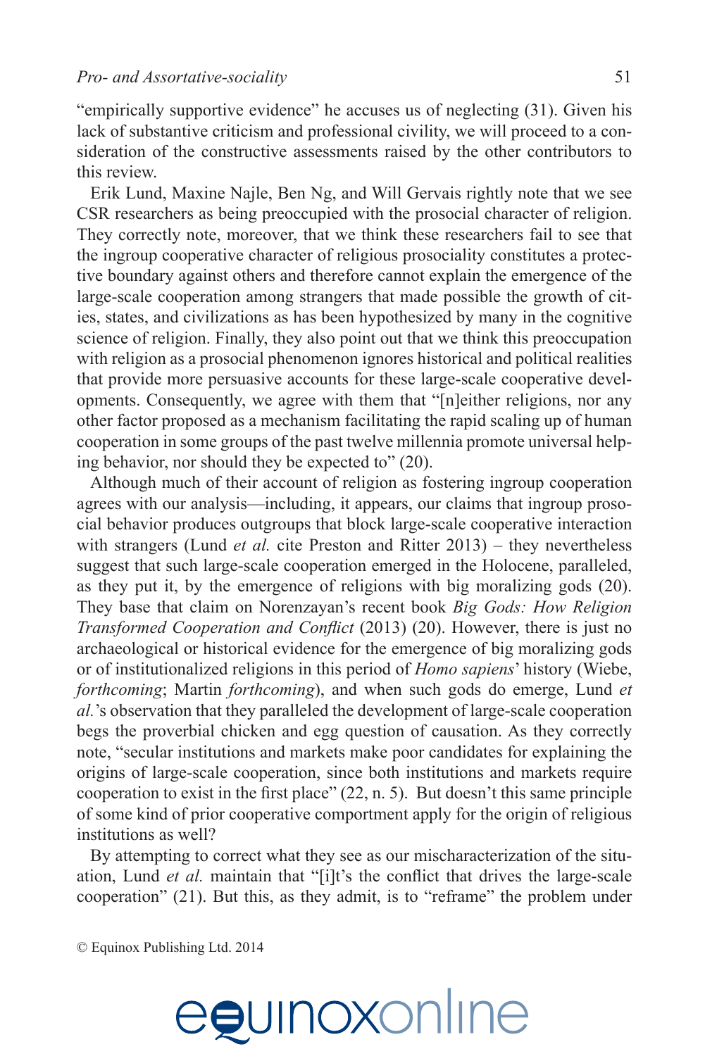"empirically supportive evidence" he accuses us of neglecting (31). Given his lack of substantive criticism and professional civility, we will proceed to a consideration of the constructive assessments raised by the other contributors to this review.

Erik Lund, Maxine Najle, Ben Ng, and Will Gervais rightly note that we see CSR researchers as being preoccupied with the prosocial character of religion. They correctly note, moreover, that we think these researchers fail to see that the ingroup cooperative character of religious prosociality constitutes a protective boundary against others and therefore cannot explain the emergence of the large-scale cooperation among strangers that made possible the growth of cities, states, and civilizations as has been hypothesized by many in the cognitive science of religion. Finally, they also point out that we think this preoccupation with religion as a prosocial phenomenon ignores historical and political realities that provide more persuasive accounts for these large-scale cooperative developments. Consequently, we agree with them that "[n]either religions, nor any other factor proposed as a mechanism facilitating the rapid scaling up of human cooperation in some groups of the past twelve millennia promote universal helping behavior, nor should they be expected to" (20).

Although much of their account of religion as fostering ingroup cooperation agrees with our analysis—including, it appears, our claims that ingroup prosocial behavior produces outgroups that block large-scale cooperative interaction with strangers (Lund *et al.* cite Preston and Ritter 2013) – they nevertheless suggest that such large-scale cooperation emerged in the Holocene, paralleled, as they put it, by the emergence of religions with big moralizing gods (20). They base that claim on Norenzayan's recent book *Big Gods: How Religion Transformed Cooperation and Conflict* (2013) (20). However, there is just no archaeological or historical evidence for the emergence of big moralizing gods or of institutionalized religions in this period of *Homo sapiens*' history (Wiebe, *forthcoming*; Martin *forthcoming*), and when such gods do emerge, Lund *et al.*'s observation that they paralleled the development of large-scale cooperation begs the proverbial chicken and egg question of causation. As they correctly note, "secular institutions and markets make poor candidates for explaining the origins of large-scale cooperation, since both institutions and markets require cooperation to exist in the first place" (22, n. 5). But doesn't this same principle of some kind of prior cooperative comportment apply for the origin of religious institutions as well?

By attempting to correct what they see as our mischaracterization of the situation, Lund *et al.* maintain that "[i]t's the conflict that drives the large-scale cooperation" (21). But this, as they admit, is to "reframe" the problem under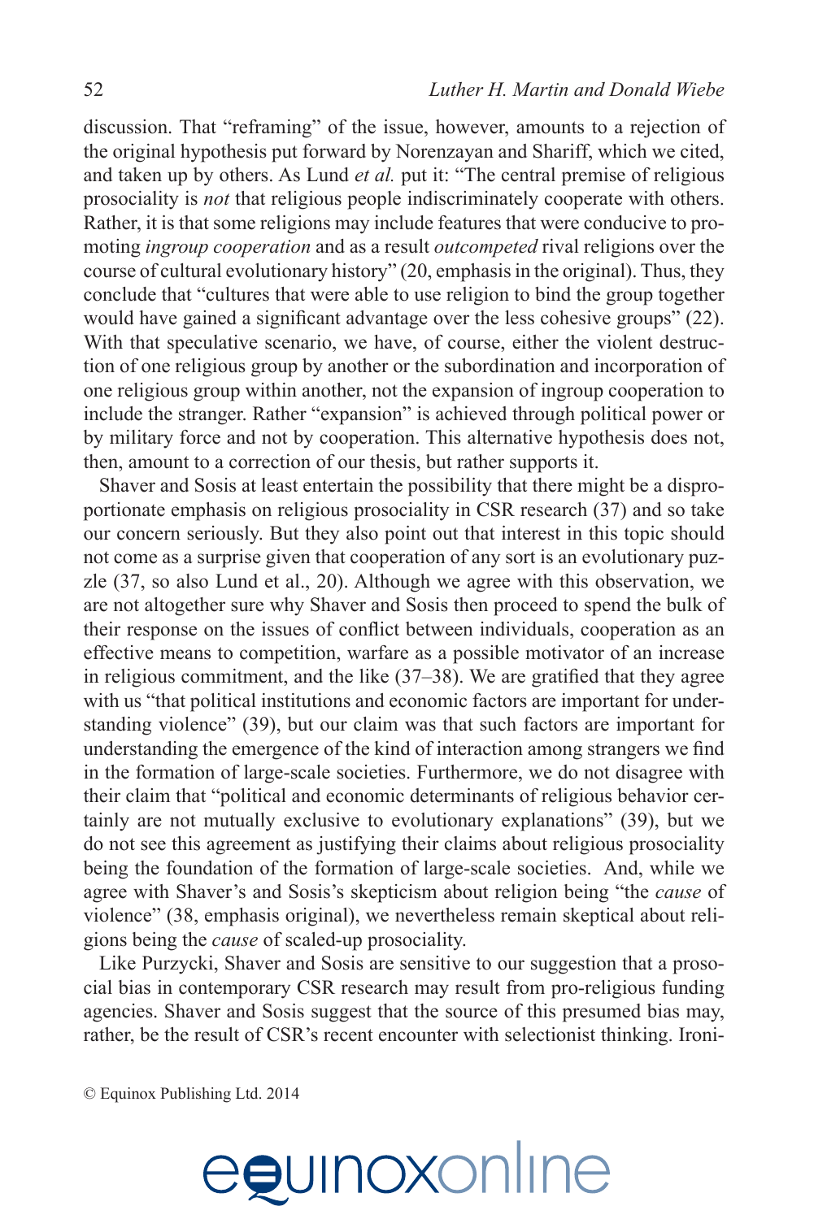discussion. That "reframing" of the issue, however, amounts to a rejection of the original hypothesis put forward by Norenzayan and Shariff, which we cited, and taken up by others. As Lund *et al.* put it: "The central premise of religious prosociality is *not* that religious people indiscriminately cooperate with others. Rather, it is that some religions may include features that were conducive to promoting *ingroup cooperation* and as a result *outcompeted* rival religions over the course of cultural evolutionary history" (20, emphasis in the original). Thus, they conclude that "cultures that were able to use religion to bind the group together would have gained a significant advantage over the less cohesive groups" (22). With that speculative scenario, we have, of course, either the violent destruction of one religious group by another or the subordination and incorporation of one religious group within another, not the expansion of ingroup cooperation to include the stranger. Rather "expansion" is achieved through political power or by military force and not by cooperation. This alternative hypothesis does not, then, amount to a correction of our thesis, but rather supports it.

Shaver and Sosis at least entertain the possibility that there might be a disproportionate emphasis on religious prosociality in CSR research (37) and so take our concern seriously. But they also point out that interest in this topic should not come as a surprise given that cooperation of any sort is an evolutionary puzzle (37, so also Lund et al., 20). Although we agree with this observation, we are not altogether sure why Shaver and Sosis then proceed to spend the bulk of their response on the issues of conflict between individuals, cooperation as an effective means to competition, warfare as a possible motivator of an increase in religious commitment, and the like (37–38). We are gratified that they agree with us "that political institutions and economic factors are important for understanding violence" (39), but our claim was that such factors are important for understanding the emergence of the kind of interaction among strangers we find in the formation of large-scale societies. Furthermore, we do not disagree with their claim that "political and economic determinants of religious behavior certainly are not mutually exclusive to evolutionary explanations" (39), but we do not see this agreement as justifying their claims about religious prosociality being the foundation of the formation of large-scale societies. And, while we agree with Shaver's and Sosis's skepticism about religion being "the *cause* of violence" (38, emphasis original), we nevertheless remain skeptical about religions being the *cause* of scaled-up prosociality.

Like Purzycki, Shaver and Sosis are sensitive to our suggestion that a prosocial bias in contemporary CSR research may result from pro-religious funding agencies. Shaver and Sosis suggest that the source of this presumed bias may, rather, be the result of CSR's recent encounter with selectionist thinking. Ironi-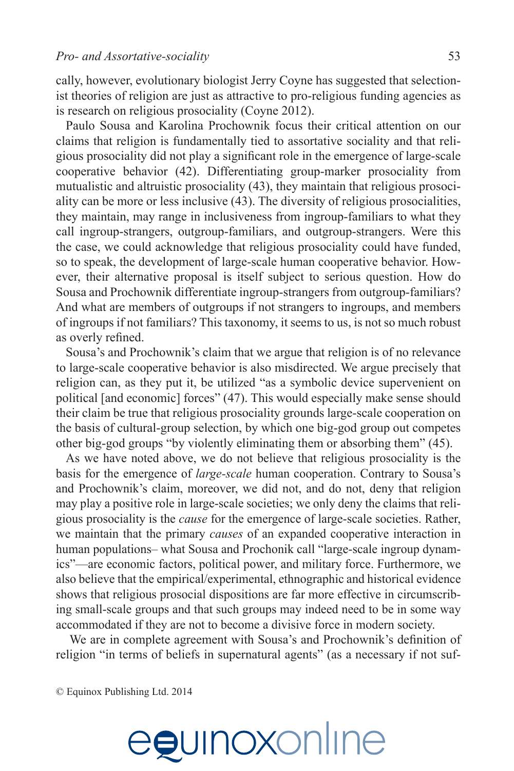cally, however, evolutionary biologist Jerry Coyne has suggested that selectionist theories of religion are just as attractive to pro-religious funding agencies as is research on religious prosociality (Coyne 2012).

Paulo Sousa and Karolina Prochownik focus their critical attention on our claims that religion is fundamentally tied to assortative sociality and that religious prosociality did not play a significant role in the emergence of large-scale cooperative behavior (42). Differentiating group-marker prosociality from mutualistic and altruistic prosociality (43), they maintain that religious prosociality can be more or less inclusive (43). The diversity of religious prosocialities, they maintain, may range in inclusiveness from ingroup-familiars to what they call ingroup-strangers, outgroup-familiars, and outgroup-strangers. Were this the case, we could acknowledge that religious prosociality could have funded, so to speak, the development of large-scale human cooperative behavior. However, their alternative proposal is itself subject to serious question. How do Sousa and Prochownik differentiate ingroup-strangers from outgroup-familiars? And what are members of outgroups if not strangers to ingroups, and members of ingroups if not familiars? This taxonomy, it seems to us, is not so much robust as overly refined.

Sousa's and Prochownik's claim that we argue that religion is of no relevance to large-scale cooperative behavior is also misdirected. We argue precisely that religion can, as they put it, be utilized "as a symbolic device supervenient on political [and economic] forces" (47). This would especially make sense should their claim be true that religious prosociality grounds large-scale cooperation on the basis of cultural-group selection, by which one big-god group out competes other big-god groups "by violently eliminating them or absorbing them" (45).

As we have noted above, we do not believe that religious prosociality is the basis for the emergence of *large-scale* human cooperation. Contrary to Sousa's and Prochownik's claim, moreover, we did not, and do not, deny that religion may play a positive role in large-scale societies; we only deny the claims that religious prosociality is the *cause* for the emergence of large-scale societies. Rather, we maintain that the primary *causes* of an expanded cooperative interaction in human populations– what Sousa and Prochonik call "large-scale ingroup dynamics"—are economic factors, political power, and military force. Furthermore, we also believe that the empirical/experimental, ethnographic and historical evidence shows that religious prosocial dispositions are far more effective in circumscribing small-scale groups and that such groups may indeed need to be in some way accommodated if they are not to become a divisive force in modern society.

We are in complete agreement with Sousa's and Prochownik's definition of religion "in terms of beliefs in supernatural agents" (as a necessary if not suf-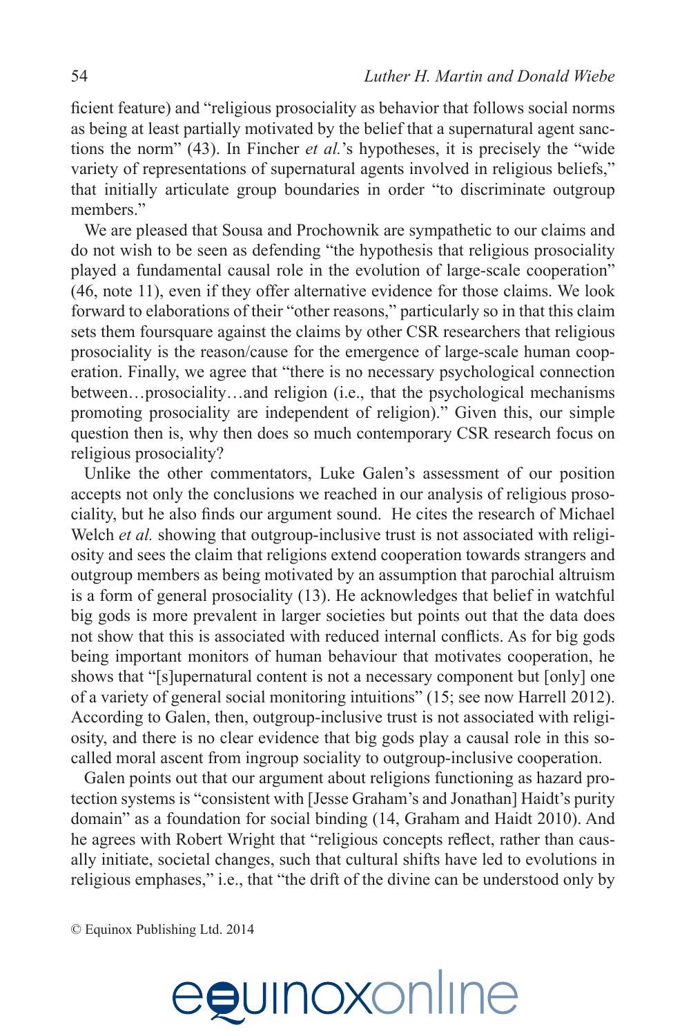ficient feature) and "religious prosociality as behavior that follows social norms as being at least partially motivated by the belief that a supernatural agent sanctions the norm" (43). In Fincher *et al.*'s hypotheses, it is precisely the "wide variety of representations of supernatural agents involved in religious beliefs," that initially articulate group boundaries in order "to discriminate outgroup members."

We are pleased that Sousa and Prochownik are sympathetic to our claims and do not wish to be seen as defending "the hypothesis that religious prosociality played a fundamental causal role in the evolution of large-scale cooperation" (46, note 11), even if they offer alternative evidence for those claims. We look forward to elaborations of their "other reasons," particularly so in that this claim sets them foursquare against the claims by other CSR researchers that religious prosociality is the reason/cause for the emergence of large-scale human cooperation. Finally, we agree that "there is no necessary psychological connection between…prosociality…and religion (i.e., that the psychological mechanisms promoting prosociality are independent of religion)." Given this, our simple question then is, why then does so much contemporary CSR research focus on religious prosociality?

Unlike the other commentators, Luke Galen's assessment of our position accepts not only the conclusions we reached in our analysis of religious prosociality, but he also finds our argument sound. He cites the research of Michael Welch *et al.* showing that outgroup-inclusive trust is not associated with religiosity and sees the claim that religions extend cooperation towards strangers and outgroup members as being motivated by an assumption that parochial altruism is a form of general prosociality (13). He acknowledges that belief in watchful big gods is more prevalent in larger societies but points out that the data does not show that this is associated with reduced internal conflicts. As for big gods being important monitors of human behaviour that motivates cooperation, he shows that "[s]upernatural content is not a necessary component but [only] one of a variety of general social monitoring intuitions" (15; see now Harrell 2012). According to Galen, then, outgroup-inclusive trust is not associated with religiosity, and there is no clear evidence that big gods play a causal role in this so-called moral ascent from ingroup sociality to outgroup-inclusive cooperation.

Galen points out that our argument about religions functioning as hazard protection systems is "consistent with [Jesse Graham's and Jonathan] Haidt's purity domain" as a foundation for social binding (14, Graham and Haidt 2010). And he agrees with Robert Wright that "religious concepts reflect, rather than causally initiate, societal changes, such that cultural shifts have led to evolutions in religious emphases," i.e., that "the drift of the divine can be understood only by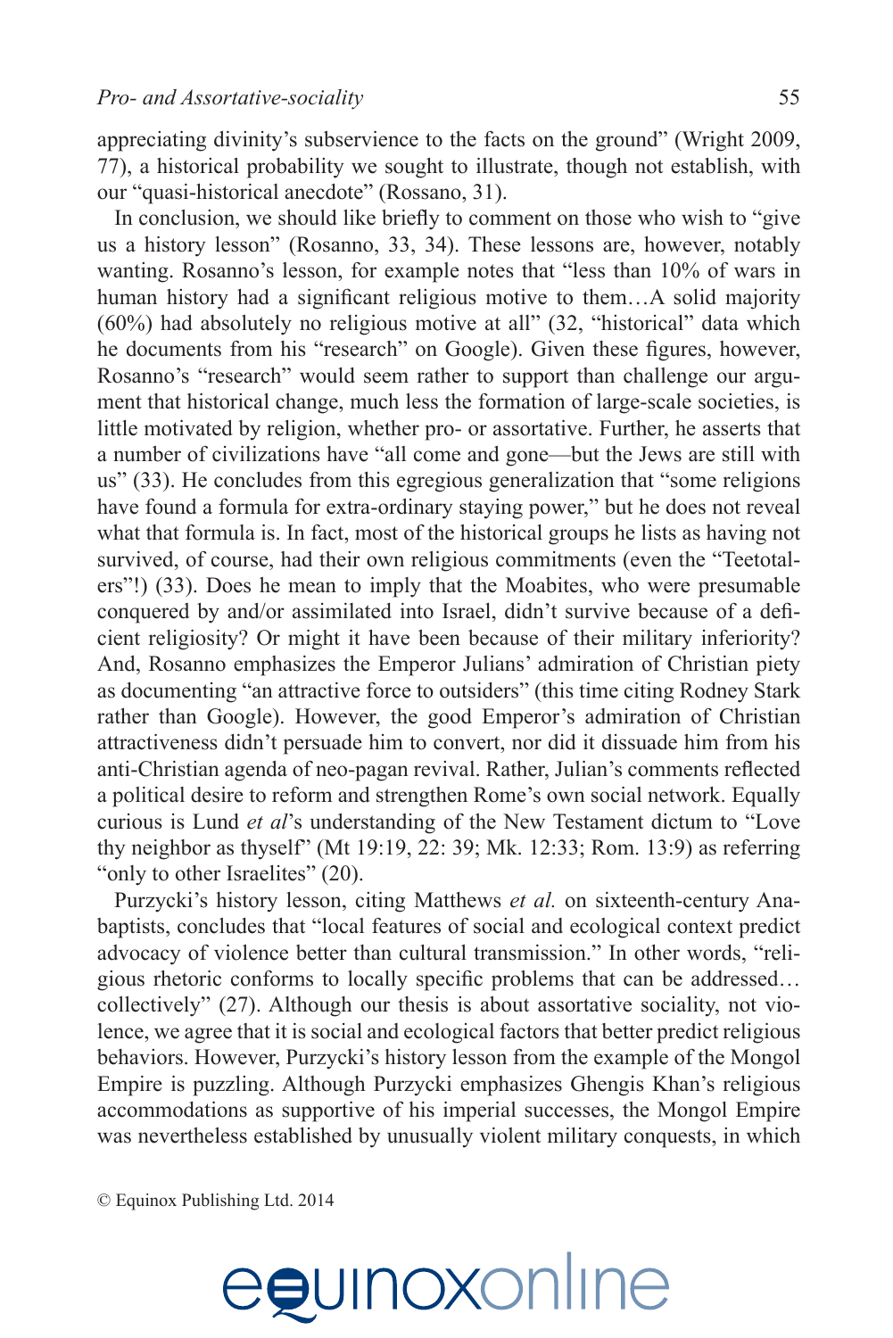appreciating divinity's subservience to the facts on the ground" (Wright 2009, 77), a historical probability we sought to illustrate, though not establish, with our "quasi-historical anecdote" (Rossano, 31).

In conclusion, we should like briefly to comment on those who wish to "give us a history lesson" (Rosanno, 33, 34). These lessons are, however, notably wanting. Rosanno's lesson, for example notes that "less than 10% of wars in human history had a significant religious motive to them…A solid majority (60%) had absolutely no religious motive at all" (32, "historical" data which he documents from his "research" on Google). Given these figures, however, Rosanno's "research" would seem rather to support than challenge our argument that historical change, much less the formation of large-scale societies, is little motivated by religion, whether pro- or assortative. Further, he asserts that a number of civilizations have "all come and gone—but the Jews are still with us" (33). He concludes from this egregious generalization that "some religions have found a formula for extra-ordinary staying power," but he does not reveal what that formula is. In fact, most of the historical groups he lists as having not survived, of course, had their own religious commitments (even the "Teetotalers"!) (33). Does he mean to imply that the Moabites, who were presumable conquered by and/or assimilated into Israel, didn't survive because of a deficient religiosity? Or might it have been because of their military inferiority? And, Rosanno emphasizes the Emperor Julians' admiration of Christian piety as documenting "an attractive force to outsiders" (this time citing Rodney Stark rather than Google). However, the good Emperor's admiration of Christian attractiveness didn't persuade him to convert, nor did it dissuade him from his anti-Christian agenda of neo-pagan revival. Rather, Julian's comments reflected a political desire to reform and strengthen Rome's own social network. Equally curious is Lund *et al*'s understanding of the New Testament dictum to "Love thy neighbor as thyself" (Mt 19:19, 22: 39; Mk. 12:33; Rom. 13:9) as referring "only to other Israelites" (20).

Purzycki's history lesson, citing Matthews *et al.* on sixteenth-century Anabaptists, concludes that "local features of social and ecological context predict advocacy of violence better than cultural transmission." In other words, "religious rhetoric conforms to locally specific problems that can be addressed… collectively" (27). Although our thesis is about assortative sociality, not violence, we agree that it is social and ecological factors that better predict religious behaviors. However, Purzycki's history lesson from the example of the Mongol Empire is puzzling. Although Purzycki emphasizes Ghengis Khan's religious accommodations as supportive of his imperial successes, the Mongol Empire was nevertheless established by unusually violent military conquests, in which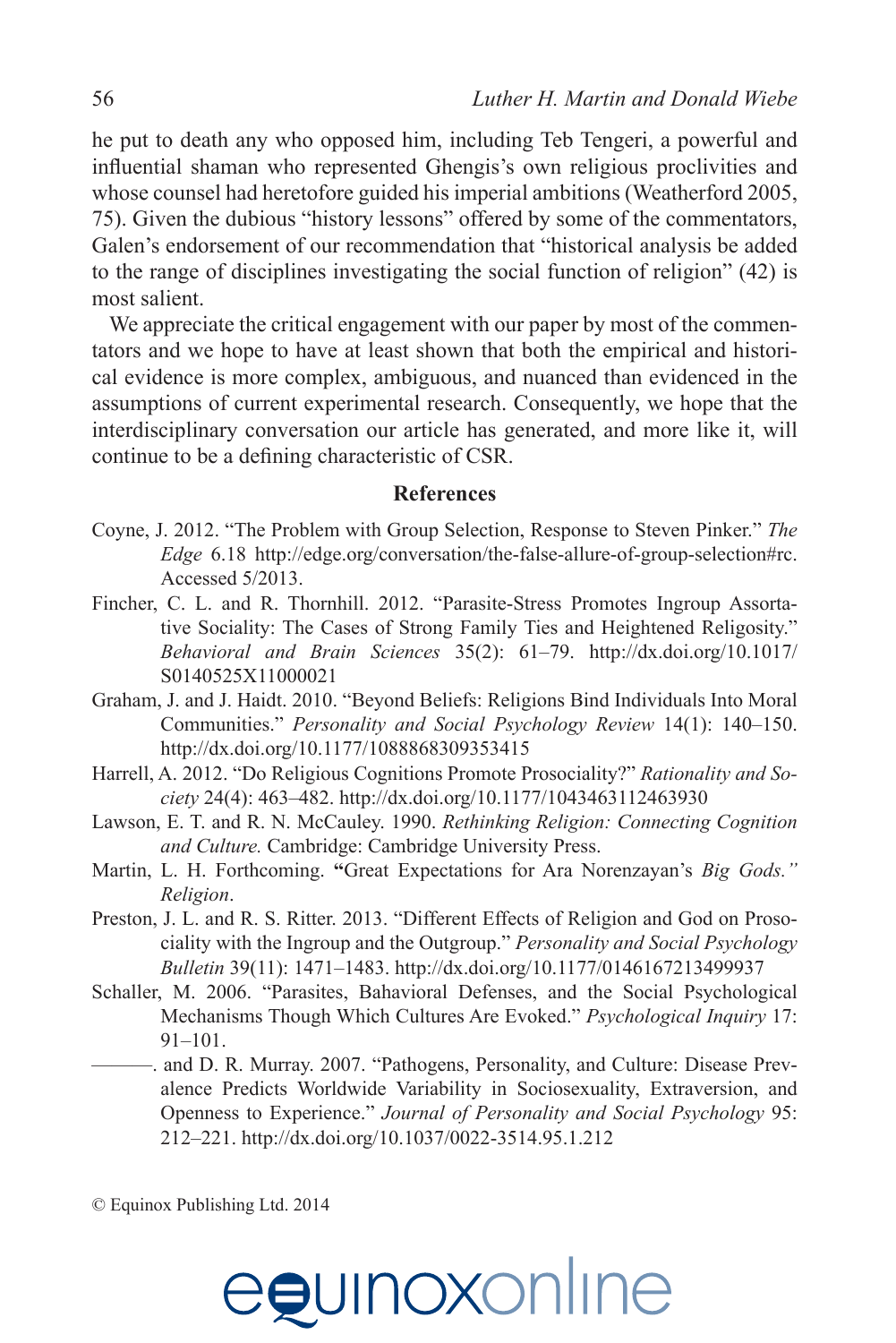he put to death any who opposed him, including Teb Tengeri, a powerful and influential shaman who represented Ghengis's own religious proclivities and whose counsel had heretofore guided his imperial ambitions (Weatherford 2005, 75). Given the dubious "history lessons" offered by some of the commentators, Galen's endorsement of our recommendation that "historical analysis be added to the range of disciplines investigating the social function of religion" (42) is most salient.

We appreciate the critical engagement with our paper by most of the commentators and we hope to have at least shown that both the empirical and historical evidence is more complex, ambiguous, and nuanced than evidenced in the assumptions of current experimental research. Consequently, we hope that the interdisciplinary conversation our article has generated, and more like it, will continue to be a defining characteristic of CSR.

## References

Coyne, J. 2012. "The Problem with Group Selection, Response to Steven Pinker." *The Edge* 6.18 http://edge.org/conversation/the-false-allure-of-group-selection#rc. Accessed 5/2013.

Fincher, C. L. and R. Thornhill. 2012. "Parasite-Stress Promotes Ingroup Assortative Sociality: The Cases of Strong Family Ties and Heightened Religosity." *Behavioral and Brain Sciences* 35(2): 61–79. http://dx.doi.org/10.1017/S0140525X11000021

Graham, J. and J. Haidt. 2010. "Beyond Beliefs: Religions Bind Individuals Into Moral Communities." *Personality and Social Psychology Review* 14(1): 140–150. http://dx.doi.org/10.1177/1088868309353415

Harrell, A. 2012. "Do Religious Cognitions Promote Prosociality?" *Rationality and Society* 24(4): 463–482. http://dx.doi.org/10.1177/1043463112463930

Lawson, E. T. and R. N. McCauley. 1990. *Rethinking Religion: Connecting Cognition and Culture.* Cambridge: Cambridge University Press.

Martin, L. H. Forthcoming. **"**Great Expectations for Ara Norenzayan's *Big Gods." Religion*.

Preston, J. L. and R. S. Ritter. 2013. "Different Effects of Religion and God on Prosociality with the Ingroup and the Outgroup." *Personality and Social Psychology Bulletin* 39(11): 1471–1483. http://dx.doi.org/10.1177/0146167213499937

Schaller, M. 2006. "Parasites, Bahavioral Defenses, and the Social Psychological Mechanisms Though Which Cultures Are Evoked." *Psychological Inquiry* 17: 91–101.

———. and D. R. Murray. 2007. "Pathogens, Personality, and Culture: Disease Prevalence Predicts Worldwide Variability in Sociosexuality, Extraversion, and Openness to Experience." *Journal of Personality and Social Psychology* 95: 212–221. http://dx.doi.org/10.1037/0022-3514.95.1.212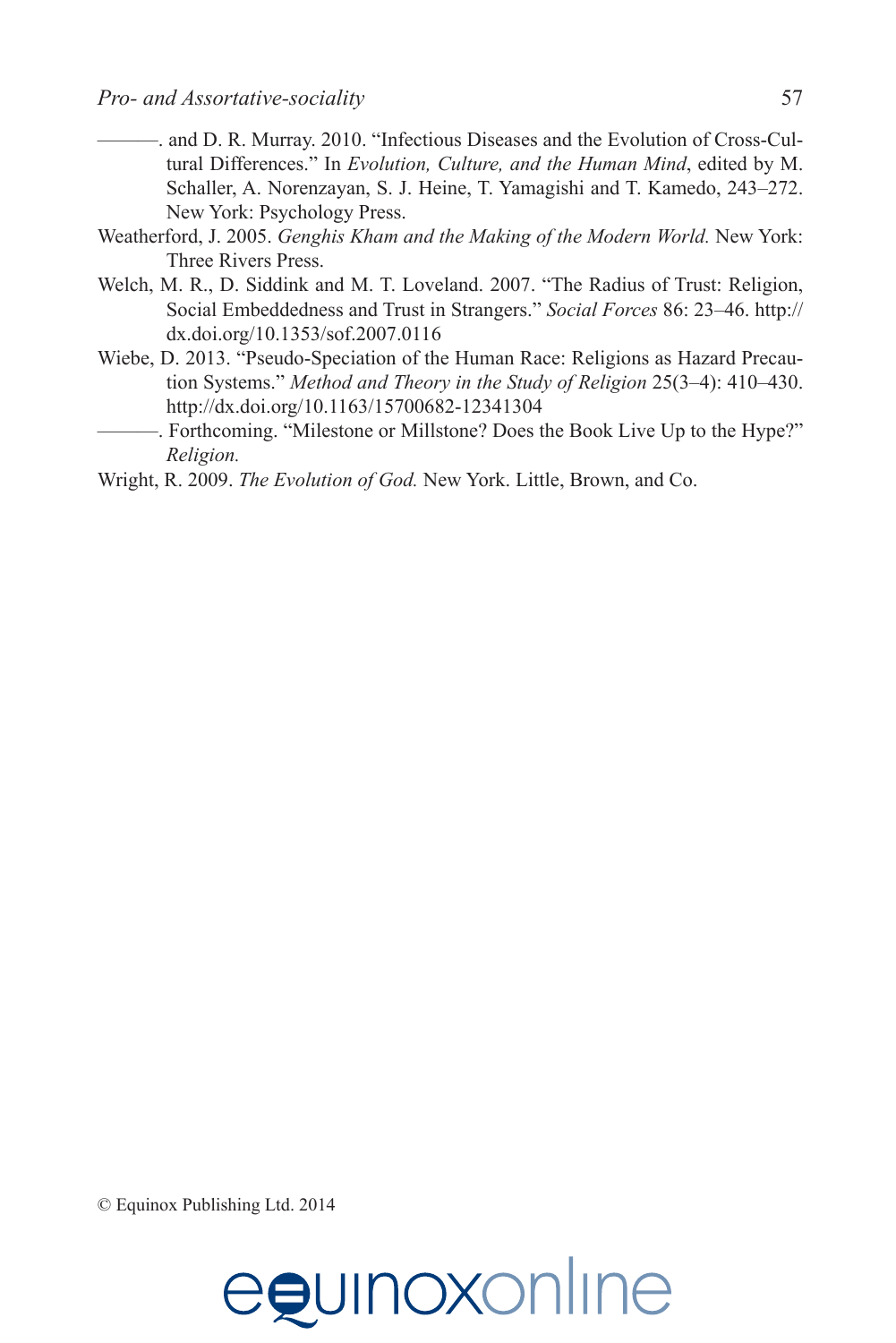———. and D. R. Murray. 2010. "Infectious Diseases and the Evolution of Cross-Cultural Differences." In *Evolution, Culture, and the Human Mind*, edited by M. Schaller, A. Norenzayan, S. J. Heine, T. Yamagishi and T. Kamedo, 243–272. New York: Psychology Press.

Weatherford, J. 2005. *Genghis Kham and the Making of the Modern World.* New York: Three Rivers Press.

Welch, M. R., D. Siddink and M. T. Loveland. 2007. "The Radius of Trust: Religion, Social Embeddedness and Trust in Strangers." *Social Forces* 86: 23–46. http://dx.doi.org/10.1353/sof.2007.0116

Wiebe, D. 2013. "Pseudo-Speciation of the Human Race: Religions as Hazard Precaution Systems." *Method and Theory in the Study of Religion* 25(3–4): 410–430. http://dx.doi.org/10.1163/15700682-12341304

———. Forthcoming. "Milestone or Millstone? Does the Book Live Up to the Hype?" *Religion.*

Wright, R. 2009. *The Evolution of God.* New York. Little, Brown, and Co.

© Equinox Publishing Ltd. 2014